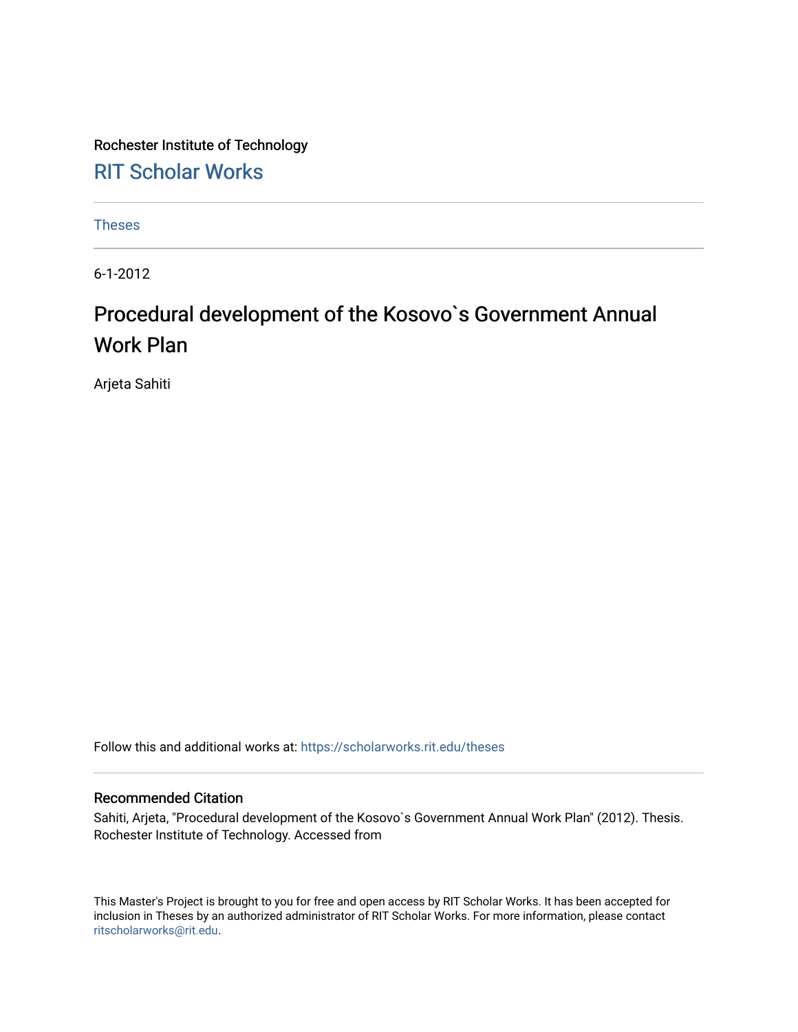Rochester Institute of Technology

## RIT Scholar Works

Theses

6-1-2012

# Procedural development of the Kosovo`s Government Annual Work Plan

Arjeta Sahiti

Follow this and additional works at: https://scholarworks.rit.edu/theses

### Recommended Citation

Sahiti, Arjeta, "Procedural development of the Kosovo`s Government Annual Work Plan" (2012). Thesis. Rochester Institute of Technology. Accessed from

This Master's Project is brought to you for free and open access by RIT Scholar Works. It has been accepted for inclusion in Theses by an authorized administrator of RIT Scholar Works. For more information, please contact ritscholarworks@rit.edu.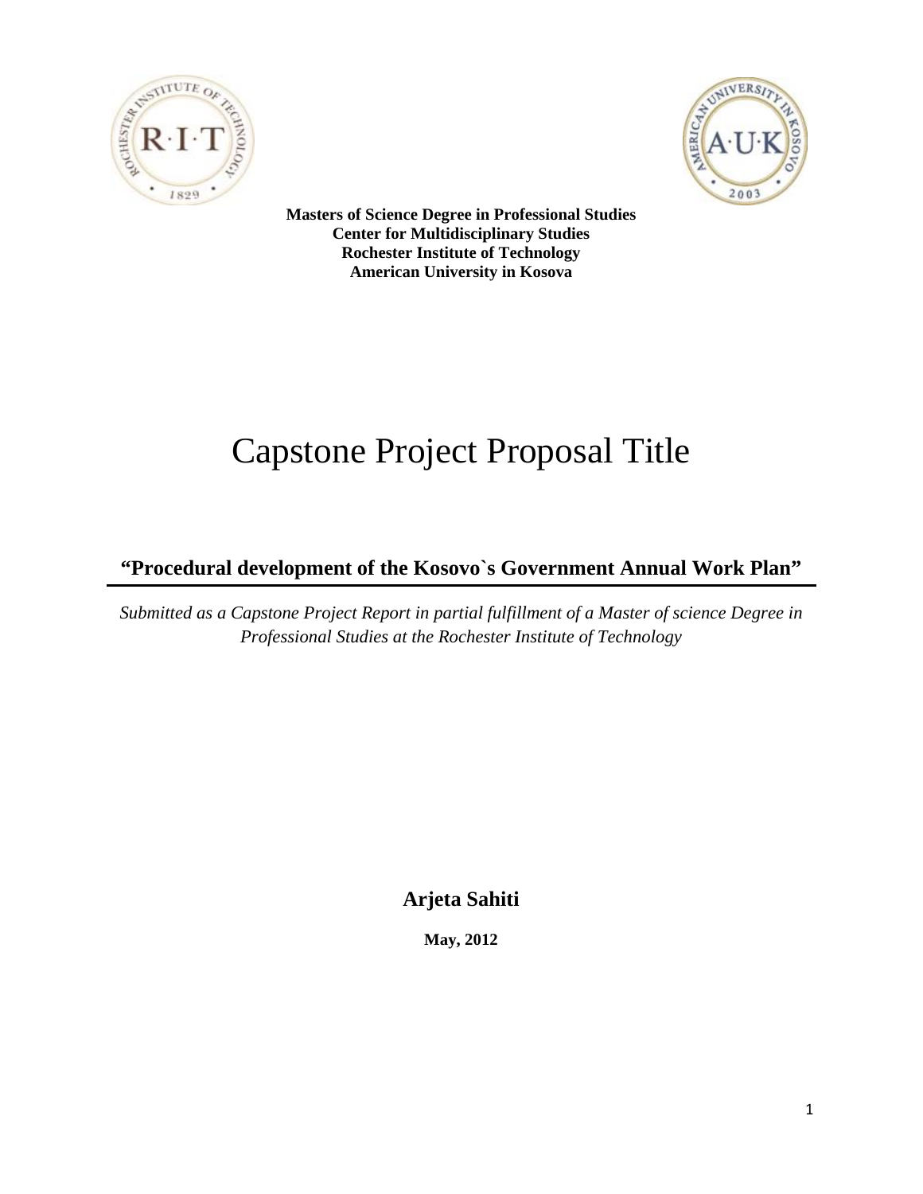**Masters of Science Degree in Professional Studies**
**Center for Multidisciplinary Studies**
**Rochester Institute of Technology**
**American University in Kosova**

# Capstone Project Proposal Title

## "Procedural development of the Kosovo`s Government Annual Work Plan"

*Submitted as a Capstone Project Report in partial fulfillment of a Master of science Degree in Professional Studies at the Rochester Institute of Technology*

**Arjeta Sahiti**

**May, 2012**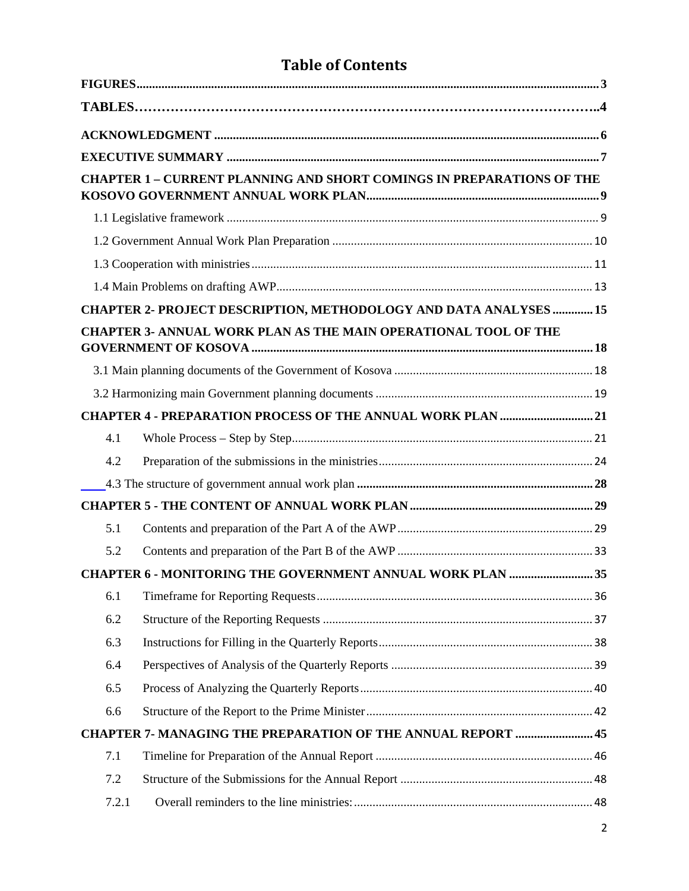# Table of Contents

**FIGURES** .......... 3

**TABLES** .......... 4

**ACKNOWLEDGMENT** .......... 6

**EXECUTIVE SUMMARY** .......... 7

**CHAPTER 1 – CURRENT PLANNING AND SHORT COMINGS IN PREPARATIONS OF THE KOSOVO GOVERNMENT ANNUAL WORK PLAN** .......... 9

- 1.1 Legislative framework .......... 9
- 1.2 Government Annual Work Plan Preparation .......... 10
- 1.3 Cooperation with ministries .......... 11
- 1.4 Main Problems on drafting AWP .......... 13

**CHAPTER 2- PROJECT DESCRIPTION, METHODOLOGY AND DATA ANALYSES** .......... 15

**CHAPTER 3- ANNUAL WORK PLAN AS THE MAIN OPERATIONAL TOOL OF THE GOVERNMENT OF KOSOVA** .......... 18

- 3.1 Main planning documents of the Government of Kosova .......... 18
- 3.2 Harmonizing main Government planning documents .......... 19

**CHAPTER 4 - PREPARATION PROCESS OF THE ANNUAL WORK PLAN** .......... 21

- 4.1 Whole Process – Step by Step .......... 21
- 4.2 Preparation of the submissions in the ministries .......... 24
- 4.3 The structure of government annual work plan .......... 28

**CHAPTER 5 - THE CONTENT OF ANNUAL WORK PLAN** .......... 29

- 5.1 Contents and preparation of the Part A of the AWP .......... 29
- 5.2 Contents and preparation of the Part B of the AWP .......... 33

**CHAPTER 6 - MONITORING THE GOVERNMENT ANNUAL WORK PLAN** .......... 35

- 6.1 Timeframe for Reporting Requests .......... 36
- 6.2 Structure of the Reporting Requests .......... 37
- 6.3 Instructions for Filling in the Quarterly Reports .......... 38
- 6.4 Perspectives of Analysis of the Quarterly Reports .......... 39
- 6.5 Process of Analyzing the Quarterly Reports .......... 40
- 6.6 Structure of the Report to the Prime Minister .......... 42

**CHAPTER 7- MANAGING THE PREPARATION OF THE ANNUAL REPORT** .......... 45

- 7.1 Timeline for Preparation of the Annual Report .......... 46
- 7.2 Structure of the Submissions for the Annual Report .......... 48
  - 7.2.1 Overall reminders to the line ministries: .......... 48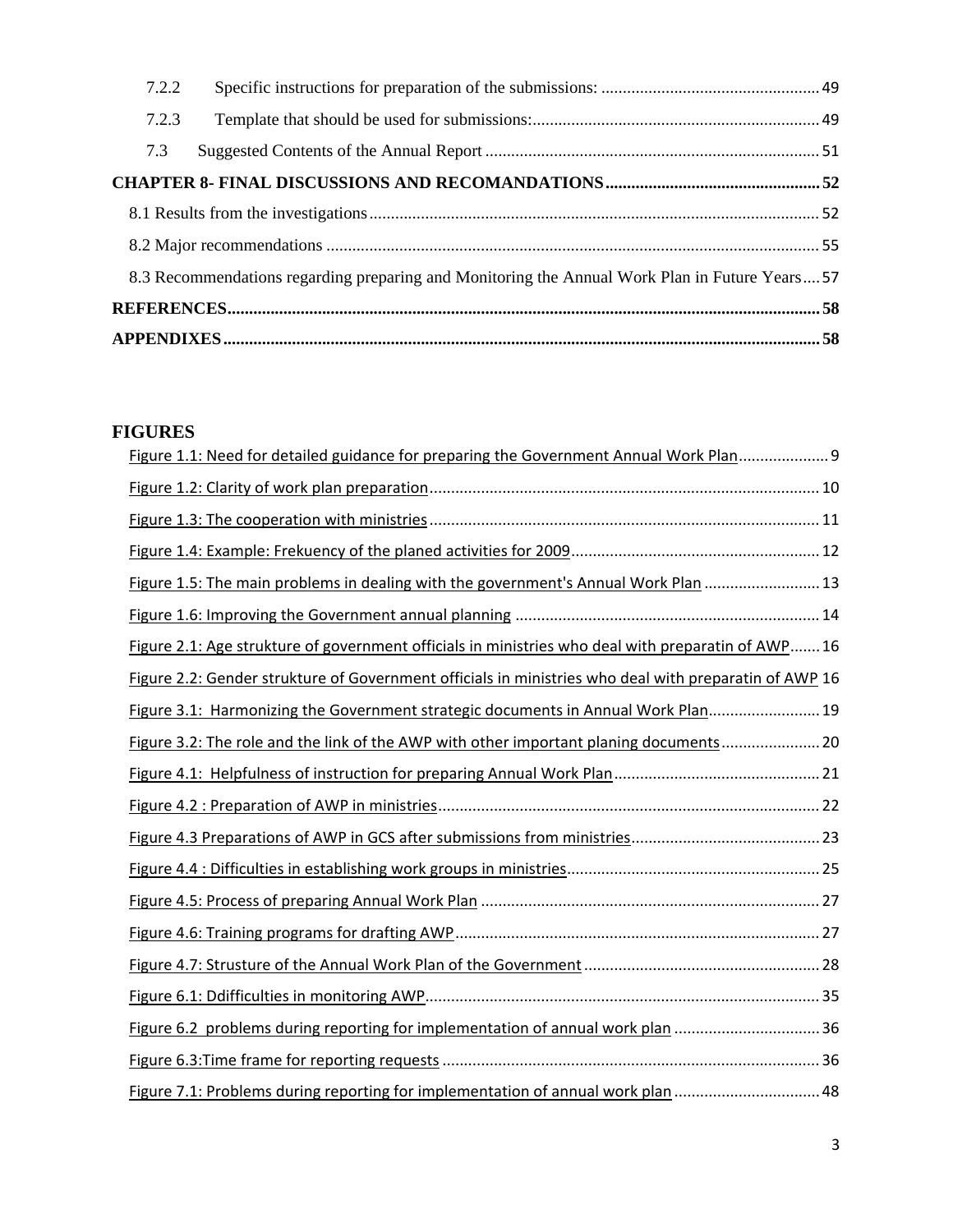7.2.2 Specific instructions for preparation of the submissions: ..... 49

7.2.3 Template that should be used for submissions: ..... 49

7.3 Suggested Contents of the Annual Report ..... 51

**CHAPTER 8- FINAL DISCUSSIONS AND RECOMANDATIONS ..... 52**

8.1 Results from the investigations ..... 52

8.2 Major recommendations ..... 55

8.3 Recommendations regarding preparing and Monitoring the Annual Work Plan in Future Years ..... 57

**REFERENCES ..... 58**

**APPENDIXES ..... 58**

## FIGURES

Figure 1.1: Need for detailed guidance for preparing the Government Annual Work Plan ..... 9

Figure 1.2: Clarity of work plan preparation ..... 10

Figure 1.3: The cooperation with ministries ..... 11

Figure 1.4: Example: Frekuency of the planed activities for 2009 ..... 12

Figure 1.5: The main problems in dealing with the government's Annual Work Plan ..... 13

Figure 1.6: Improving the Government annual planning ..... 14

Figure 2.1: Age strukture of government officials in ministries who deal with preparatin of AWP ..... 16

Figure 2.2: Gender strukture of Government officials in ministries who deal with preparatin of AWP 16

Figure 3.1: Harmonizing the Government strategic documents in Annual Work Plan ..... 19

Figure 3.2: The role and the link of the AWP with other important planing documents ..... 20

Figure 4.1: Helpfulness of instruction for preparing Annual Work Plan ..... 21

Figure 4.2 : Preparation of AWP in ministries ..... 22

Figure 4.3 Preparations of AWP in GCS after submissions from ministries ..... 23

Figure 4.4 : Difficulties in establishing work groups in ministries ..... 25

Figure 4.5: Process of preparing Annual Work Plan ..... 27

Figure 4.6: Training programs for drafting AWP ..... 27

Figure 4.7: Strusture of the Annual Work Plan of the Government ..... 28

Figure 6.1: Ddifficulties in monitoring AWP ..... 35

Figure 6.2 problems during reporting for implementation of annual work plan ..... 36

Figure 6.3:Time frame for reporting requests ..... 36

Figure 7.1: Problems during reporting for implementation of annual work plan ..... 48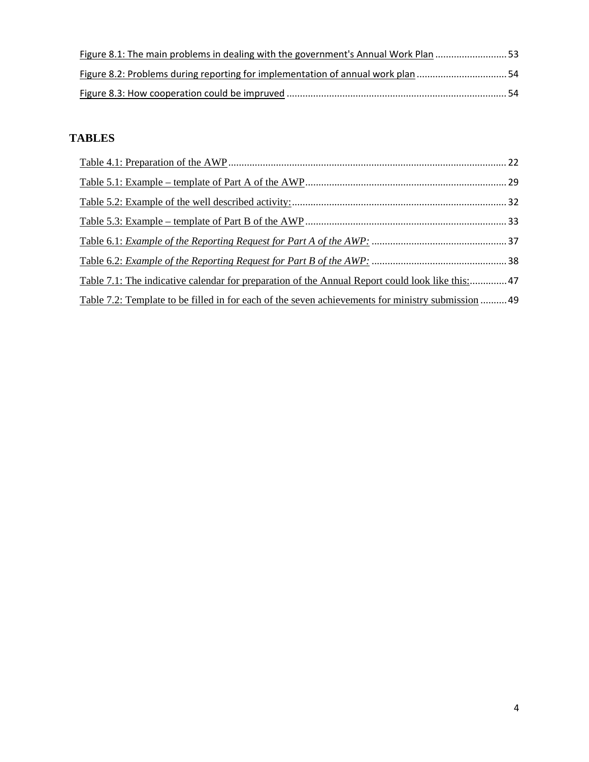Figure 8.1: The main problems in dealing with the government's Annual Work Plan ........................... 53

Figure 8.2: Problems during reporting for implementation of annual work plan .................................. 54

Figure 8.3: How cooperation could be impruved .................................................................................. 54

## TABLES

Table 4.1: Preparation of the AWP ........................................................................................................ 22

Table 5.1: Example – template of Part A of the AWP ............................................................................ 29

Table 5.2: Example of the well described activity: ................................................................................ 32

Table 5.3: Example – template of Part B of the AWP ............................................................................ 33

Table 6.1: *Example of the Reporting Request for Part A of the AWP:* ................................................... 37

Table 6.2: *Example of the Reporting Request for Part B of the AWP:* ................................................... 38

Table 7.1: The indicative calendar for preparation of the Annual Report could look like this: .............. 47

Table 7.2: Template to be filled in for each of the seven achievements for ministry submission .......... 49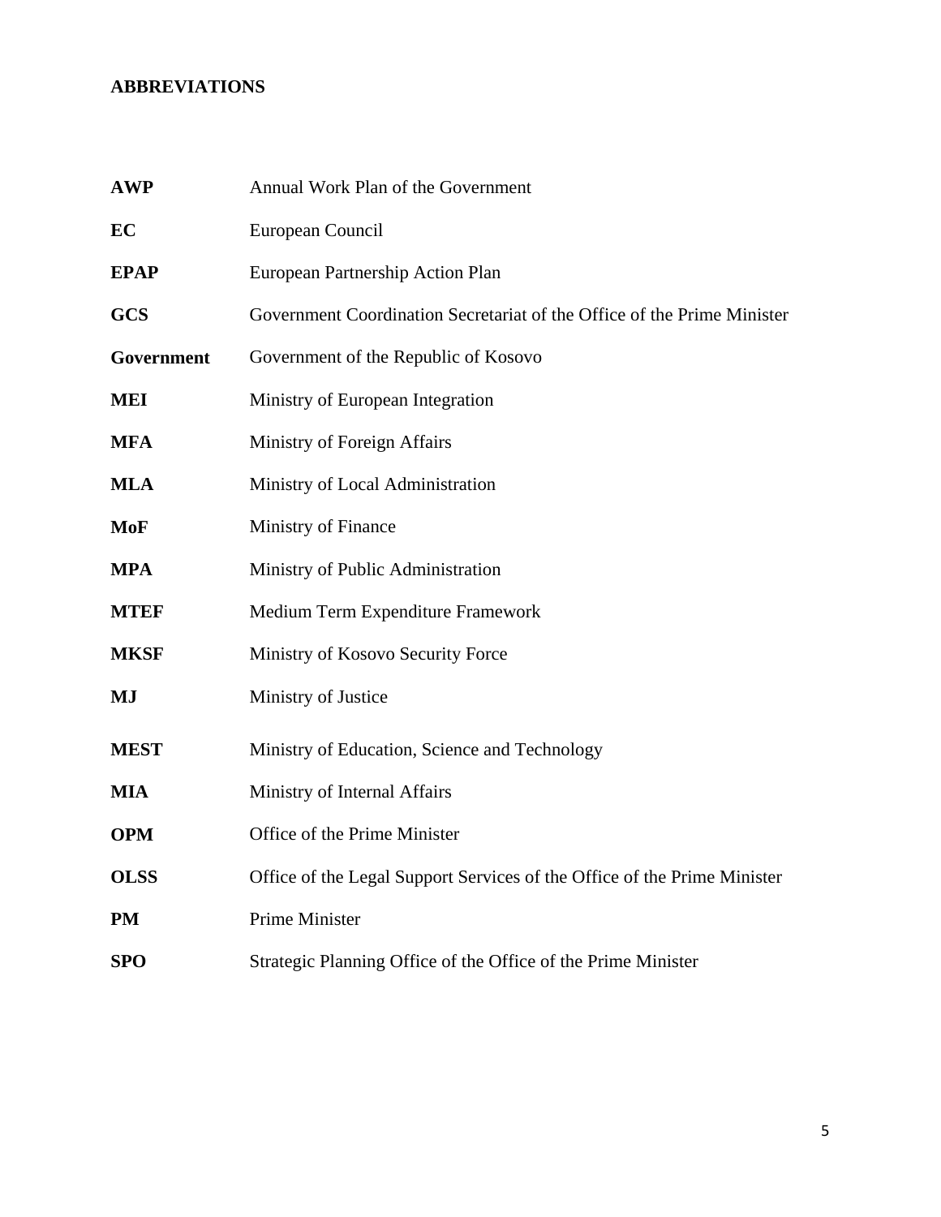# ABBREVIATIONS

| | |
|---|---|
| **AWP** | Annual Work Plan of the Government |
| **EC** | European Council |
| **EPAP** | European Partnership Action Plan |
| **GCS** | Government Coordination Secretariat of the Office of the Prime Minister |
| **Government** | Government of the Republic of Kosovo |
| **MEI** | Ministry of European Integration |
| **MFA** | Ministry of Foreign Affairs |
| **MLA** | Ministry of Local Administration |
| **MoF** | Ministry of Finance |
| **MPA** | Ministry of Public Administration |
| **MTEF** | Medium Term Expenditure Framework |
| **MKSF** | Ministry of Kosovo Security Force |
| **MJ** | Ministry of Justice |
| **MEST** | Ministry of Education, Science and Technology |
| **MIA** | Ministry of Internal Affairs |
| **OPM** | Office of the Prime Minister |
| **OLSS** | Office of the Legal Support Services of the Office of the Prime Minister |
| **PM** | Prime Minister |
| **SPO** | Strategic Planning Office of the Office of the Prime Minister |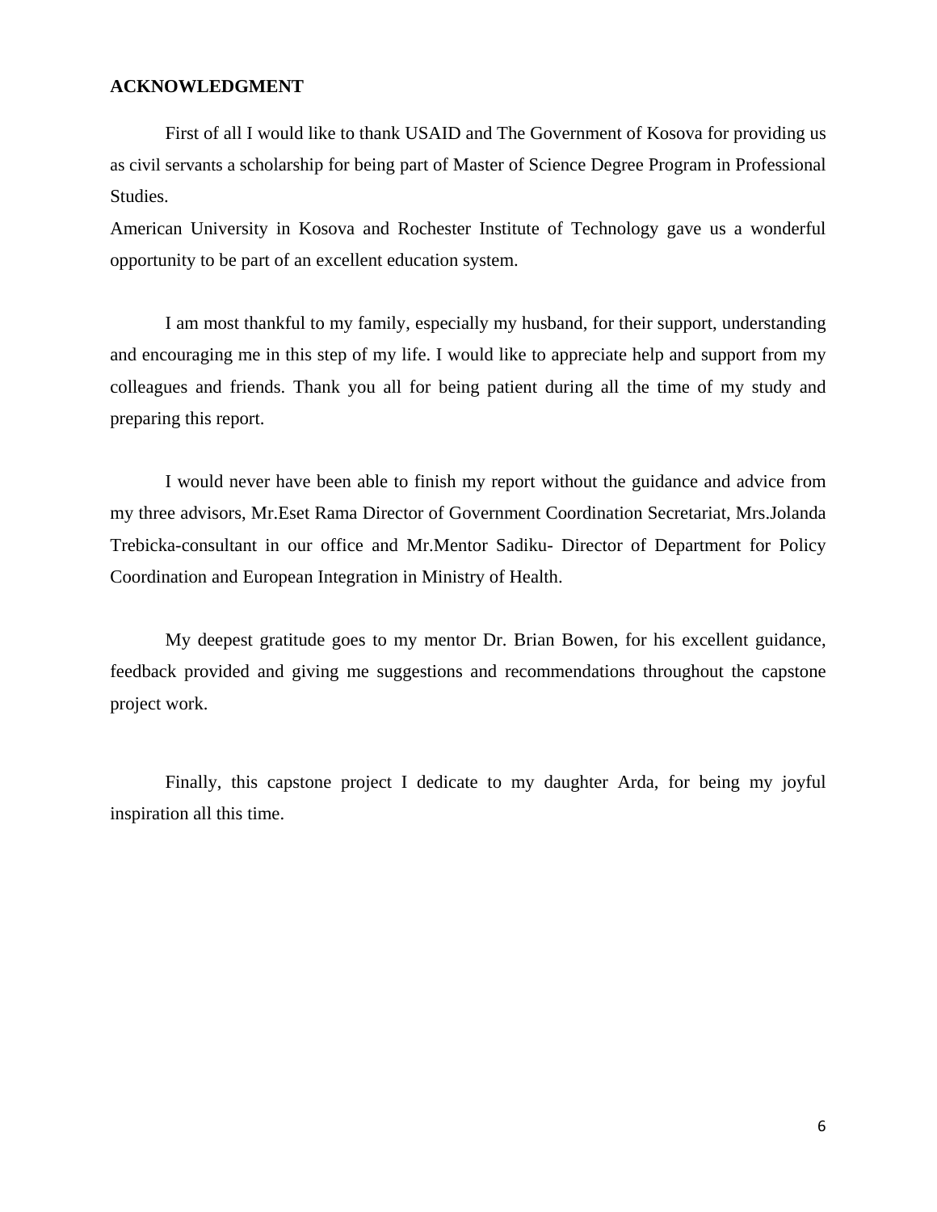## ACKNOWLEDGMENT

First of all I would like to thank USAID and The Government of Kosova for providing us as civil servants a scholarship for being part of Master of Science Degree Program in Professional Studies.
American University in Kosova and Rochester Institute of Technology gave us a wonderful opportunity to be part of an excellent education system.

I am most thankful to my family, especially my husband, for their support, understanding and encouraging me in this step of my life. I would like to appreciate help and support from my colleagues and friends. Thank you all for being patient during all the time of my study and preparing this report.

I would never have been able to finish my report without the guidance and advice from my three advisors, Mr.Eset Rama Director of Government Coordination Secretariat, Mrs.Jolanda Trebicka-consultant in our office and Mr.Mentor Sadiku- Director of Department for Policy Coordination and European Integration in Ministry of Health.

My deepest gratitude goes to my mentor Dr. Brian Bowen, for his excellent guidance, feedback provided and giving me suggestions and recommendations throughout the capstone project work.

Finally, this capstone project I dedicate to my daughter Arda, for being my joyful inspiration all this time.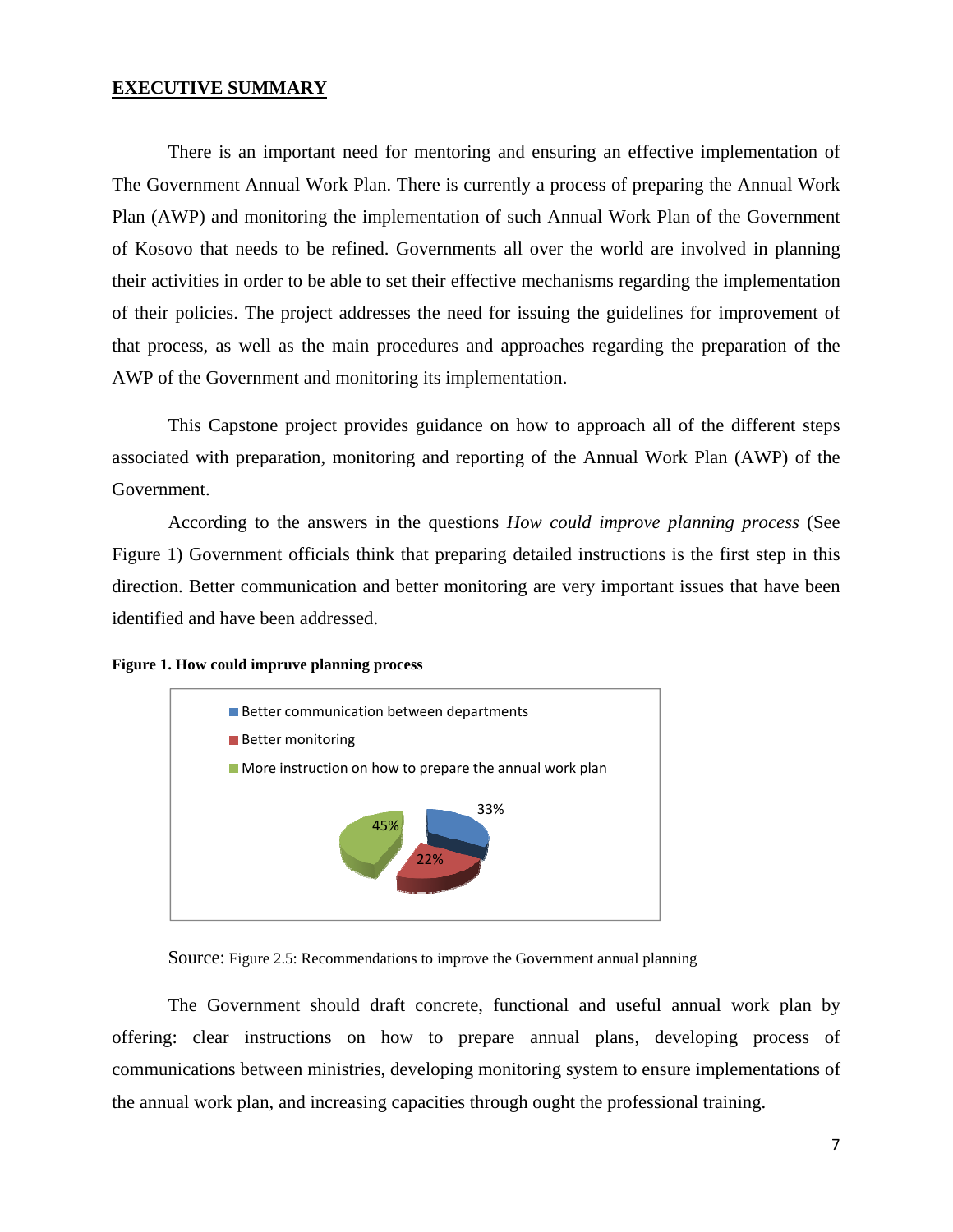# EXECUTIVE SUMMARY

There is an important need for mentoring and ensuring an effective implementation of The Government Annual Work Plan. There is currently a process of preparing the Annual Work Plan (AWP) and monitoring the implementation of such Annual Work Plan of the Government of Kosovo that needs to be refined. Governments all over the world are involved in planning their activities in order to be able to set their effective mechanisms regarding the implementation of their policies. The project addresses the need for issuing the guidelines for improvement of that process, as well as the main procedures and approaches regarding the preparation of the AWP of the Government and monitoring its implementation.

This Capstone project provides guidance on how to approach all of the different steps associated with preparation, monitoring and reporting of the Annual Work Plan (AWP) of the Government.

According to the answers in the questions *How could improve planning process* (See Figure 1) Government officials think that preparing detailed instructions is the first step in this direction. Better communication and better monitoring are very important issues that have been identified and have been addressed.

**Figure 1. How could impruve planning process**

- Better communication between departments: 33%
- Better monitoring: 22%
- More instruction on how to prepare the annual work plan: 45%

Source: Figure 2.5: Recommendations to improve the Government annual planning

The Government should draft concrete, functional and useful annual work plan by offering: clear instructions on how to prepare annual plans, developing process of communications between ministries, developing monitoring system to ensure implementations of the annual work plan, and increasing capacities through ought the professional training.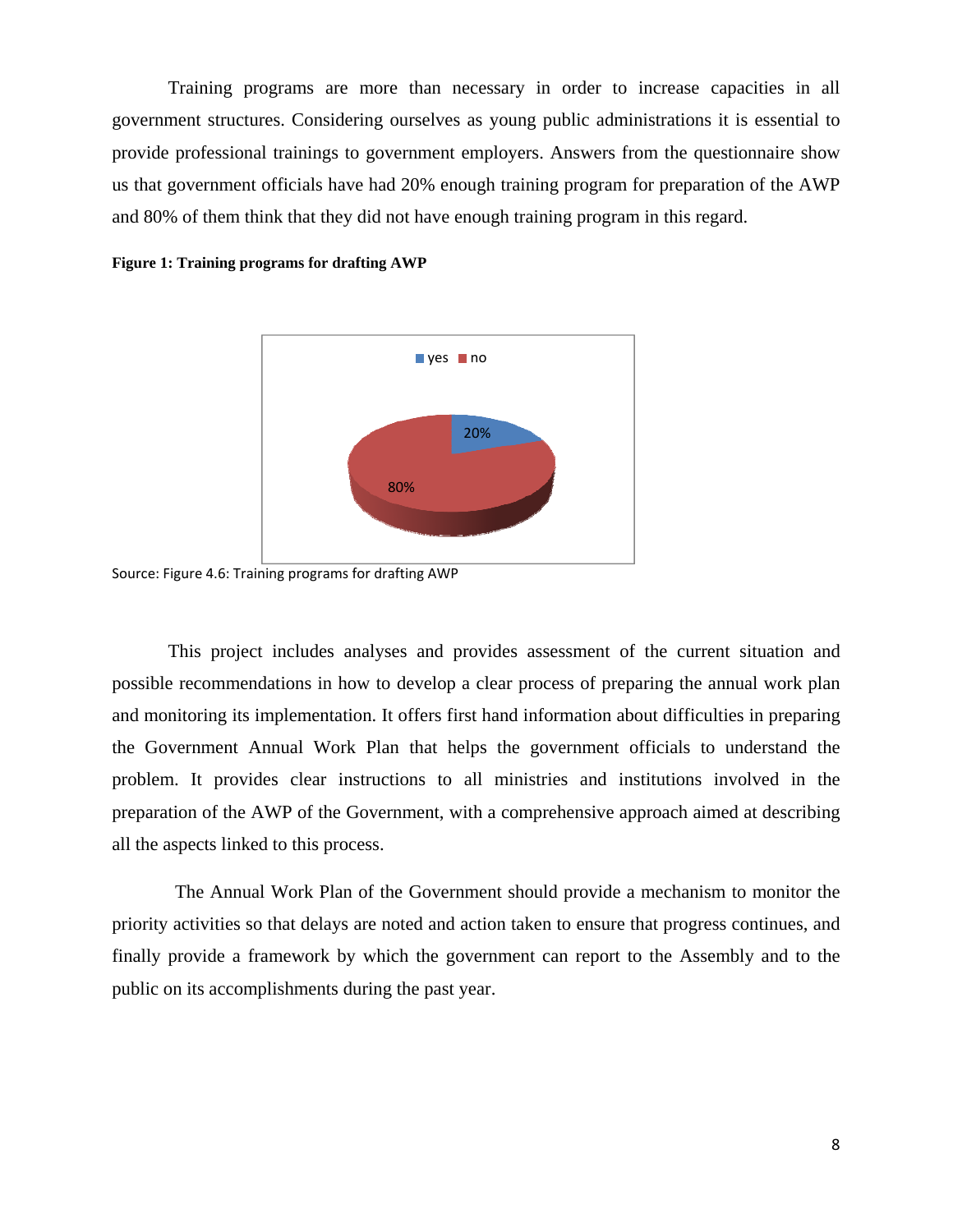Training programs are more than necessary in order to increase capacities in all government structures. Considering ourselves as young public administrations it is essential to provide professional trainings to government employers. Answers from the questionnaire show us that government officials have had 20% enough training program for preparation of the AWP and 80% of them think that they did not have enough training program in this regard.

**Figure 1: Training programs for drafting AWP**

Source: Figure 4.6: Training programs for drafting AWP

This project includes analyses and provides assessment of the current situation and possible recommendations in how to develop a clear process of preparing the annual work plan and monitoring its implementation. It offers first hand information about difficulties in preparing the Government Annual Work Plan that helps the government officials to understand the problem. It provides clear instructions to all ministries and institutions involved in the preparation of the AWP of the Government, with a comprehensive approach aimed at describing all the aspects linked to this process.

The Annual Work Plan of the Government should provide a mechanism to monitor the priority activities so that delays are noted and action taken to ensure that progress continues, and finally provide a framework by which the government can report to the Assembly and to the public on its accomplishments during the past year.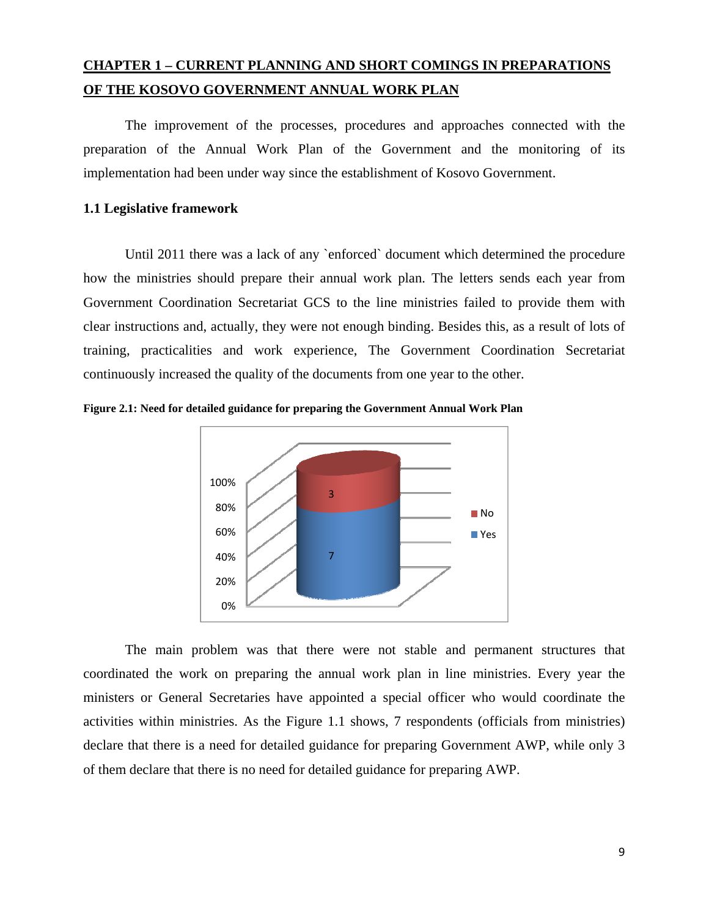# CHAPTER 1 – CURRENT PLANNING AND SHORT COMINGS IN PREPARATIONS OF THE KOSOVO GOVERNMENT ANNUAL WORK PLAN

The improvement of the processes, procedures and approaches connected with the preparation of the Annual Work Plan of the Government and the monitoring of its implementation had been under way since the establishment of Kosovo Government.

## 1.1 Legislative framework

Until 2011 there was a lack of any `enforced` document which determined the procedure how the ministries should prepare their annual work plan. The letters sends each year from Government Coordination Secretariat GCS to the line ministries failed to provide them with clear instructions and, actually, they were not enough binding. Besides this, as a result of lots of training, practicalities and work experience, The Government Coordination Secretariat continuously increased the quality of the documents from one year to the other.

**Figure 2.1: Need for detailed guidance for preparing the Government Annual Work Plan**

The main problem was that there were not stable and permanent structures that coordinated the work on preparing the annual work plan in line ministries. Every year the ministers or General Secretaries have appointed a special officer who would coordinate the activities within ministries. As the Figure 1.1 shows, 7 respondents (officials from ministries) declare that there is a need for detailed guidance for preparing Government AWP, while only 3 of them declare that there is no need for detailed guidance for preparing AWP.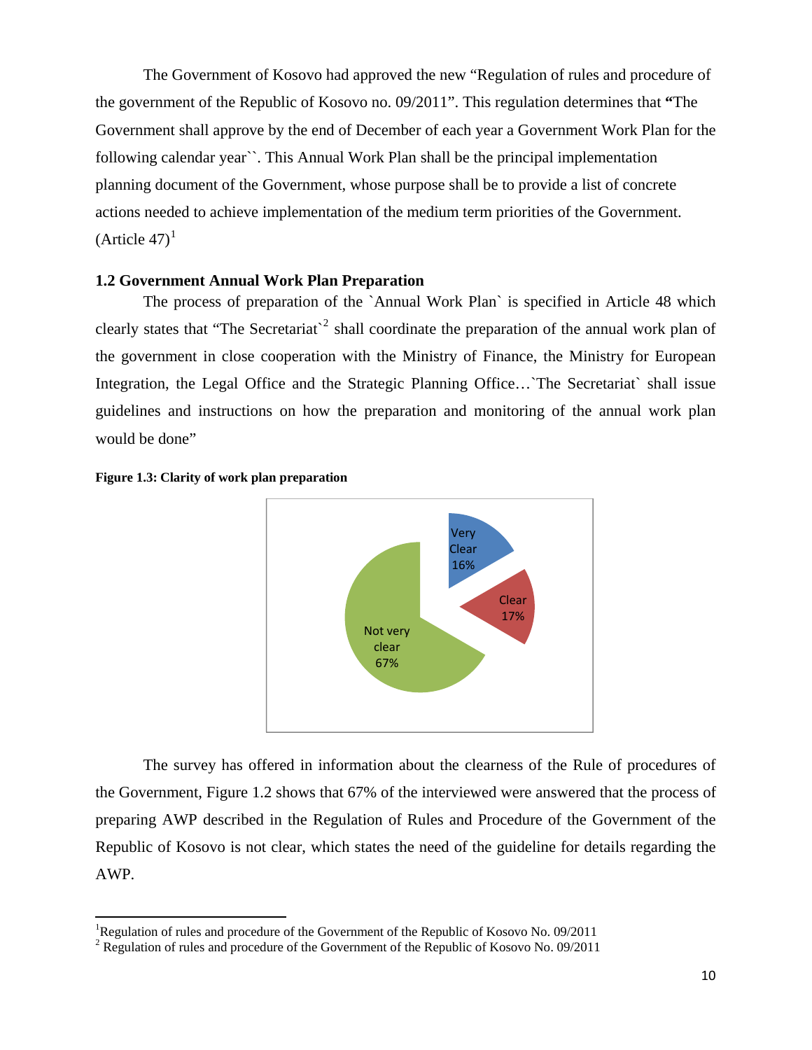The Government of Kosovo had approved the new "Regulation of rules and procedure of the government of the Republic of Kosovo no. 09/2011". This regulation determines that **"**The Government shall approve by the end of December of each year a Government Work Plan for the following calendar year``. This Annual Work Plan shall be the principal implementation planning document of the Government, whose purpose shall be to provide a list of concrete actions needed to achieve implementation of the medium term priorities of the Government. (Article 47)[1]

### 1.2 Government Annual Work Plan Preparation

The process of preparation of the `Annual Work Plan` is specified in Article 48 which clearly states that "The Secretariat`[2] shall coordinate the preparation of the annual work plan of the government in close cooperation with the Ministry of Finance, the Ministry for European Integration, the Legal Office and the Strategic Planning Office…`The Secretariat` shall issue guidelines and instructions on how the preparation and monitoring of the annual work plan would be done"

**Figure 1.3: Clarity of work plan preparation**

| Response | Share |
|---|---|
| Very Clear | 16% |
| Clear | 17% |
| Not very clear | 67% |

The survey has offered in information about the clearness of the Rule of procedures of the Government, Figure 1.2 shows that 67% of the interviewed were answered that the process of preparing AWP described in the Regulation of Rules and Procedure of the Government of the Republic of Kosovo is not clear, which states the need of the guideline for details regarding the AWP.

---

[1] Regulation of rules and procedure of the Government of the Republic of Kosovo No. 09/2011

[2] Regulation of rules and procedure of the Government of the Republic of Kosovo No. 09/2011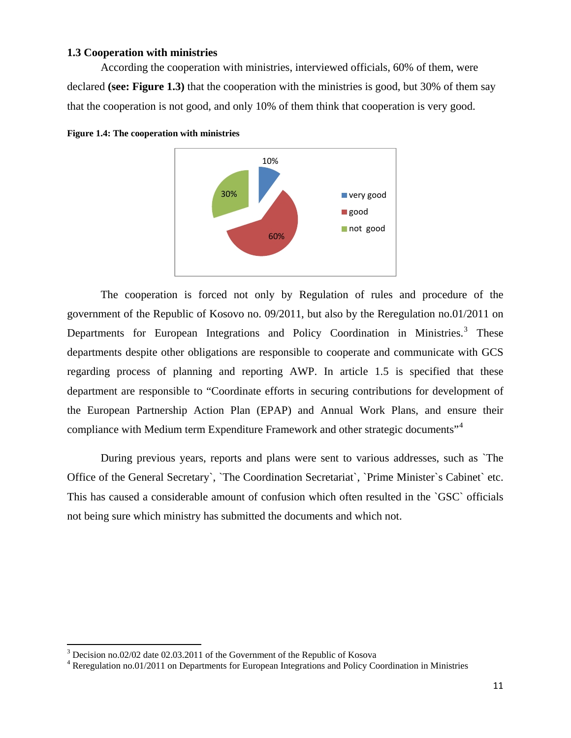### 1.3 Cooperation with ministries

According the cooperation with ministries, interviewed officials, 60% of them, were declared **(see: Figure 1.3)** that the cooperation with the ministries is good, but 30% of them say that the cooperation is not good, and only 10% of them think that cooperation is very good.

**Figure 1.4: The cooperation with ministries**

The cooperation is forced not only by Regulation of rules and procedure of the government of the Republic of Kosovo no. 09/2011, but also by the Reregulation no.01/2011 on Departments for European Integrations and Policy Coordination in Ministries.[3] These departments despite other obligations are responsible to cooperate and communicate with GCS regarding process of planning and reporting AWP. In article 1.5 is specified that these department are responsible to "Coordinate efforts in securing contributions for development of the European Partnership Action Plan (EPAP) and Annual Work Plans, and ensure their compliance with Medium term Expenditure Framework and other strategic documents"[4]

During previous years, reports and plans were sent to various addresses, such as `The Office of the General Secretary`, `The Coordination Secretariat`, `Prime Minister`s Cabinet` etc. This has caused a considerable amount of confusion which often resulted in the `GSC` officials not being sure which ministry has submitted the documents and which not.

---

[3] Decision no.02/02 date 02.03.2011 of the Government of the Republic of Kosova

[4] Reregulation no.01/2011 on Departments for European Integrations and Policy Coordination in Ministries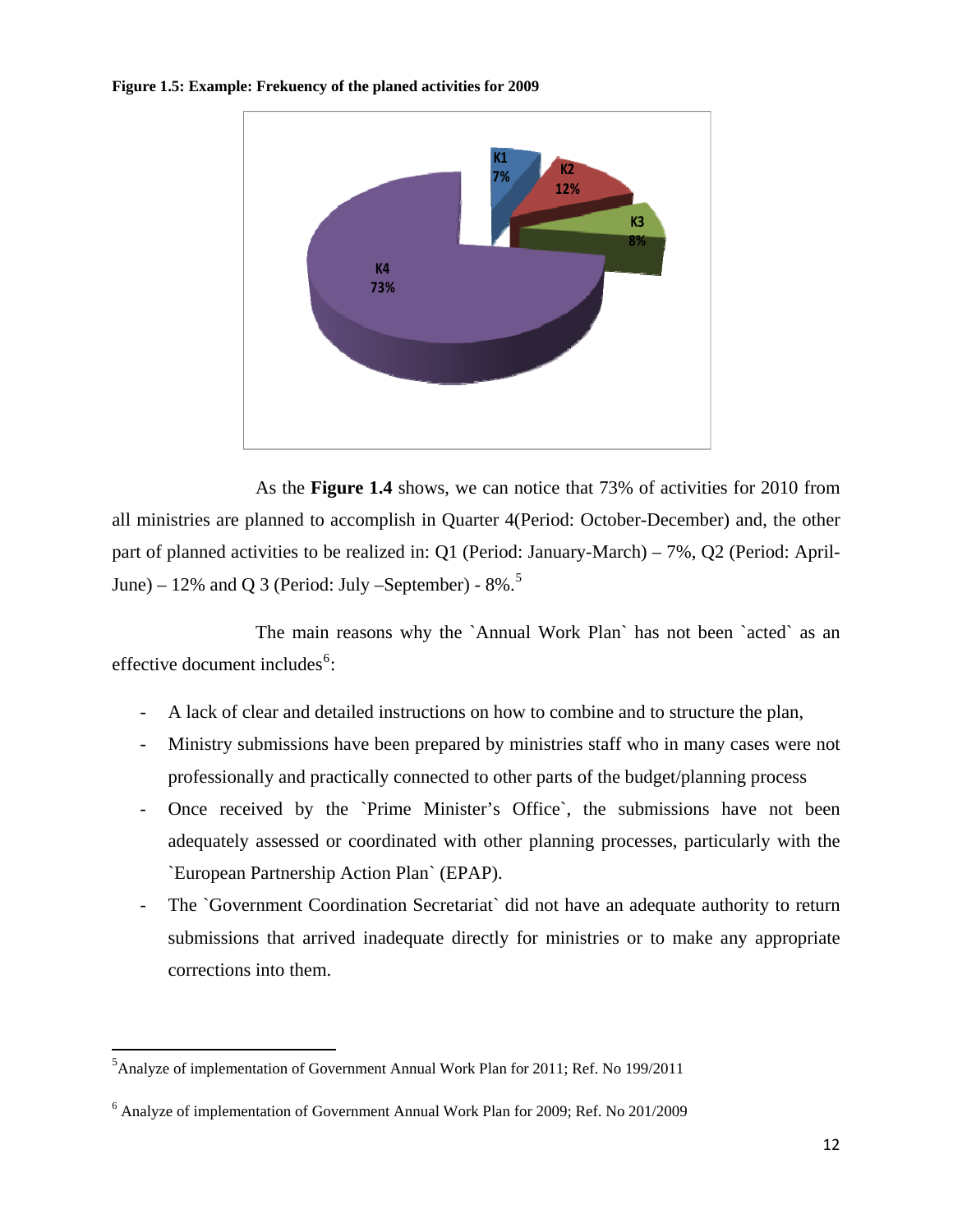**Figure 1.5: Example: Frekuency of the planed activities for 2009**

K1 7%

K2 12%

K3 8%

K4 73%

As the **Figure 1.4** shows, we can notice that 73% of activities for 2010 from all ministries are planned to accomplish in Quarter 4(Period: October-December) and, the other part of planned activities to be realized in: Q1 (Period: January-March) – 7%, Q2 (Period: April-June) – 12% and Q 3 (Period: July –September) - 8%.[5]

The main reasons why the `Annual Work Plan` has not been `acted` as an effective document includes[6]:

- A lack of clear and detailed instructions on how to combine and to structure the plan,
- Ministry submissions have been prepared by ministries staff who in many cases were not professionally and practically connected to other parts of the budget/planning process
- Once received by the `Prime Minister's Office`, the submissions have not been adequately assessed or coordinated with other planning processes, particularly with the `European Partnership Action Plan` (EPAP).
- The `Government Coordination Secretariat` did not have an adequate authority to return submissions that arrived inadequate directly for ministries or to make any appropriate corrections into them.

---

[5] Analyze of implementation of Government Annual Work Plan for 2011; Ref. No 199/2011

[6] Analyze of implementation of Government Annual Work Plan for 2009; Ref. No 201/2009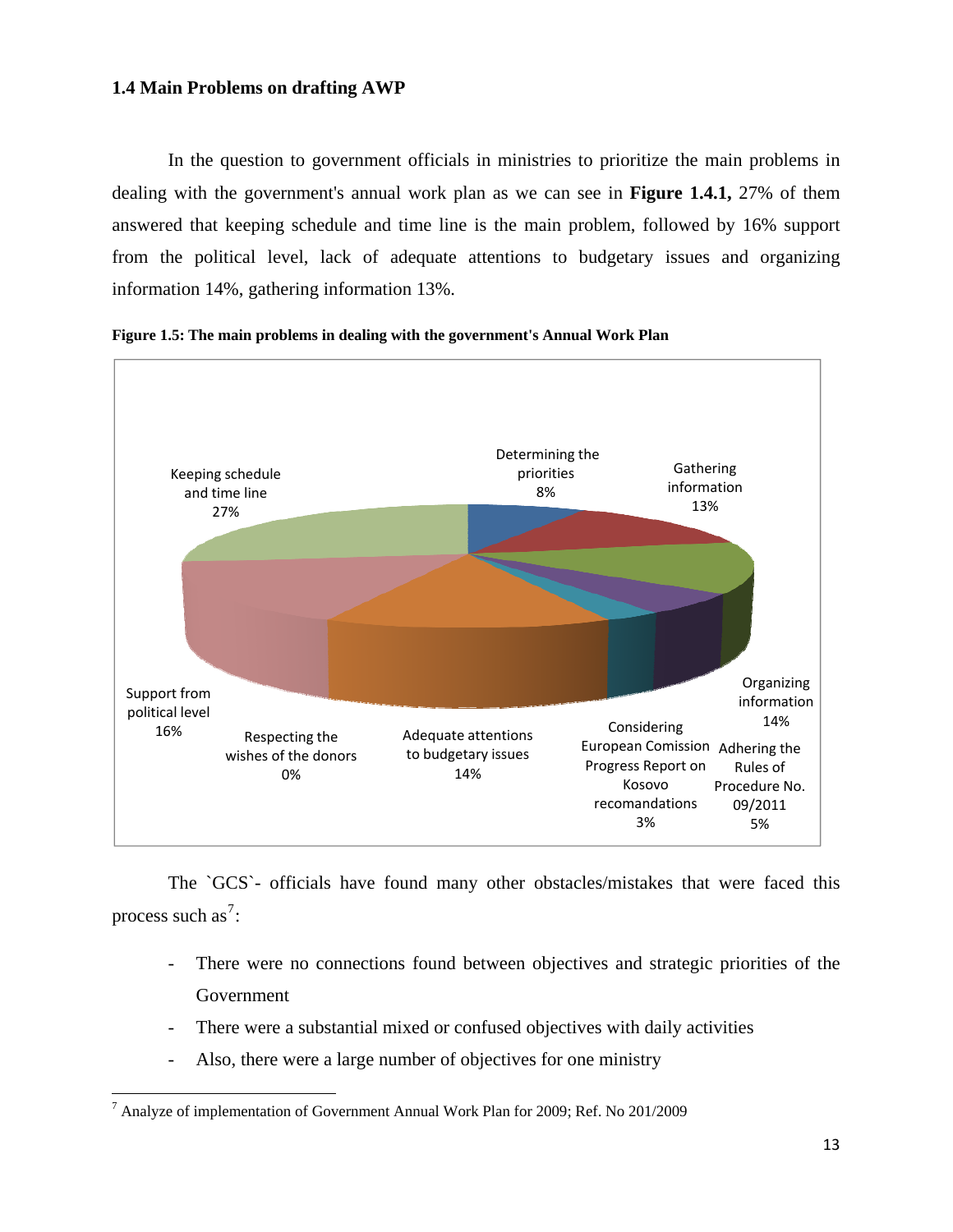### 1.4 Main Problems on drafting AWP

In the question to government officials in ministries to prioritize the main problems in dealing with the government's annual work plan as we can see in **Figure 1.4.1,** 27% of them answered that keeping schedule and time line is the main problem, followed by 16% support from the political level, lack of adequate attentions to budgetary issues and organizing information 14%, gathering information 13%.

**Figure 1.5: The main problems in dealing with the government's Annual Work Plan**

| Problem | Share |
|---|---|
| Determining the priorities | 8% |
| Gathering information | 13% |
| Organizing information | 14% |
| Adhering the Rules of Procedure No. 09/2011 | 5% |
| Considering European Comission Progress Report on Kosovo recomandations | 3% |
| Adequate attentions to budgetary issues | 14% |
| Respecting the wishes of the donors | 0% |
| Support from political level | 16% |
| Keeping schedule and time line | 27% |

The `GCS`- officials have found many other obstacles/mistakes that were faced this process such as[7]:

- There were no connections found between objectives and strategic priorities of the Government
- There were a substantial mixed or confused objectives with daily activities
- Also, there were a large number of objectives for one ministry

[7] Analyze of implementation of Government Annual Work Plan for 2009; Ref. No 201/2009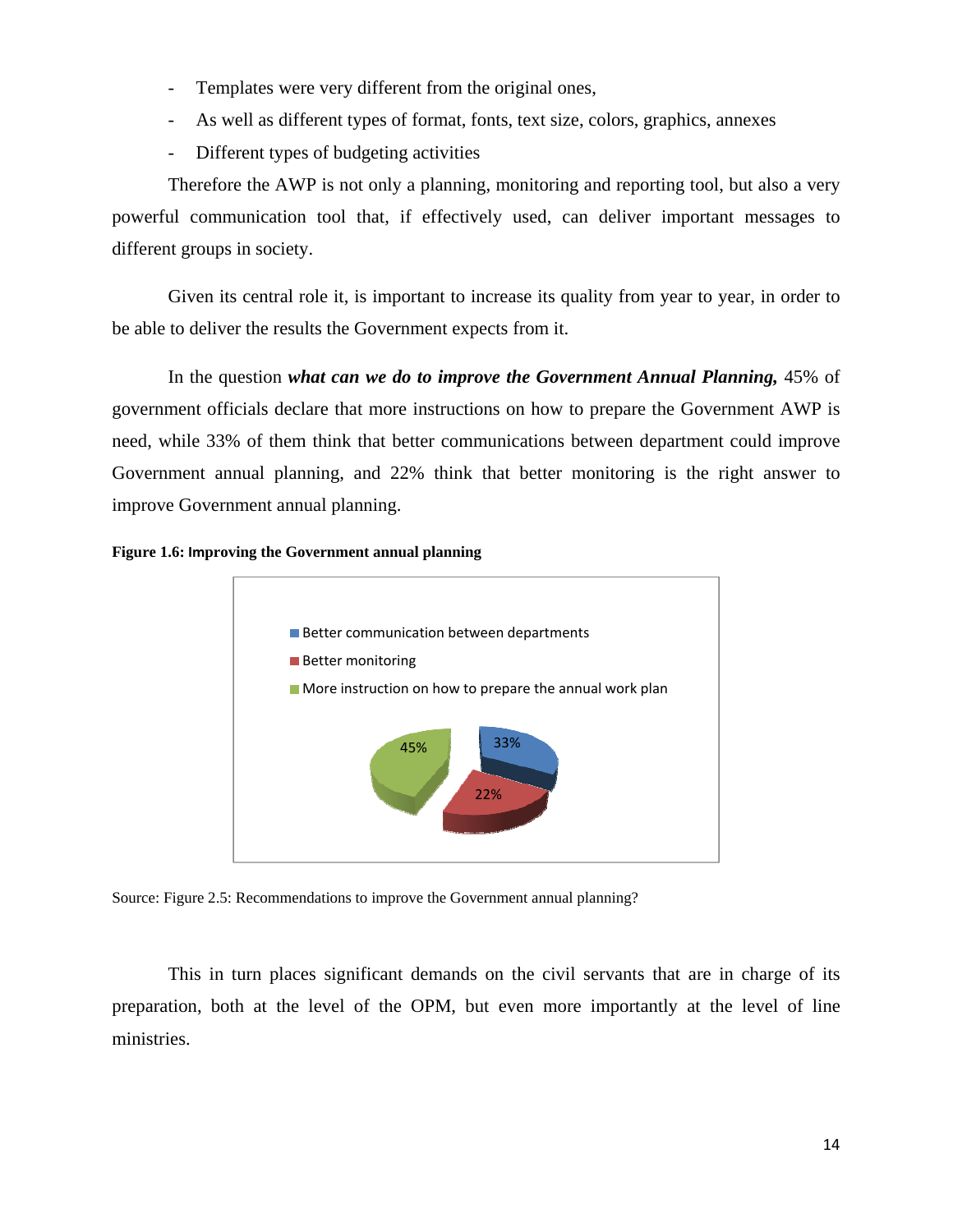- Templates were very different from the original ones,
- As well as different types of format, fonts, text size, colors, graphics, annexes
- Different types of budgeting activities

Therefore the AWP is not only a planning, monitoring and reporting tool, but also a very powerful communication tool that, if effectively used, can deliver important messages to different groups in society.

Given its central role it, is important to increase its quality from year to year, in order to be able to deliver the results the Government expects from it.

In the question ***what can we do to improve the Government Annual Planning,*** 45% of government officials declare that more instructions on how to prepare the Government AWP is need, while 33% of them think that better communications between department could improve Government annual planning, and 22% think that better monitoring is the right answer to improve Government annual planning.

**Figure 1.6: Improving the Government annual planning**

- Better communication between departments: 33%
- Better monitoring: 22%
- More instruction on how to prepare the annual work plan: 45%

Source: Figure 2.5: Recommendations to improve the Government annual planning?

This in turn places significant demands on the civil servants that are in charge of its preparation, both at the level of the OPM, but even more importantly at the level of line ministries.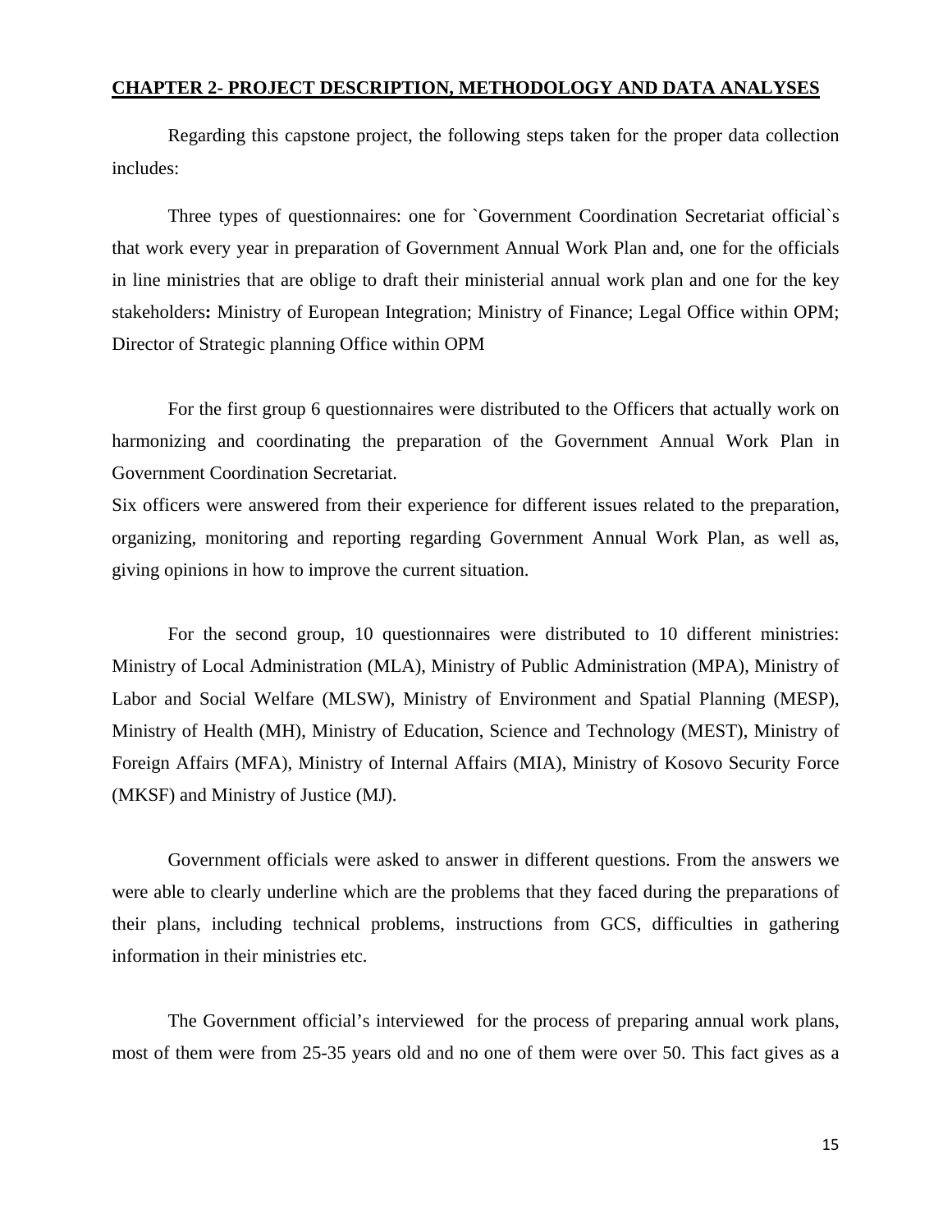## CHAPTER 2- PROJECT DESCRIPTION, METHODOLOGY AND DATA ANALYSES

Regarding this capstone project, the following steps taken for the proper data collection includes:

Three types of questionnaires: one for `Government Coordination Secretariat official`s that work every year in preparation of Government Annual Work Plan and, one for the officials in line ministries that are oblige to draft their ministerial annual work plan and one for the key stakeholders**:** Ministry of European Integration; Ministry of Finance; Legal Office within OPM; Director of Strategic planning Office within OPM

For the first group 6 questionnaires were distributed to the Officers that actually work on harmonizing and coordinating the preparation of the Government Annual Work Plan in Government Coordination Secretariat.
Six officers were answered from their experience for different issues related to the preparation, organizing, monitoring and reporting regarding Government Annual Work Plan, as well as, giving opinions in how to improve the current situation.

For the second group, 10 questionnaires were distributed to 10 different ministries: Ministry of Local Administration (MLA), Ministry of Public Administration (MPA), Ministry of Labor and Social Welfare (MLSW), Ministry of Environment and Spatial Planning (MESP), Ministry of Health (MH), Ministry of Education, Science and Technology (MEST), Ministry of Foreign Affairs (MFA), Ministry of Internal Affairs (MIA), Ministry of Kosovo Security Force (MKSF) and Ministry of Justice (MJ).

Government officials were asked to answer in different questions. From the answers we were able to clearly underline which are the problems that they faced during the preparations of their plans, including technical problems, instructions from GCS, difficulties in gathering information in their ministries etc.

The Government official's interviewed for the process of preparing annual work plans, most of them were from 25-35 years old and no one of them were over 50. This fact gives as a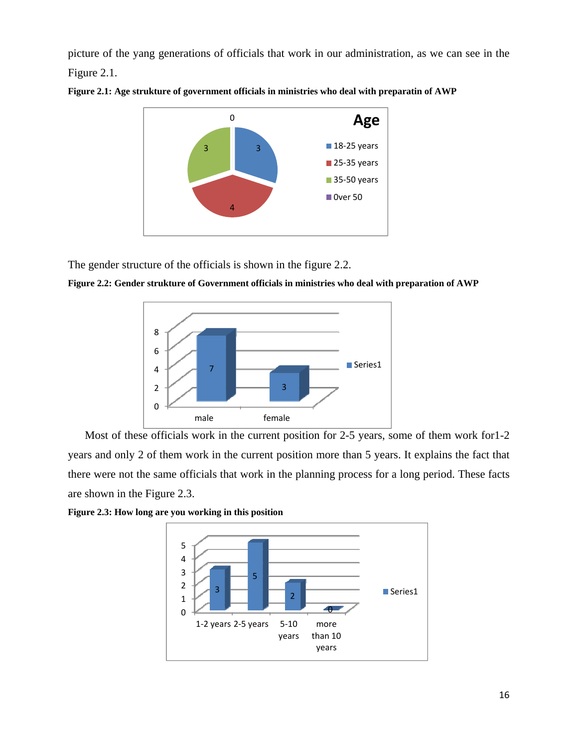picture of the yang generations of officials that work in our administration, as we can see in the Figure 2.1.

**Figure 2.1: Age strukture of government officials in ministries who deal with preparatin of AWP**

The gender structure of the officials is shown in the figure 2.2.

**Figure 2.2: Gender strukture of Government officials in ministries who deal with preparation of AWP**

Most of these officials work in the current position for 2-5 years, some of them work for1-2 years and only 2 of them work in the current position more than 5 years. It explains the fact that there were not the same officials that work in the planning process for a long period. These facts are shown in the Figure 2.3.

**Figure 2.3: How long are you working in this position**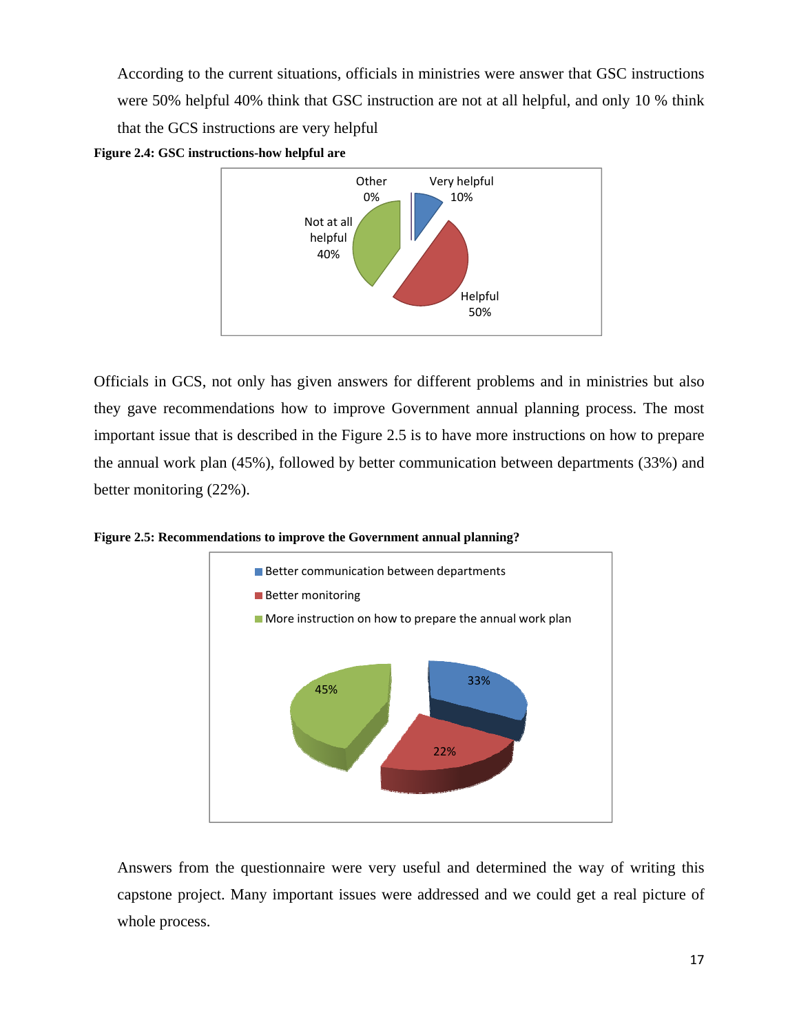According to the current situations, officials in ministries were answer that GSC instructions were 50% helpful 40% think that GSC instruction are not at all helpful, and only 10 % think that the GCS instructions are very helpful

**Figure 2.4: GSC instructions-how helpful are**

Officials in GCS, not only has given answers for different problems and in ministries but also they gave recommendations how to improve Government annual planning process. The most important issue that is described in the Figure 2.5 is to have more instructions on how to prepare the annual work plan (45%), followed by better communication between departments (33%) and better monitoring (22%).

**Figure 2.5: Recommendations to improve the Government annual planning?**

Answers from the questionnaire were very useful and determined the way of writing this capstone project. Many important issues were addressed and we could get a real picture of whole process.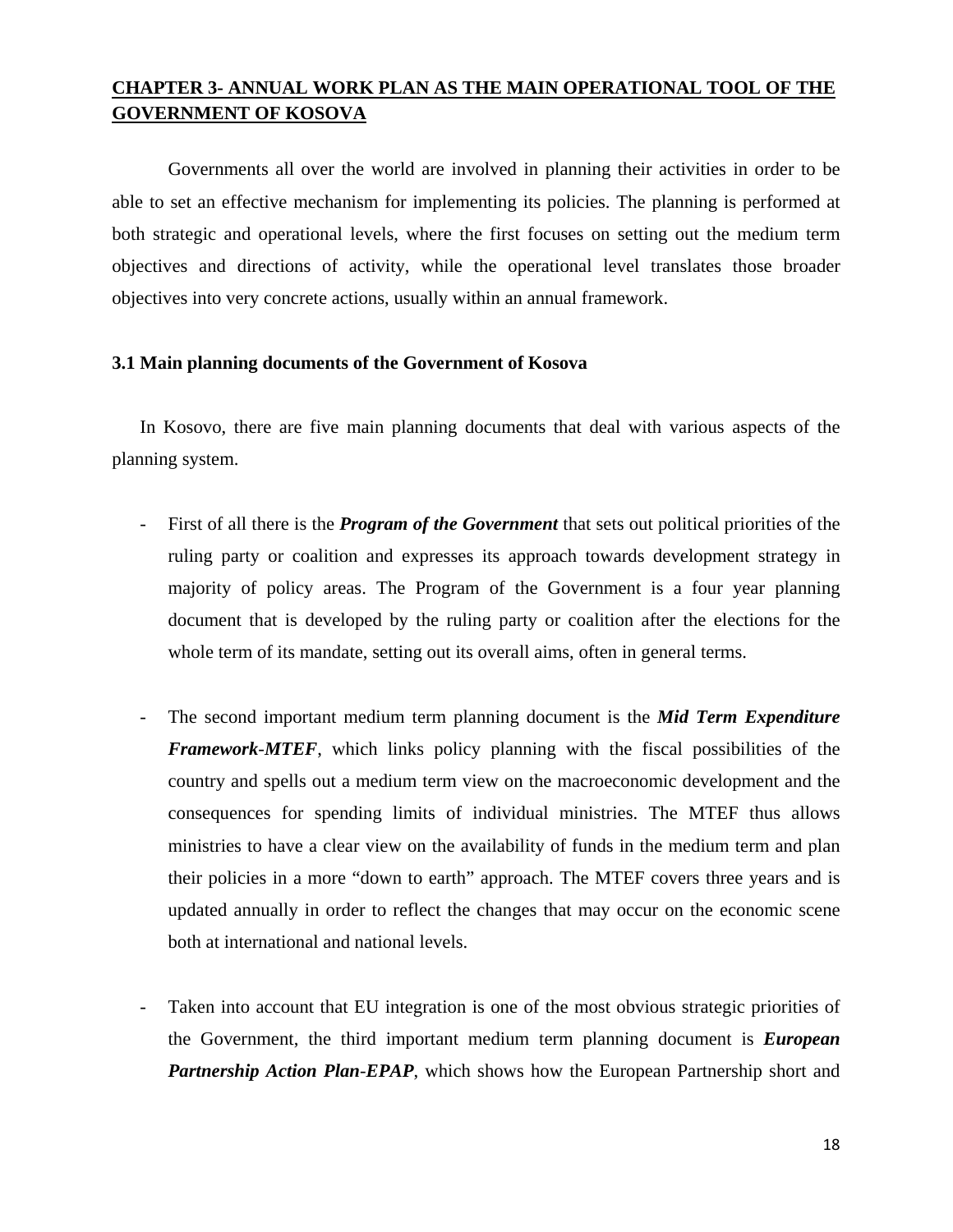## CHAPTER 3- ANNUAL WORK PLAN AS THE MAIN OPERATIONAL TOOL OF THE GOVERNMENT OF KOSOVA

Governments all over the world are involved in planning their activities in order to be able to set an effective mechanism for implementing its policies. The planning is performed at both strategic and operational levels, where the first focuses on setting out the medium term objectives and directions of activity, while the operational level translates those broader objectives into very concrete actions, usually within an annual framework.

### 3.1 Main planning documents of the Government of Kosova

In Kosovo, there are five main planning documents that deal with various aspects of the planning system.

- First of all there is the ***Program of the Government*** that sets out political priorities of the ruling party or coalition and expresses its approach towards development strategy in majority of policy areas. The Program of the Government is a four year planning document that is developed by the ruling party or coalition after the elections for the whole term of its mandate, setting out its overall aims, often in general terms.

- The second important medium term planning document is the ***Mid Term Expenditure Framework-MTEF***, which links policy planning with the fiscal possibilities of the country and spells out a medium term view on the macroeconomic development and the consequences for spending limits of individual ministries. The MTEF thus allows ministries to have a clear view on the availability of funds in the medium term and plan their policies in a more "down to earth" approach. The MTEF covers three years and is updated annually in order to reflect the changes that may occur on the economic scene both at international and national levels.

- Taken into account that EU integration is one of the most obvious strategic priorities of the Government, the third important medium term planning document is ***European Partnership Action Plan-EPAP***, which shows how the European Partnership short and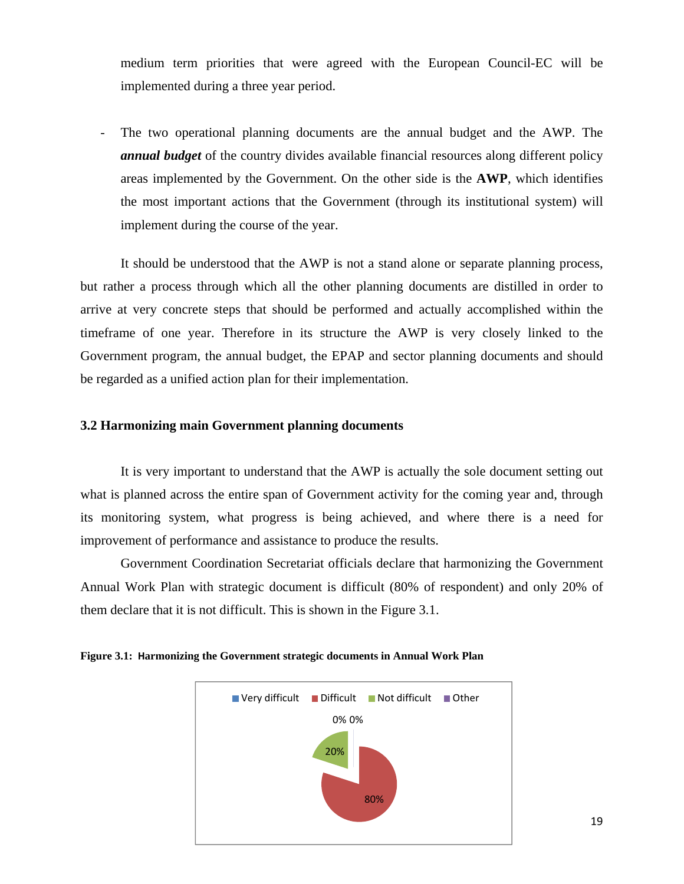medium term priorities that were agreed with the European Council-EC will be implemented during a three year period.

- The two operational planning documents are the annual budget and the AWP. The ***annual budget*** of the country divides available financial resources along different policy areas implemented by the Government. On the other side is the **AWP**, which identifies the most important actions that the Government (through its institutional system) will implement during the course of the year.

It should be understood that the AWP is not a stand alone or separate planning process, but rather a process through which all the other planning documents are distilled in order to arrive at very concrete steps that should be performed and actually accomplished within the timeframe of one year. Therefore in its structure the AWP is very closely linked to the Government program, the annual budget, the EPAP and sector planning documents and should be regarded as a unified action plan for their implementation.

### 3.2 Harmonizing main Government planning documents

It is very important to understand that the AWP is actually the sole document setting out what is planned across the entire span of Government activity for the coming year and, through its monitoring system, what progress is being achieved, and where there is a need for improvement of performance and assistance to produce the results.

Government Coordination Secretariat officials declare that harmonizing the Government Annual Work Plan with strategic document is difficult (80% of respondent) and only 20% of them declare that it is not difficult. This is shown in the Figure 3.1.

**Figure 3.1: Harmonizing the Government strategic documents in Annual Work Plan**

| Very difficult | Difficult | Not difficult | Other |
|---|---|---|---|
| 0% | 80% | 20% | 0% |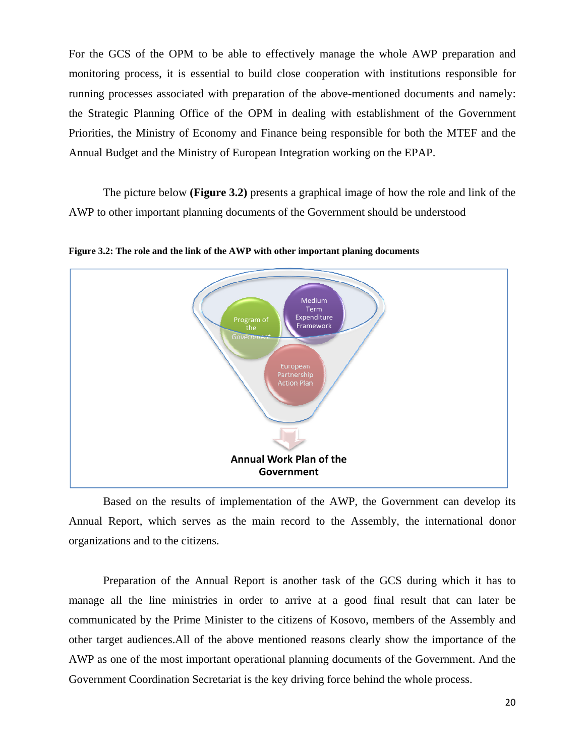For the GCS of the OPM to be able to effectively manage the whole AWP preparation and monitoring process, it is essential to build close cooperation with institutions responsible for running processes associated with preparation of the above-mentioned documents and namely: the Strategic Planning Office of the OPM in dealing with establishment of the Government Priorities, the Ministry of Economy and Finance being responsible for both the MTEF and the Annual Budget and the Ministry of European Integration working on the EPAP.

The picture below **(Figure 3.2)** presents a graphical image of how the role and link of the AWP to other important planning documents of the Government should be understood

**Figure 3.2: The role and the link of the AWP with other important planing documents**

Program of the Government

Medium Term Expenditure Framework

European Partnership Action Plan

**Annual Work Plan of the Government**

Based on the results of implementation of the AWP, the Government can develop its Annual Report, which serves as the main record to the Assembly, the international donor organizations and to the citizens.

Preparation of the Annual Report is another task of the GCS during which it has to manage all the line ministries in order to arrive at a good final result that can later be communicated by the Prime Minister to the citizens of Kosovo, members of the Assembly and other target audiences.All of the above mentioned reasons clearly show the importance of the AWP as one of the most important operational planning documents of the Government. And the Government Coordination Secretariat is the key driving force behind the whole process.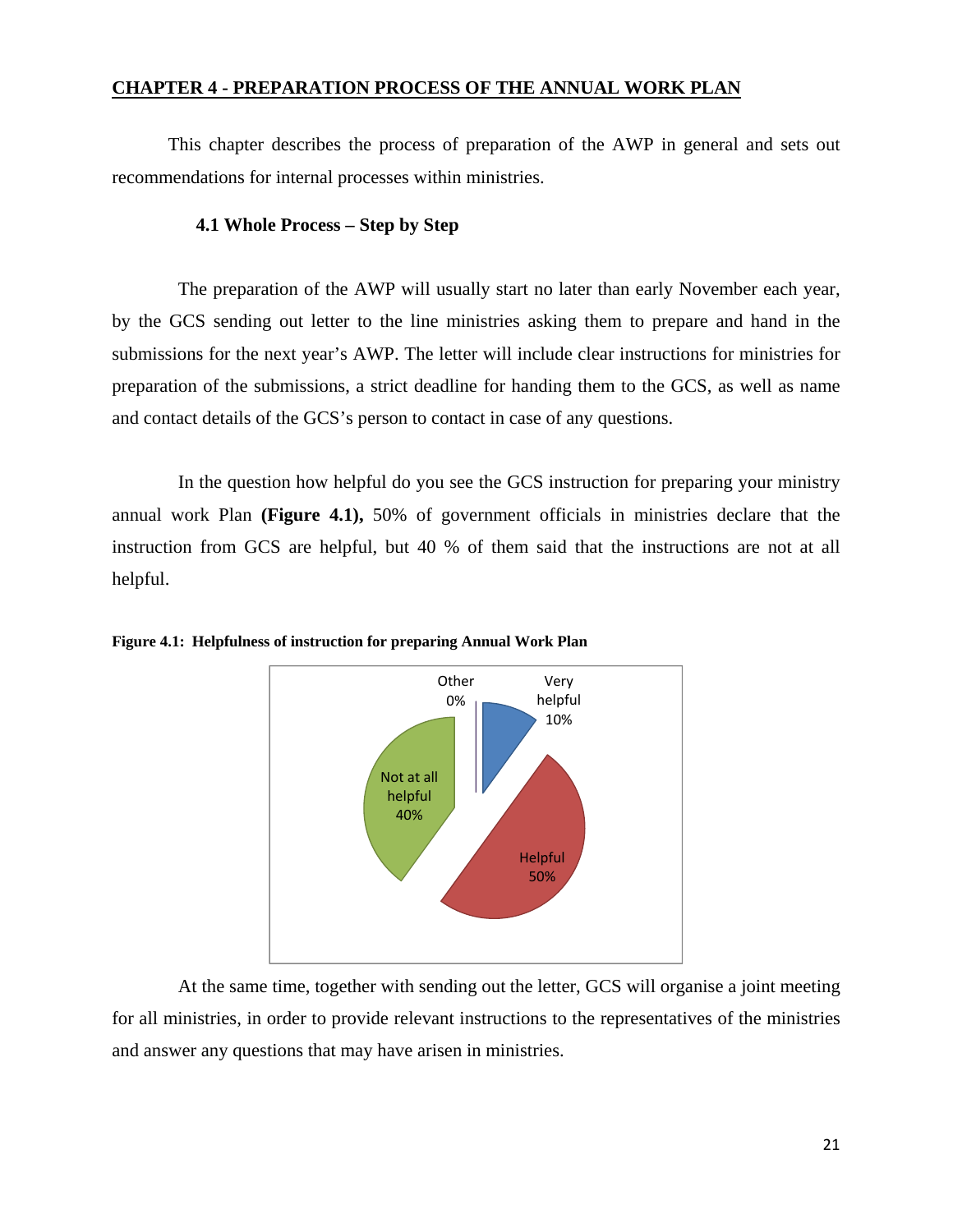## CHAPTER 4 - PREPARATION PROCESS OF THE ANNUAL WORK PLAN

This chapter describes the process of preparation of the AWP in general and sets out recommendations for internal processes within ministries.

### 4.1 Whole Process – Step by Step

The preparation of the AWP will usually start no later than early November each year, by the GCS sending out letter to the line ministries asking them to prepare and hand in the submissions for the next year's AWP. The letter will include clear instructions for ministries for preparation of the submissions, a strict deadline for handing them to the GCS, as well as name and contact details of the GCS's person to contact in case of any questions.

In the question how helpful do you see the GCS instruction for preparing your ministry annual work Plan **(Figure 4.1),** 50% of government officials in ministries declare that the instruction from GCS are helpful, but 40 % of them said that the instructions are not at all helpful.

**Figure 4.1: Helpfulness of instruction for preparing Annual Work Plan**

| Response | Percentage |
|---|---|
| Very helpful | 10% |
| Helpful | 50% |
| Not at all helpful | 40% |
| Other | 0% |

At the same time, together with sending out the letter, GCS will organise a joint meeting for all ministries, in order to provide relevant instructions to the representatives of the ministries and answer any questions that may have arisen in ministries.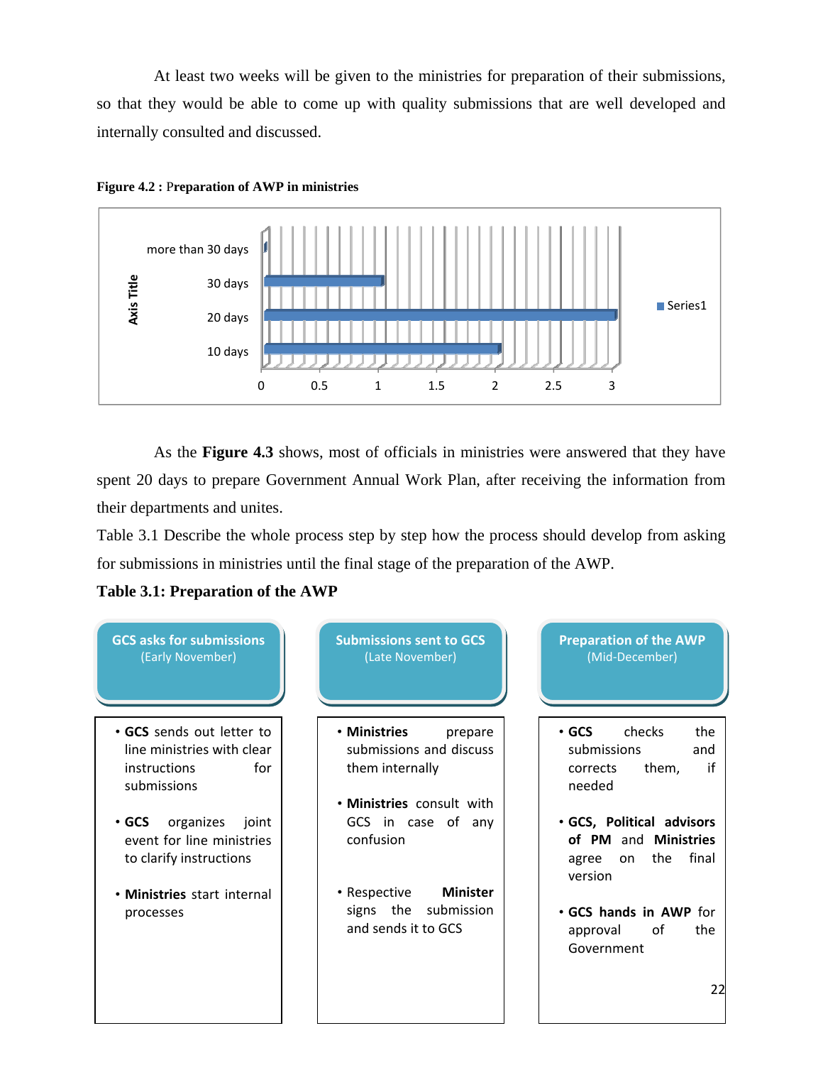At least two weeks will be given to the ministries for preparation of their submissions, so that they would be able to come up with quality submissions that are well developed and internally consulted and discussed.

**Figure 4.2 : Preparation of AWP in ministries**

| Axis Title | Series1 |
|---|---|
| more than 30 days | 0 |
| 30 days | 1 |
| 20 days | 3 |
| 10 days | 2 |

As the **Figure 4.3** shows, most of officials in ministries were answered that they have spent 20 days to prepare Government Annual Work Plan, after receiving the information from their departments and unites.

Table 3.1 Describe the whole process step by step how the process should develop from asking for submissions in ministries until the final stage of the preparation of the AWP.

**Table 3.1: Preparation of the AWP**

| GCS asks for submissions (Early November) | Submissions sent to GCS (Late November) | Preparation of the AWP (Mid-December) |
|---|---|---|
| • **GCS** sends out letter to line ministries with clear instructions for submissions<br>• **GCS** organizes joint event for line ministries to clarify instructions<br>• **Ministries** start internal processes | • **Ministries** prepare submissions and discuss them internally<br>• **Ministries** consult with GCS in case of any confusion<br>• Respective **Minister** signs the submission and sends it to GCS | • **GCS** checks the submissions and corrects them, if needed<br>• **GCS, Political advisors of PM** and **Ministries** agree on the final version<br>• **GCS hands in AWP** for approval of the Government |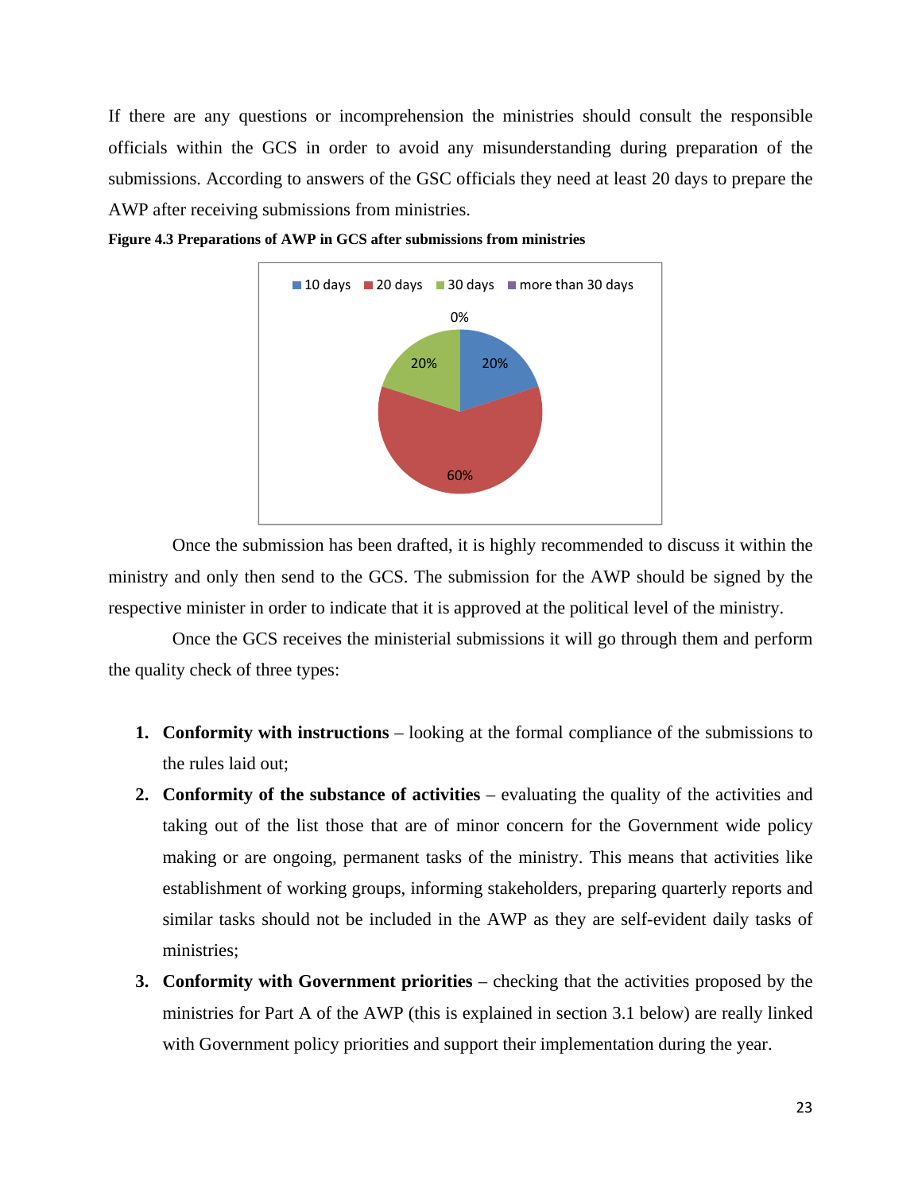If there are any questions or incomprehension the ministries should consult the responsible officials within the GCS in order to avoid any misunderstanding during preparation of the submissions. According to answers of the GSC officials they need at least 20 days to prepare the AWP after receiving submissions from ministries.

**Figure 4.3 Preparations of AWP in GCS after submissions from ministries**

| Time needed | Share |
|---|---|
| 10 days | 20% |
| 20 days | 60% |
| 30 days | 20% |
| more than 30 days | 0% |

Once the submission has been drafted, it is highly recommended to discuss it within the ministry and only then send to the GCS. The submission for the AWP should be signed by the respective minister in order to indicate that it is approved at the political level of the ministry.

Once the GCS receives the ministerial submissions it will go through them and perform the quality check of three types:

1. **Conformity with instructions** – looking at the formal compliance of the submissions to the rules laid out;
2. **Conformity of the substance of activities** – evaluating the quality of the activities and taking out of the list those that are of minor concern for the Government wide policy making or are ongoing, permanent tasks of the ministry. This means that activities like establishment of working groups, informing stakeholders, preparing quarterly reports and similar tasks should not be included in the AWP as they are self-evident daily tasks of ministries;
3. **Conformity with Government priorities** – checking that the activities proposed by the ministries for Part A of the AWP (this is explained in section 3.1 below) are really linked with Government policy priorities and support their implementation during the year.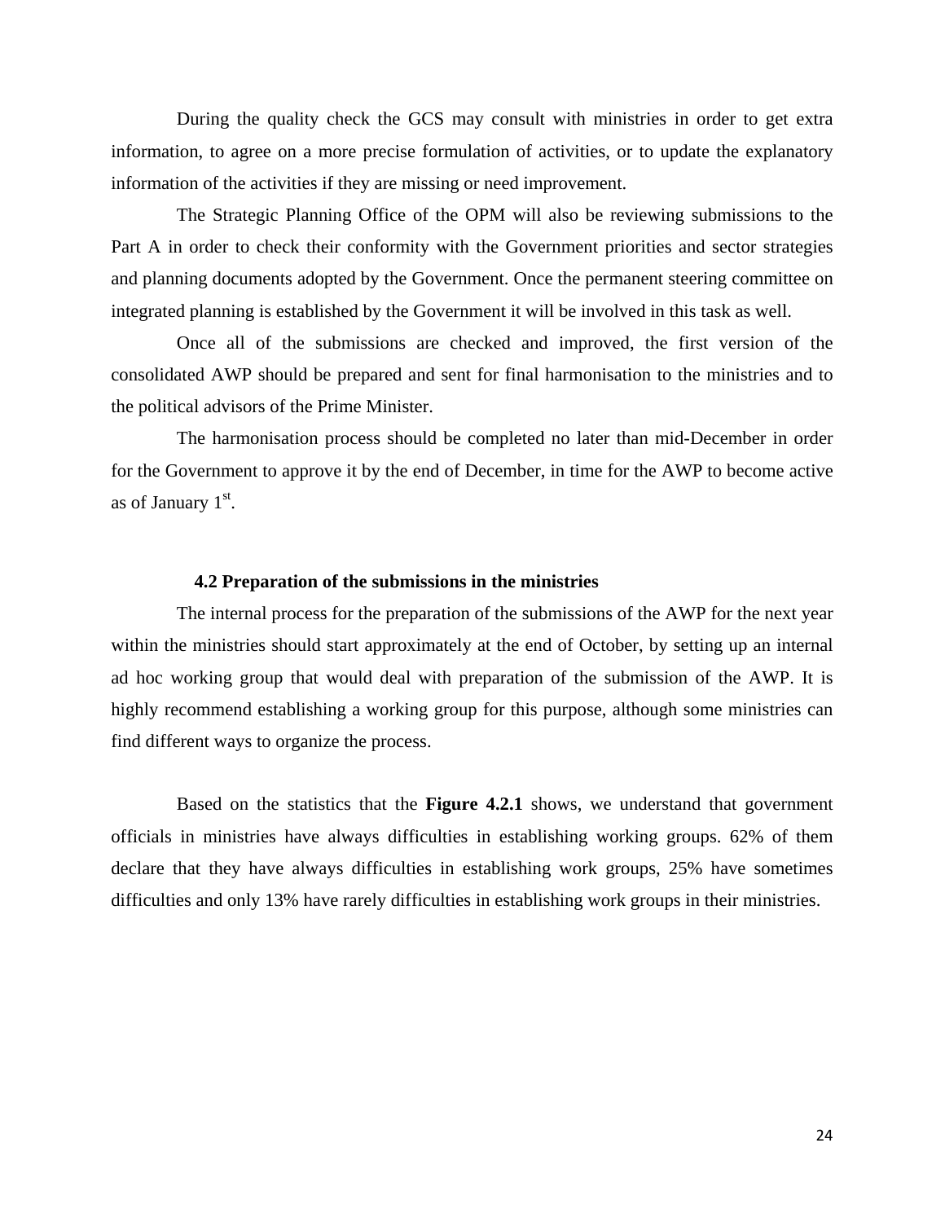During the quality check the GCS may consult with ministries in order to get extra information, to agree on a more precise formulation of activities, or to update the explanatory information of the activities if they are missing or need improvement.

The Strategic Planning Office of the OPM will also be reviewing submissions to the Part A in order to check their conformity with the Government priorities and sector strategies and planning documents adopted by the Government. Once the permanent steering committee on integrated planning is established by the Government it will be involved in this task as well.

Once all of the submissions are checked and improved, the first version of the consolidated AWP should be prepared and sent for final harmonisation to the ministries and to the political advisors of the Prime Minister.

The harmonisation process should be completed no later than mid-December in order for the Government to approve it by the end of December, in time for the AWP to become active as of January 1st.

### 4.2 Preparation of the submissions in the ministries

The internal process for the preparation of the submissions of the AWP for the next year within the ministries should start approximately at the end of October, by setting up an internal ad hoc working group that would deal with preparation of the submission of the AWP. It is highly recommend establishing a working group for this purpose, although some ministries can find different ways to organize the process.

Based on the statistics that the **Figure 4.2.1** shows, we understand that government officials in ministries have always difficulties in establishing working groups. 62% of them declare that they have always difficulties in establishing work groups, 25% have sometimes difficulties and only 13% have rarely difficulties in establishing work groups in their ministries.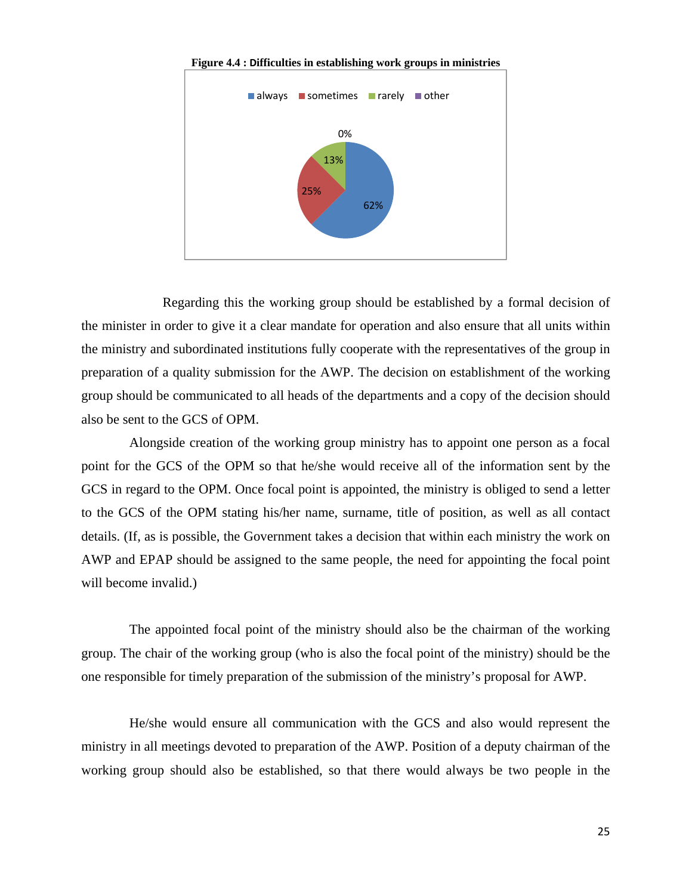**Figure 4.4 : Difficulties in establishing work groups in ministries**

Regarding this the working group should be established by a formal decision of the minister in order to give it a clear mandate for operation and also ensure that all units within the ministry and subordinated institutions fully cooperate with the representatives of the group in preparation of a quality submission for the AWP. The decision on establishment of the working group should be communicated to all heads of the departments and a copy of the decision should also be sent to the GCS of OPM.

Alongside creation of the working group ministry has to appoint one person as a focal point for the GCS of the OPM so that he/she would receive all of the information sent by the GCS in regard to the OPM. Once focal point is appointed, the ministry is obliged to send a letter to the GCS of the OPM stating his/her name, surname, title of position, as well as all contact details. (If, as is possible, the Government takes a decision that within each ministry the work on AWP and EPAP should be assigned to the same people, the need for appointing the focal point will become invalid.)

The appointed focal point of the ministry should also be the chairman of the working group. The chair of the working group (who is also the focal point of the ministry) should be the one responsible for timely preparation of the submission of the ministry's proposal for AWP.

He/she would ensure all communication with the GCS and also would represent the ministry in all meetings devoted to preparation of the AWP. Position of a deputy chairman of the working group should also be established, so that there would always be two people in the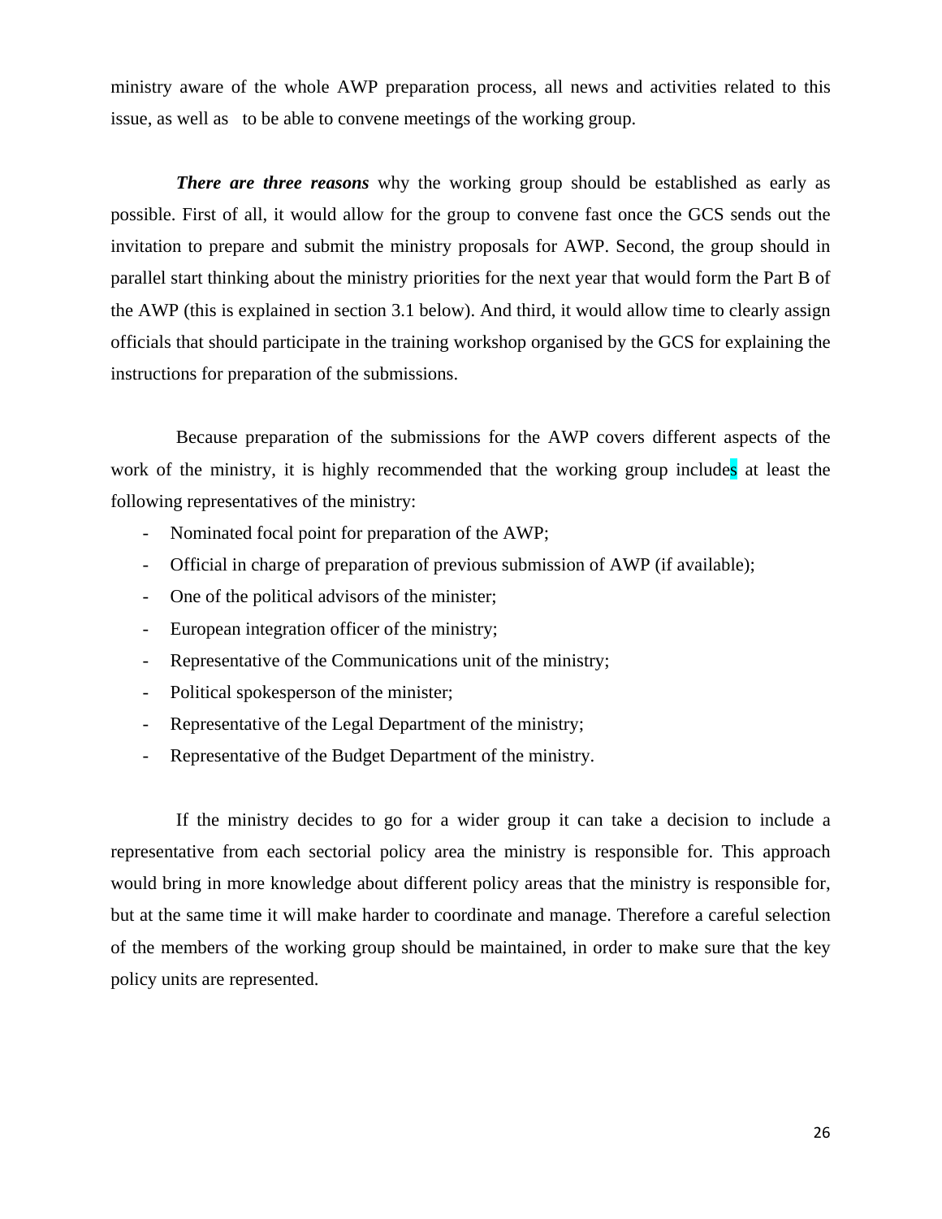ministry aware of the whole AWP preparation process, all news and activities related to this issue, as well as to be able to convene meetings of the working group.

***There are three reasons*** why the working group should be established as early as possible. First of all, it would allow for the group to convene fast once the GCS sends out the invitation to prepare and submit the ministry proposals for AWP. Second, the group should in parallel start thinking about the ministry priorities for the next year that would form the Part B of the AWP (this is explained in section 3.1 below). And third, it would allow time to clearly assign officials that should participate in the training workshop organised by the GCS for explaining the instructions for preparation of the submissions.

Because preparation of the submissions for the AWP covers different aspects of the work of the ministry, it is highly recommended that the working group includes at least the following representatives of the ministry:

- Nominated focal point for preparation of the AWP;
- Official in charge of preparation of previous submission of AWP (if available);
- One of the political advisors of the minister;
- European integration officer of the ministry;
- Representative of the Communications unit of the ministry;
- Political spokesperson of the minister;
- Representative of the Legal Department of the ministry;
- Representative of the Budget Department of the ministry.

If the ministry decides to go for a wider group it can take a decision to include a representative from each sectorial policy area the ministry is responsible for. This approach would bring in more knowledge about different policy areas that the ministry is responsible for, but at the same time it will make harder to coordinate and manage. Therefore a careful selection of the members of the working group should be maintained, in order to make sure that the key policy units are represented.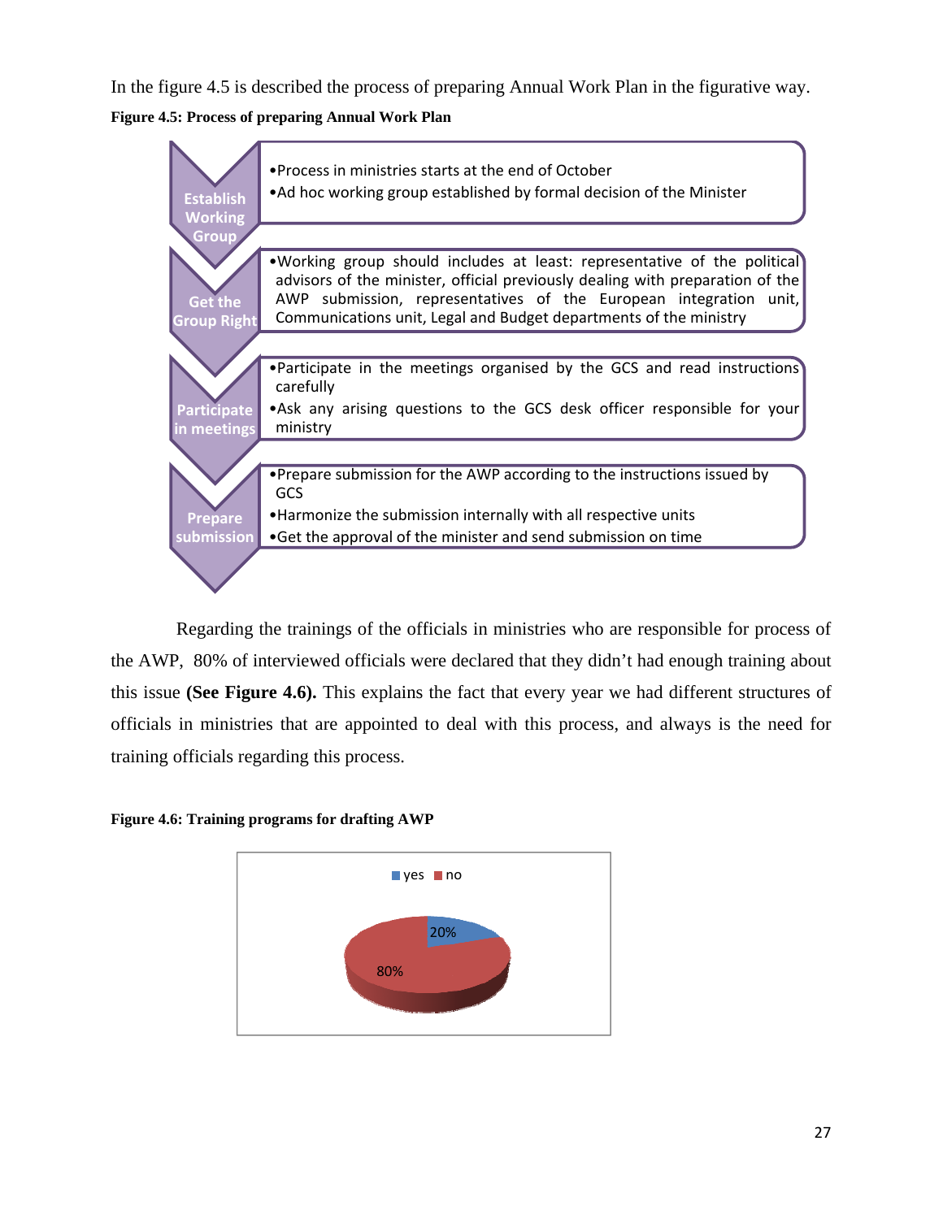In the figure 4.5 is described the process of preparing Annual Work Plan in the figurative way.

**Figure 4.5: Process of preparing Annual Work Plan**

**Establish Working Group**
- Process in ministries starts at the end of October
- Ad hoc working group established by formal decision of the Minister

**Get the Group Right**
- Working group should includes at least: representative of the political advisors of the minister, official previously dealing with preparation of the AWP submission, representatives of the European integration unit, Communications unit, Legal and Budget departments of the ministry

**Participate in meetings**
- Participate in the meetings organised by the GCS and read instructions carefully
- Ask any arising questions to the GCS desk officer responsible for your ministry

**Prepare submission**
- Prepare submission for the AWP according to the instructions issued by GCS
- Harmonize the submission internally with all respective units
- Get the approval of the minister and send submission on time

Regarding the trainings of the officials in ministries who are responsible for process of the AWP, 80% of interviewed officials were declared that they didn't had enough training about this issue **(See Figure 4.6).** This explains the fact that every year we had different structures of officials in ministries that are appointed to deal with this process, and always is the need for training officials regarding this process.

**Figure 4.6: Training programs for drafting AWP**

| | |
|---|---|
| yes | 20% |
| no | 80% |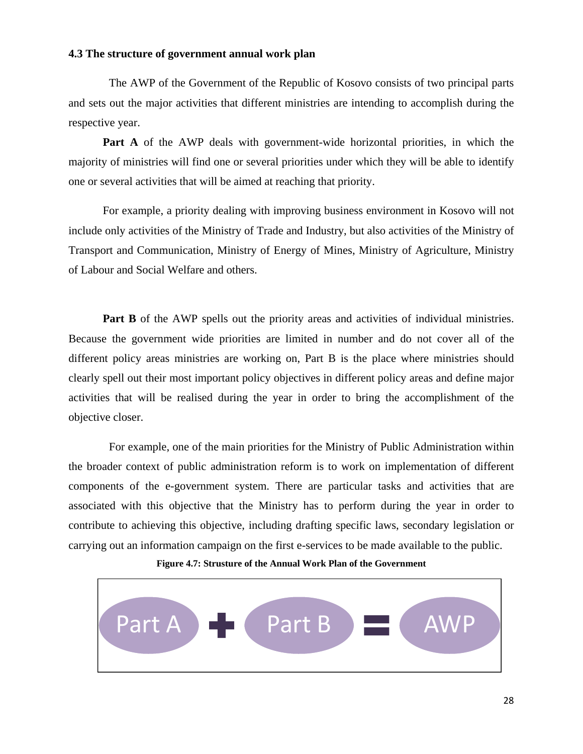### 4.3 The structure of government annual work plan

The AWP of the Government of the Republic of Kosovo consists of two principal parts and sets out the major activities that different ministries are intending to accomplish during the respective year.

**Part A** of the AWP deals with government-wide horizontal priorities, in which the majority of ministries will find one or several priorities under which they will be able to identify one or several activities that will be aimed at reaching that priority.

For example, a priority dealing with improving business environment in Kosovo will not include only activities of the Ministry of Trade and Industry, but also activities of the Ministry of Transport and Communication, Ministry of Energy of Mines, Ministry of Agriculture, Ministry of Labour and Social Welfare and others.

**Part B** of the AWP spells out the priority areas and activities of individual ministries. Because the government wide priorities are limited in number and do not cover all of the different policy areas ministries are working on, Part B is the place where ministries should clearly spell out their most important policy objectives in different policy areas and define major activities that will be realised during the year in order to bring the accomplishment of the objective closer.

For example, one of the main priorities for the Ministry of Public Administration within the broader context of public administration reform is to work on implementation of different components of the e-government system. There are particular tasks and activities that are associated with this objective that the Ministry has to perform during the year in order to contribute to achieving this objective, including drafting specific laws, secondary legislation or carrying out an information campaign on the first e-services to be made available to the public.

**Figure 4.7: Strusture of the Annual Work Plan of the Government**

Part A + Part B = AWP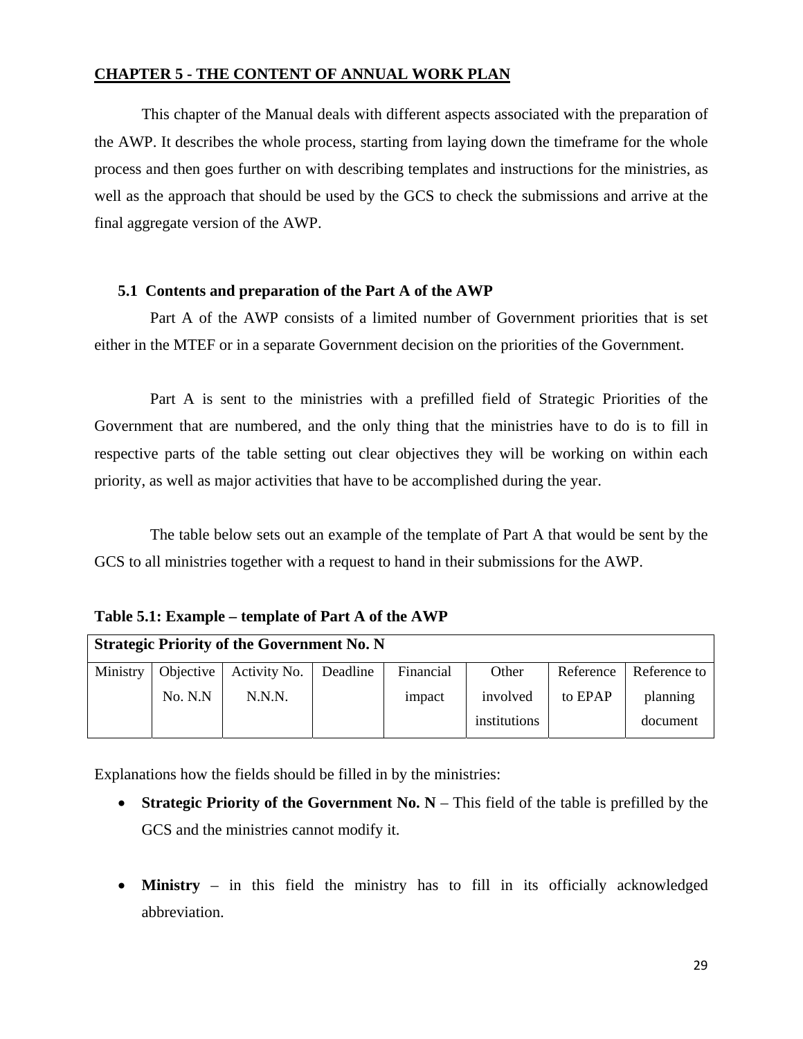## CHAPTER 5 - THE CONTENT OF ANNUAL WORK PLAN

This chapter of the Manual deals with different aspects associated with the preparation of the AWP. It describes the whole process, starting from laying down the timeframe for the whole process and then goes further on with describing templates and instructions for the ministries, as well as the approach that should be used by the GCS to check the submissions and arrive at the final aggregate version of the AWP.

### 5.1 Contents and preparation of the Part A of the AWP

Part A of the AWP consists of a limited number of Government priorities that is set either in the MTEF or in a separate Government decision on the priorities of the Government.

Part A is sent to the ministries with a prefilled field of Strategic Priorities of the Government that are numbered, and the only thing that the ministries have to do is to fill in respective parts of the table setting out clear objectives they will be working on within each priority, as well as major activities that have to be accomplished during the year.

The table below sets out an example of the template of Part A that would be sent by the GCS to all ministries together with a request to hand in their submissions for the AWP.

**Table 5.1: Example – template of Part A of the AWP**

| **Strategic Priority of the Government No. N** | | | | | | | |
|---|---|---|---|---|---|---|---|
| Ministry | Objective No. N.N | Activity No. N.N.N. | Deadline | Financial impact | Other involved institutions | Reference to EPAP | Reference to planning document |
| | | | | | | | |

Explanations how the fields should be filled in by the ministries:

- **Strategic Priority of the Government No. N** – This field of the table is prefilled by the GCS and the ministries cannot modify it.
- **Ministry** – in this field the ministry has to fill in its officially acknowledged abbreviation.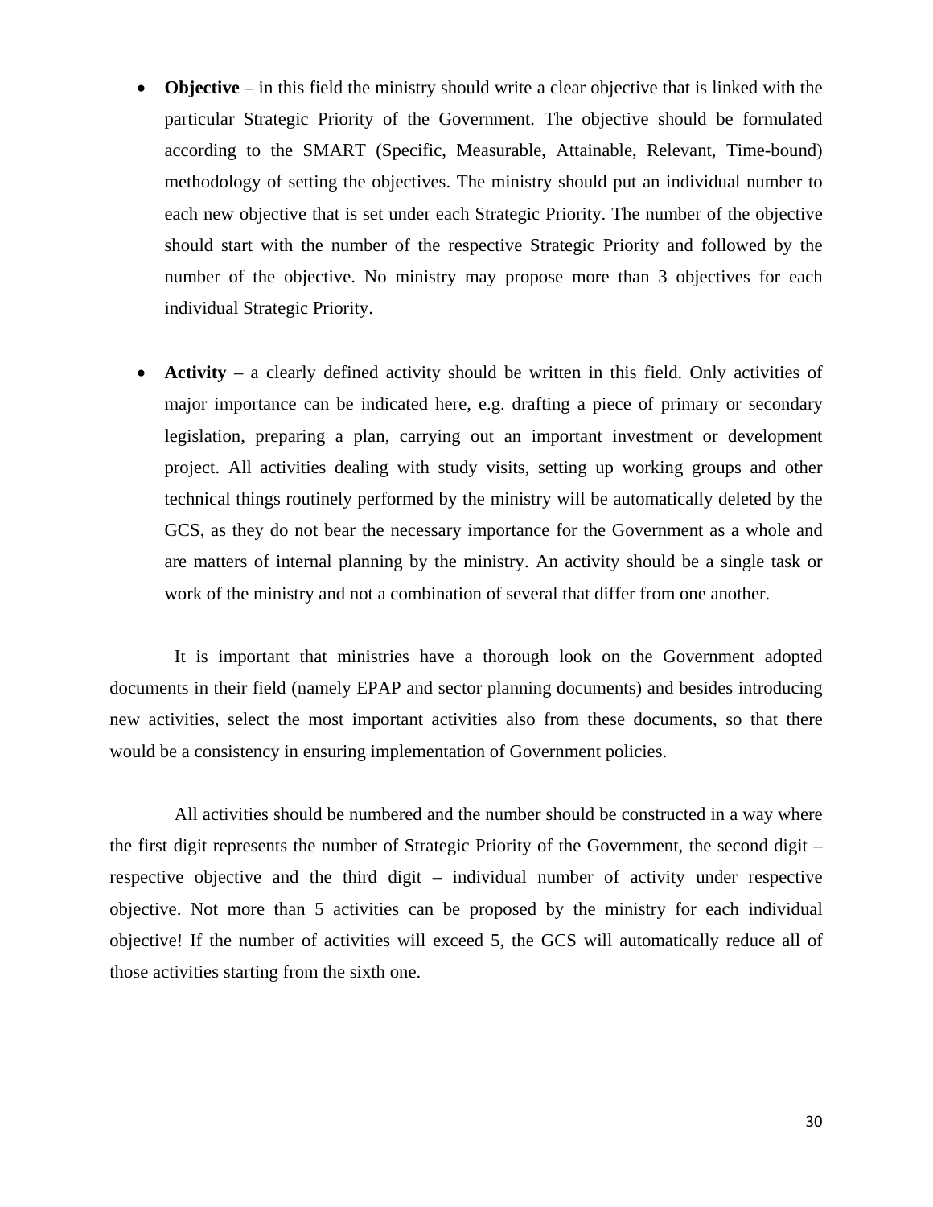- **Objective** – in this field the ministry should write a clear objective that is linked with the particular Strategic Priority of the Government. The objective should be formulated according to the SMART (Specific, Measurable, Attainable, Relevant, Time-bound) methodology of setting the objectives. The ministry should put an individual number to each new objective that is set under each Strategic Priority. The number of the objective should start with the number of the respective Strategic Priority and followed by the number of the objective. No ministry may propose more than 3 objectives for each individual Strategic Priority.

- **Activity** – a clearly defined activity should be written in this field. Only activities of major importance can be indicated here, e.g. drafting a piece of primary or secondary legislation, preparing a plan, carrying out an important investment or development project. All activities dealing with study visits, setting up working groups and other technical things routinely performed by the ministry will be automatically deleted by the GCS, as they do not bear the necessary importance for the Government as a whole and are matters of internal planning by the ministry. An activity should be a single task or work of the ministry and not a combination of several that differ from one another.

It is important that ministries have a thorough look on the Government adopted documents in their field (namely EPAP and sector planning documents) and besides introducing new activities, select the most important activities also from these documents, so that there would be a consistency in ensuring implementation of Government policies.

All activities should be numbered and the number should be constructed in a way where the first digit represents the number of Strategic Priority of the Government, the second digit – respective objective and the third digit – individual number of activity under respective objective. Not more than 5 activities can be proposed by the ministry for each individual objective! If the number of activities will exceed 5, the GCS will automatically reduce all of those activities starting from the sixth one.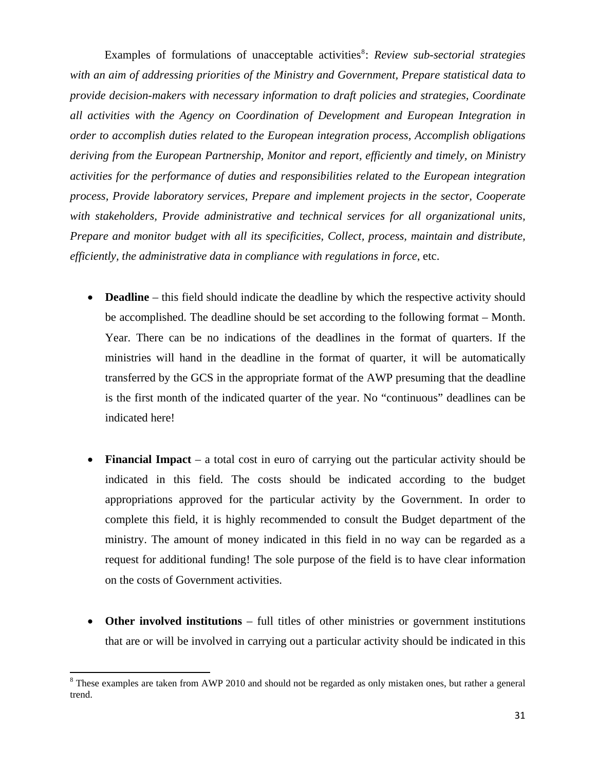Examples of formulations of unacceptable activities[8]: *Review sub-sectorial strategies with an aim of addressing priorities of the Ministry and Government, Prepare statistical data to provide decision-makers with necessary information to draft policies and strategies, Coordinate all activities with the Agency on Coordination of Development and European Integration in order to accomplish duties related to the European integration process, Accomplish obligations deriving from the European Partnership, Monitor and report, efficiently and timely, on Ministry activities for the performance of duties and responsibilities related to the European integration process, Provide laboratory services, Prepare and implement projects in the sector, Cooperate with stakeholders, Provide administrative and technical services for all organizational units, Prepare and monitor budget with all its specificities, Collect, process, maintain and distribute, efficiently, the administrative data in compliance with regulations in force*, etc.

- **Deadline** – this field should indicate the deadline by which the respective activity should be accomplished. The deadline should be set according to the following format – Month. Year. There can be no indications of the deadlines in the format of quarters. If the ministries will hand in the deadline in the format of quarter, it will be automatically transferred by the GCS in the appropriate format of the AWP presuming that the deadline is the first month of the indicated quarter of the year. No "continuous" deadlines can be indicated here!

- **Financial Impact** – a total cost in euro of carrying out the particular activity should be indicated in this field. The costs should be indicated according to the budget appropriations approved for the particular activity by the Government. In order to complete this field, it is highly recommended to consult the Budget department of the ministry. The amount of money indicated in this field in no way can be regarded as a request for additional funding! The sole purpose of the field is to have clear information on the costs of Government activities.

- **Other involved institutions** – full titles of other ministries or government institutions that are or will be involved in carrying out a particular activity should be indicated in this

[8] These examples are taken from AWP 2010 and should not be regarded as only mistaken ones, but rather a general trend.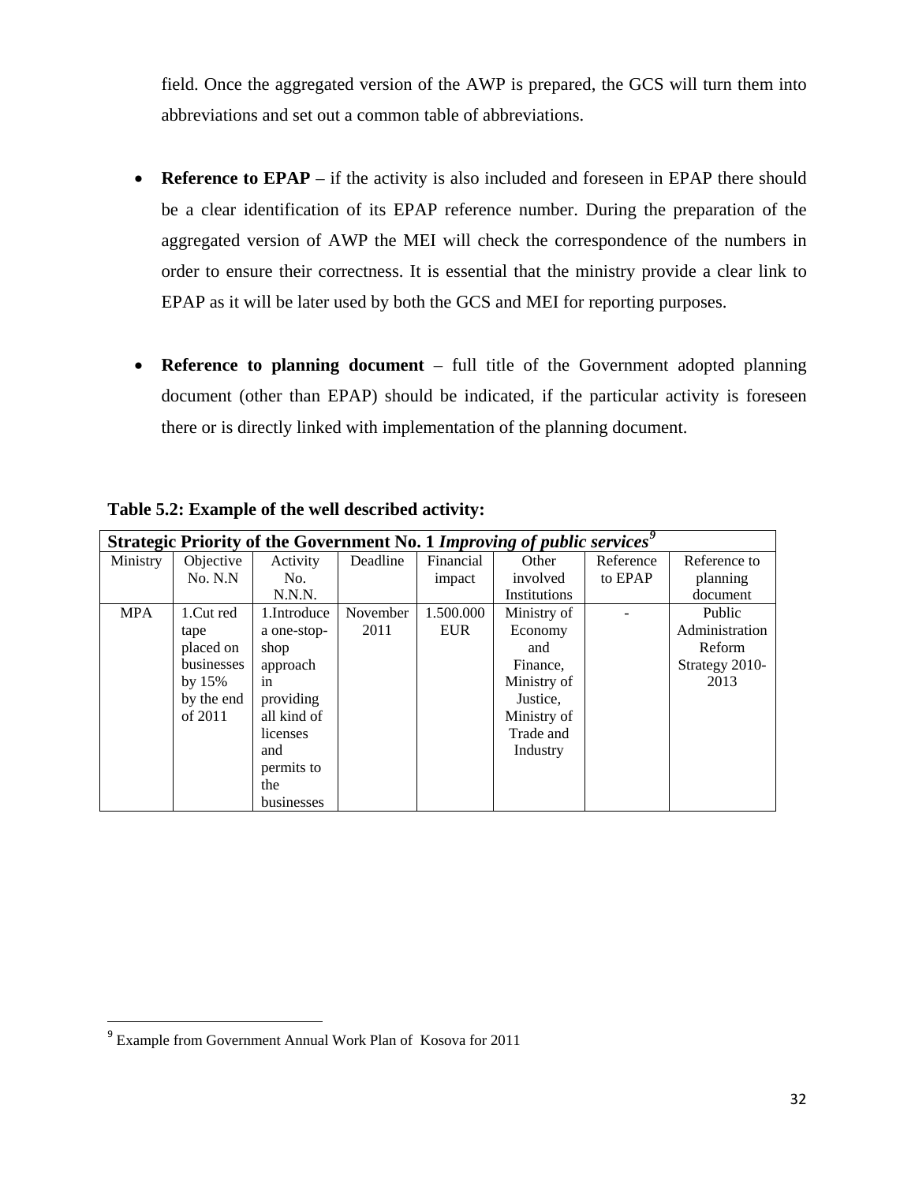field. Once the aggregated version of the AWP is prepared, the GCS will turn them into abbreviations and set out a common table of abbreviations.

- **Reference to EPAP** – if the activity is also included and foreseen in EPAP there should be a clear identification of its EPAP reference number. During the preparation of the aggregated version of AWP the MEI will check the correspondence of the numbers in order to ensure their correctness. It is essential that the ministry provide a clear link to EPAP as it will be later used by both the GCS and MEI for reporting purposes.

- **Reference to planning document** – full title of the Government adopted planning document (other than EPAP) should be indicated, if the particular activity is foreseen there or is directly linked with implementation of the planning document.

**Table 5.2: Example of the well described activity:**

| **Strategic Priority of the Government No. 1 *Improving of public services*[9]** | | | | | | | |
|---|---|---|---|---|---|---|---|
| Ministry | Objective No. N.N | Activity No. N.N.N. | Deadline | Financial impact | Other involved Institutions | Reference to EPAP | Reference to planning document |
| MPA | 1.Cut red tape placed on businesses by 15% by the end of 2011 | 1.Introduce a one-stop-shop approach in providing all kind of licenses and permits to the businesses | November 2011 | 1.500.000 EUR | Ministry of Economy and Finance, Ministry of Justice, Ministry of Trade and Industry | - | Public Administration Reform Strategy 2010-2013 |

[9] Example from Government Annual Work Plan of Kosova for 2011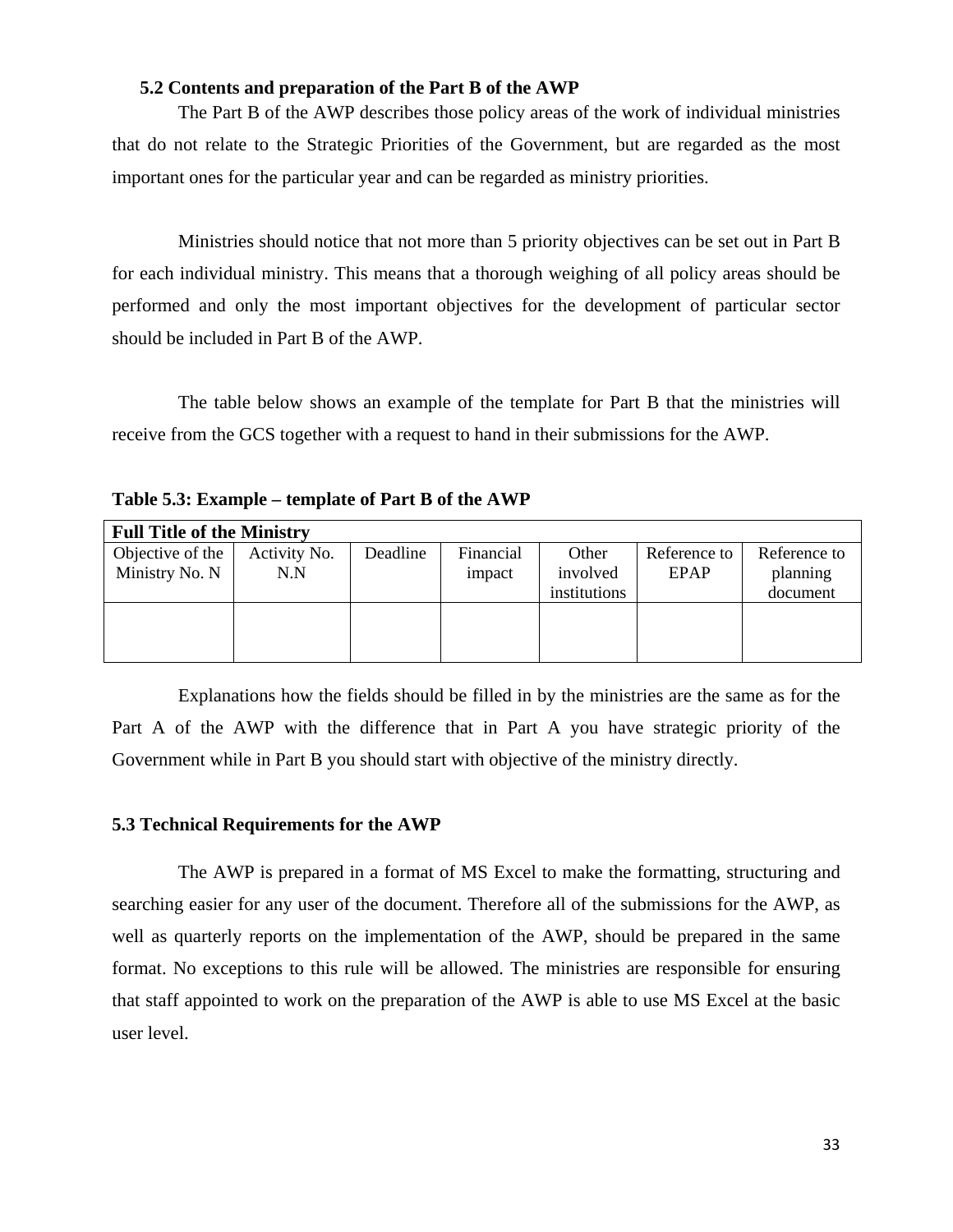### 5.2 Contents and preparation of the Part B of the AWP

The Part B of the AWP describes those policy areas of the work of individual ministries that do not relate to the Strategic Priorities of the Government, but are regarded as the most important ones for the particular year and can be regarded as ministry priorities.

Ministries should notice that not more than 5 priority objectives can be set out in Part B for each individual ministry. This means that a thorough weighing of all policy areas should be performed and only the most important objectives for the development of particular sector should be included in Part B of the AWP.

The table below shows an example of the template for Part B that the ministries will receive from the GCS together with a request to hand in their submissions for the AWP.

**Table 5.3: Example – template of Part B of the AWP**

| **Full Title of the Ministry** | | | | | | |
|---|---|---|---|---|---|---|
| Objective of the Ministry No. N | Activity No. N.N | Deadline | Financial impact | Other involved institutions | Reference to EPAP | Reference to planning document |
| | | | | | | |

Explanations how the fields should be filled in by the ministries are the same as for the Part A of the AWP with the difference that in Part A you have strategic priority of the Government while in Part B you should start with objective of the ministry directly.

### 5.3 Technical Requirements for the AWP

The AWP is prepared in a format of MS Excel to make the formatting, structuring and searching easier for any user of the document. Therefore all of the submissions for the AWP, as well as quarterly reports on the implementation of the AWP, should be prepared in the same format. No exceptions to this rule will be allowed. The ministries are responsible for ensuring that staff appointed to work on the preparation of the AWP is able to use MS Excel at the basic user level.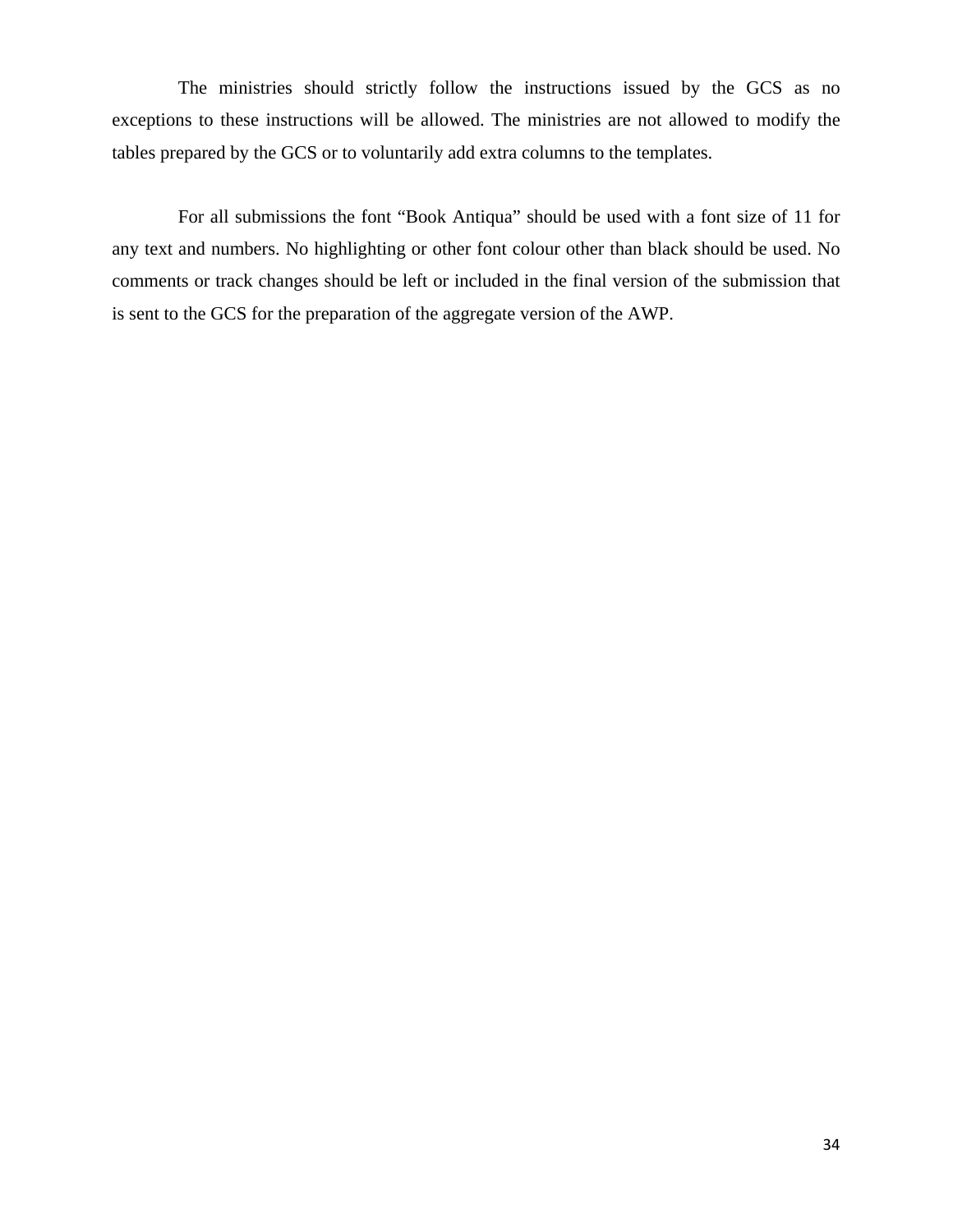The ministries should strictly follow the instructions issued by the GCS as no exceptions to these instructions will be allowed. The ministries are not allowed to modify the tables prepared by the GCS or to voluntarily add extra columns to the templates.

For all submissions the font “Book Antiqua” should be used with a font size of 11 for any text and numbers. No highlighting or other font colour other than black should be used. No comments or track changes should be left or included in the final version of the submission that is sent to the GCS for the preparation of the aggregate version of the AWP.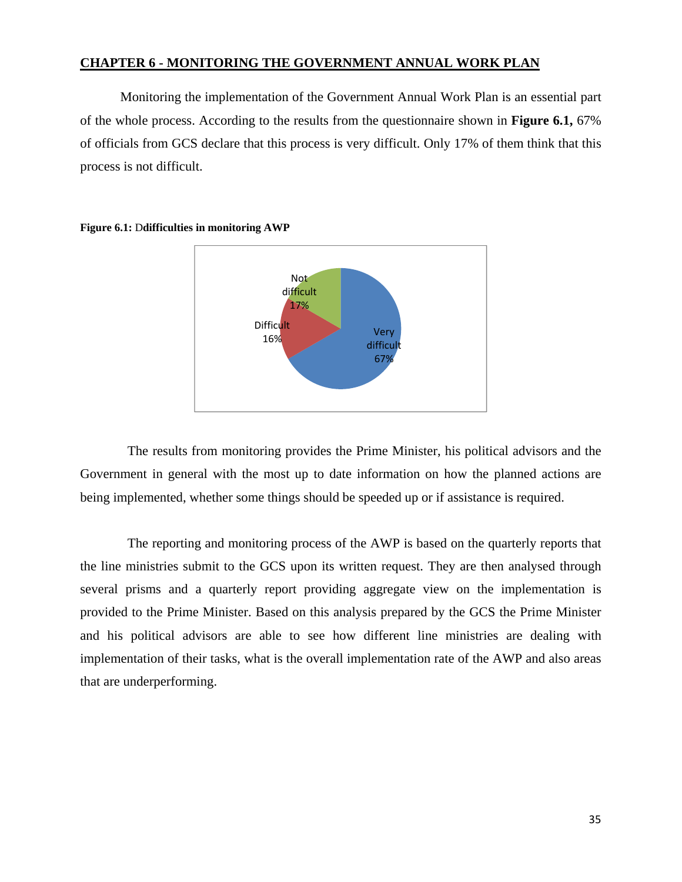## CHAPTER 6 - MONITORING THE GOVERNMENT ANNUAL WORK PLAN

Monitoring the implementation of the Government Annual Work Plan is an essential part of the whole process. According to the results from the questionnaire shown in **Figure 6.1,** 67% of officials from GCS declare that this process is very difficult. Only 17% of them think that this process is not difficult.

**Figure 6.1:** D**difficulties in monitoring AWP**

| Response | Share |
|---|---|
| Very difficult | 67% |
| Difficult | 16% |
| Not difficult | 17% |

The results from monitoring provides the Prime Minister, his political advisors and the Government in general with the most up to date information on how the planned actions are being implemented, whether some things should be speeded up or if assistance is required.

The reporting and monitoring process of the AWP is based on the quarterly reports that the line ministries submit to the GCS upon its written request. They are then analysed through several prisms and a quarterly report providing aggregate view on the implementation is provided to the Prime Minister. Based on this analysis prepared by the GCS the Prime Minister and his political advisors are able to see how different line ministries are dealing with implementation of their tasks, what is the overall implementation rate of the AWP and also areas that are underperforming.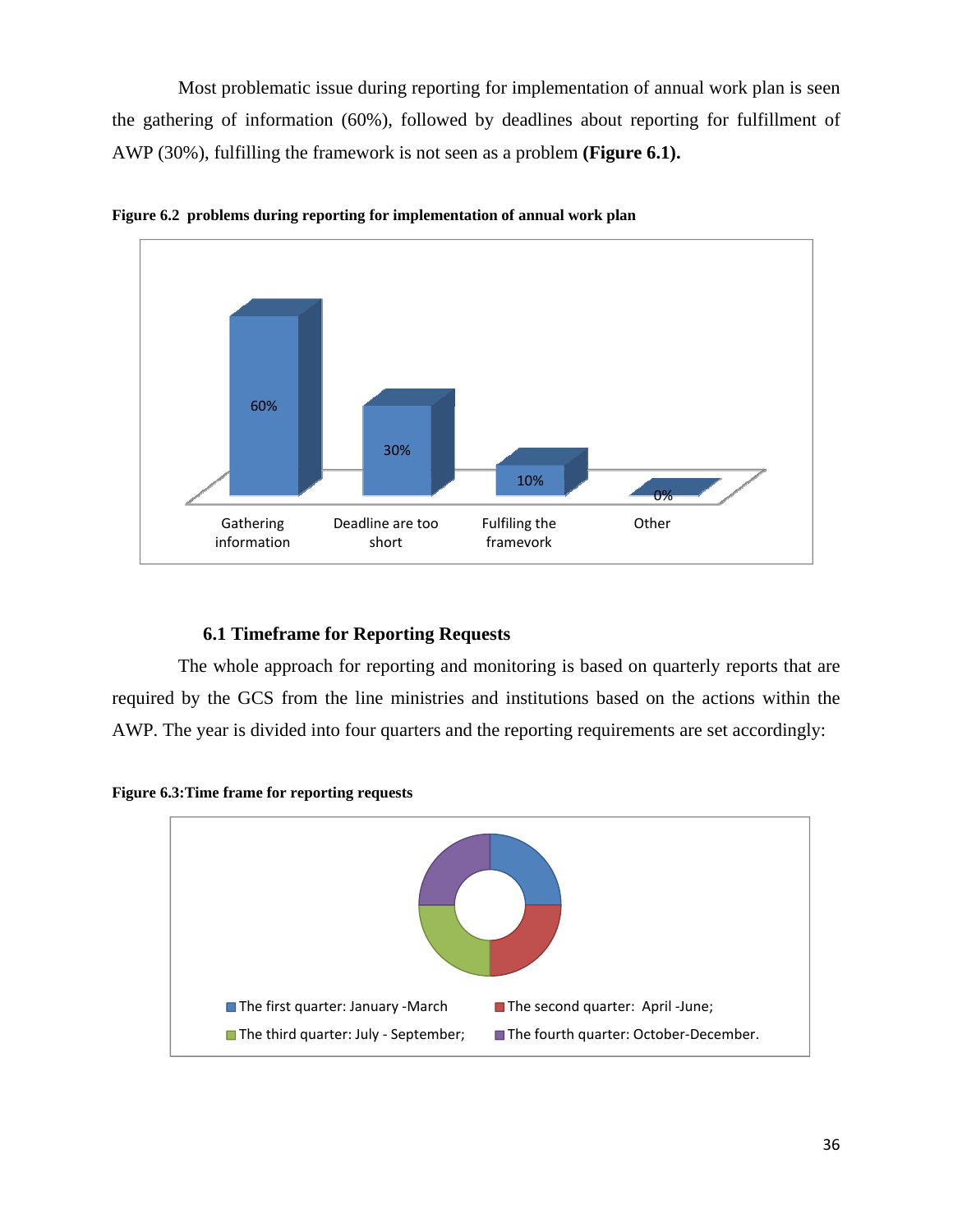Most problematic issue during reporting for implementation of annual work plan is seen the gathering of information (60%), followed by deadlines about reporting for fulfillment of AWP (30%), fulfilling the framework is not seen as a problem **(Figure 6.1).**

**Figure 6.2 problems during reporting for implementation of annual work plan**

| Gathering information | Deadline are too short | Fulfiling the framevork | Other |
|---|---|---|---|
| 60% | 30% | 10% | 0% |

### 6.1 Timeframe for Reporting Requests

The whole approach for reporting and monitoring is based on quarterly reports that are required by the GCS from the line ministries and institutions based on the actions within the AWP. The year is divided into four quarters and the reporting requirements are set accordingly:

**Figure 6.3:Time frame for reporting requests**

- The first quarter: January -March
- The second quarter: April -June;
- The third quarter: July - September;
- The fourth quarter: October-December.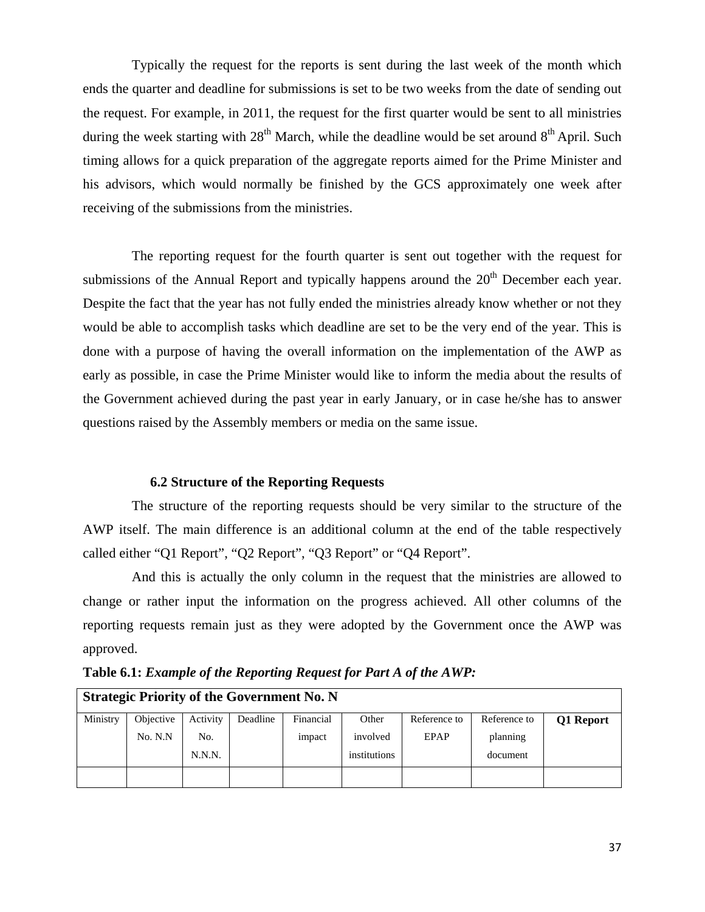Typically the request for the reports is sent during the last week of the month which ends the quarter and deadline for submissions is set to be two weeks from the date of sending out the request. For example, in 2011, the request for the first quarter would be sent to all ministries during the week starting with 28th March, while the deadline would be set around 8th April. Such timing allows for a quick preparation of the aggregate reports aimed for the Prime Minister and his advisors, which would normally be finished by the GCS approximately one week after receiving of the submissions from the ministries.

The reporting request for the fourth quarter is sent out together with the request for submissions of the Annual Report and typically happens around the 20th December each year. Despite the fact that the year has not fully ended the ministries already know whether or not they would be able to accomplish tasks which deadline are set to be the very end of the year. This is done with a purpose of having the overall information on the implementation of the AWP as early as possible, in case the Prime Minister would like to inform the media about the results of the Government achieved during the past year in early January, or in case he/she has to answer questions raised by the Assembly members or media on the same issue.

### 6.2 Structure of the Reporting Requests

The structure of the reporting requests should be very similar to the structure of the AWP itself. The main difference is an additional column at the end of the table respectively called either "Q1 Report", "Q2 Report", "Q3 Report" or "Q4 Report".

And this is actually the only column in the request that the ministries are allowed to change or rather input the information on the progress achieved. All other columns of the reporting requests remain just as they were adopted by the Government once the AWP was approved.

**Table 6.1:** ***Example of the Reporting Request for Part A of the AWP:***

| **Strategic Priority of the Government No. N** | | | | | | | | |
|---|---|---|---|---|---|---|---|---|
| Ministry | Objective No. N.N | Activity No. N.N.N. | Deadline | Financial impact | Other involved institutions | Reference to EPAP | Reference to planning document | **Q1 Report** |
| | | | | | | | | |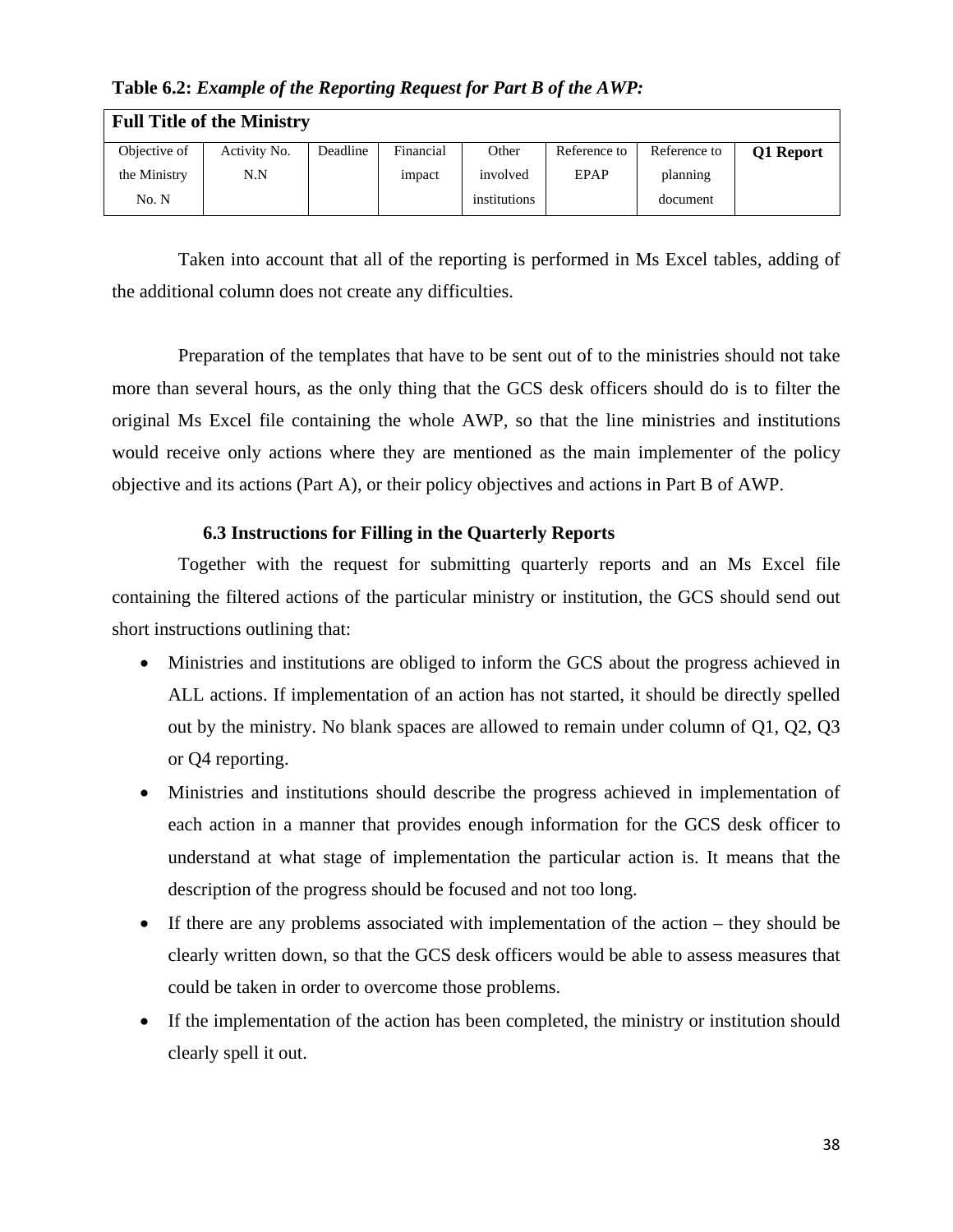**Table 6.2:** ***Example of the Reporting Request for Part B of the AWP:***

| **Full Title of the Ministry** | | | | | | | |
|---|---|---|---|---|---|---|---|
| Objective of the Ministry No. N | Activity No. N.N | Deadline | Financial impact | Other involved institutions | Reference to EPAP | Reference to planning document | **Q1 Report** |

Taken into account that all of the reporting is performed in Ms Excel tables, adding of the additional column does not create any difficulties.

Preparation of the templates that have to be sent out of to the ministries should not take more than several hours, as the only thing that the GCS desk officers should do is to filter the original Ms Excel file containing the whole AWP, so that the line ministries and institutions would receive only actions where they are mentioned as the main implementer of the policy objective and its actions (Part A), or their policy objectives and actions in Part B of AWP.

### 6.3 Instructions for Filling in the Quarterly Reports

Together with the request for submitting quarterly reports and an Ms Excel file containing the filtered actions of the particular ministry or institution, the GCS should send out short instructions outlining that:

- Ministries and institutions are obliged to inform the GCS about the progress achieved in ALL actions. If implementation of an action has not started, it should be directly spelled out by the ministry. No blank spaces are allowed to remain under column of Q1, Q2, Q3 or Q4 reporting.
- Ministries and institutions should describe the progress achieved in implementation of each action in a manner that provides enough information for the GCS desk officer to understand at what stage of implementation the particular action is. It means that the description of the progress should be focused and not too long.
- If there are any problems associated with implementation of the action – they should be clearly written down, so that the GCS desk officers would be able to assess measures that could be taken in order to overcome those problems.
- If the implementation of the action has been completed, the ministry or institution should clearly spell it out.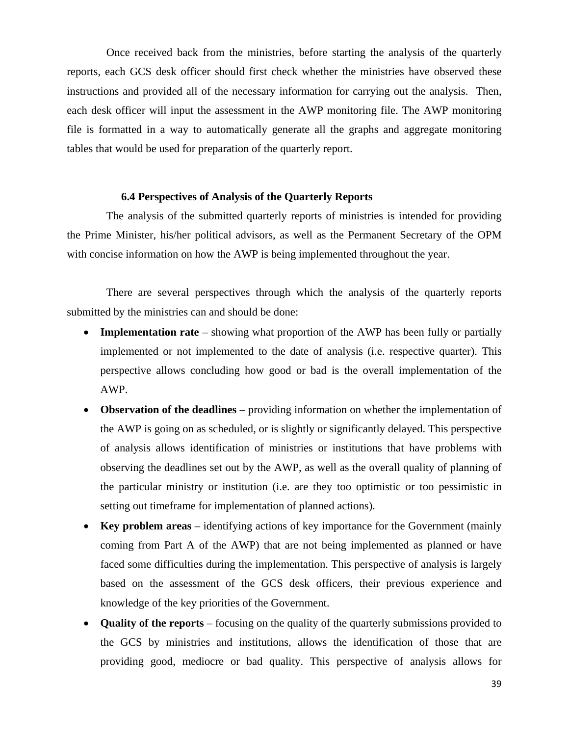Once received back from the ministries, before starting the analysis of the quarterly reports, each GCS desk officer should first check whether the ministries have observed these instructions and provided all of the necessary information for carrying out the analysis. Then, each desk officer will input the assessment in the AWP monitoring file. The AWP monitoring file is formatted in a way to automatically generate all the graphs and aggregate monitoring tables that would be used for preparation of the quarterly report.

### 6.4 Perspectives of Analysis of the Quarterly Reports

The analysis of the submitted quarterly reports of ministries is intended for providing the Prime Minister, his/her political advisors, as well as the Permanent Secretary of the OPM with concise information on how the AWP is being implemented throughout the year.

There are several perspectives through which the analysis of the quarterly reports submitted by the ministries can and should be done:

- **Implementation rate** – showing what proportion of the AWP has been fully or partially implemented or not implemented to the date of analysis (i.e. respective quarter). This perspective allows concluding how good or bad is the overall implementation of the AWP.
- **Observation of the deadlines** – providing information on whether the implementation of the AWP is going on as scheduled, or is slightly or significantly delayed. This perspective of analysis allows identification of ministries or institutions that have problems with observing the deadlines set out by the AWP, as well as the overall quality of planning of the particular ministry or institution (i.e. are they too optimistic or too pessimistic in setting out timeframe for implementation of planned actions).
- **Key problem areas** – identifying actions of key importance for the Government (mainly coming from Part A of the AWP) that are not being implemented as planned or have faced some difficulties during the implementation. This perspective of analysis is largely based on the assessment of the GCS desk officers, their previous experience and knowledge of the key priorities of the Government.
- **Quality of the reports** – focusing on the quality of the quarterly submissions provided to the GCS by ministries and institutions, allows the identification of those that are providing good, mediocre or bad quality. This perspective of analysis allows for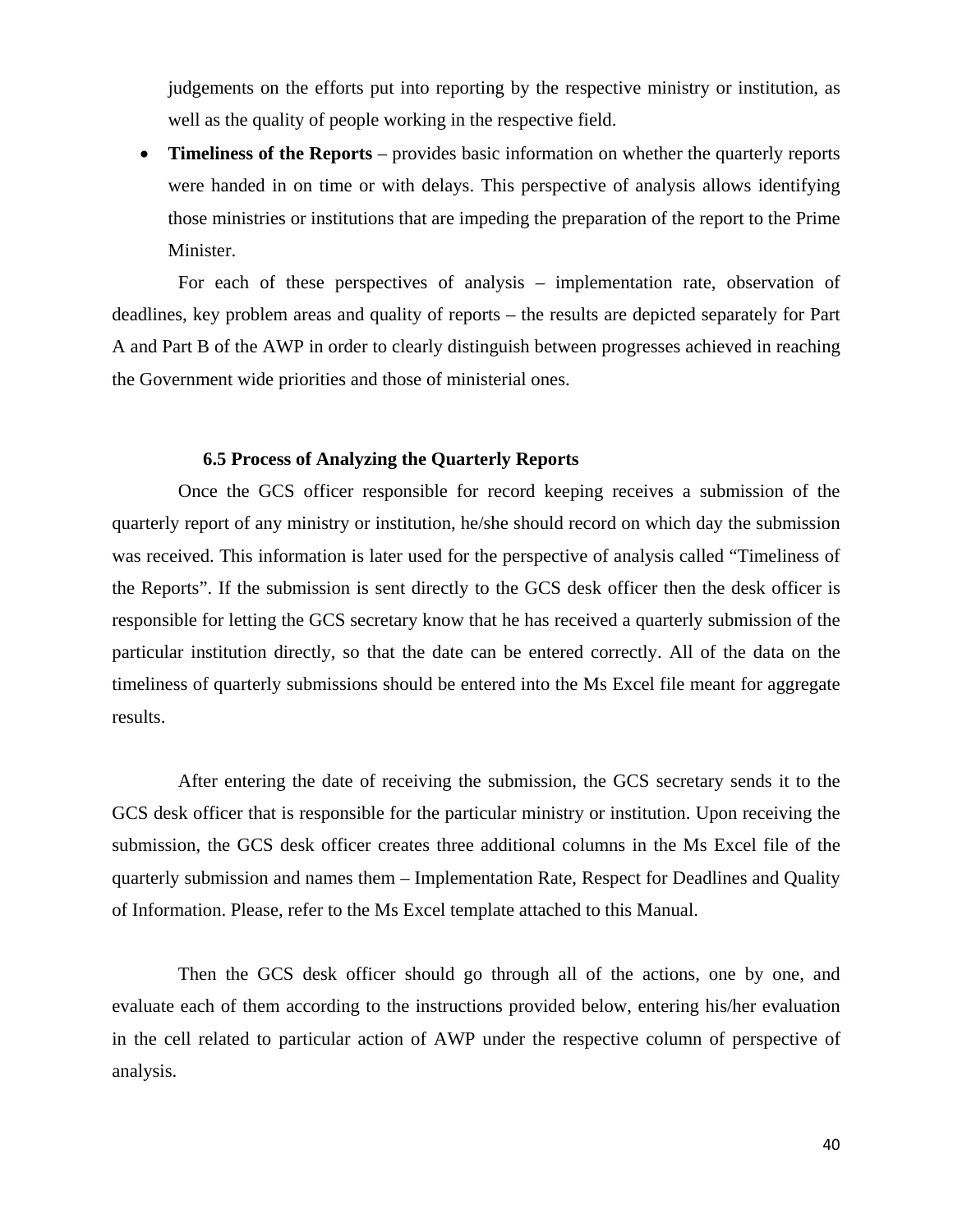judgements on the efforts put into reporting by the respective ministry or institution, as well as the quality of people working in the respective field.

- **Timeliness of the Reports** – provides basic information on whether the quarterly reports were handed in on time or with delays. This perspective of analysis allows identifying those ministries or institutions that are impeding the preparation of the report to the Prime Minister.

For each of these perspectives of analysis – implementation rate, observation of deadlines, key problem areas and quality of reports – the results are depicted separately for Part A and Part B of the AWP in order to clearly distinguish between progresses achieved in reaching the Government wide priorities and those of ministerial ones.

### 6.5 Process of Analyzing the Quarterly Reports

Once the GCS officer responsible for record keeping receives a submission of the quarterly report of any ministry or institution, he/she should record on which day the submission was received. This information is later used for the perspective of analysis called "Timeliness of the Reports". If the submission is sent directly to the GCS desk officer then the desk officer is responsible for letting the GCS secretary know that he has received a quarterly submission of the particular institution directly, so that the date can be entered correctly. All of the data on the timeliness of quarterly submissions should be entered into the Ms Excel file meant for aggregate results.

After entering the date of receiving the submission, the GCS secretary sends it to the GCS desk officer that is responsible for the particular ministry or institution. Upon receiving the submission, the GCS desk officer creates three additional columns in the Ms Excel file of the quarterly submission and names them – Implementation Rate, Respect for Deadlines and Quality of Information. Please, refer to the Ms Excel template attached to this Manual.

Then the GCS desk officer should go through all of the actions, one by one, and evaluate each of them according to the instructions provided below, entering his/her evaluation in the cell related to particular action of AWP under the respective column of perspective of analysis.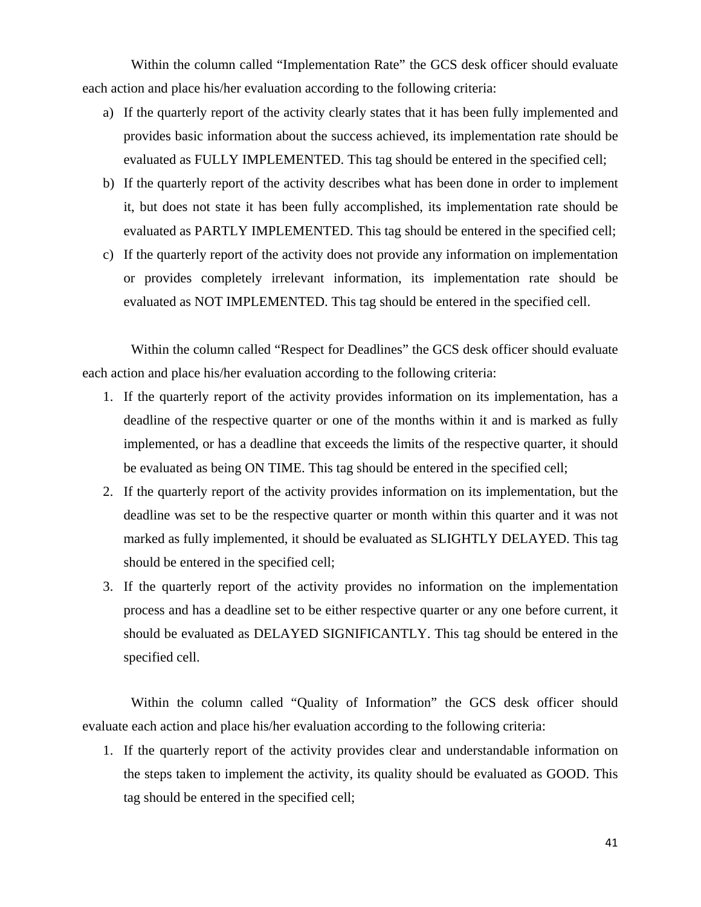Within the column called "Implementation Rate" the GCS desk officer should evaluate each action and place his/her evaluation according to the following criteria:

a) If the quarterly report of the activity clearly states that it has been fully implemented and provides basic information about the success achieved, its implementation rate should be evaluated as FULLY IMPLEMENTED. This tag should be entered in the specified cell;
b) If the quarterly report of the activity describes what has been done in order to implement it, but does not state it has been fully accomplished, its implementation rate should be evaluated as PARTLY IMPLEMENTED. This tag should be entered in the specified cell;
c) If the quarterly report of the activity does not provide any information on implementation or provides completely irrelevant information, its implementation rate should be evaluated as NOT IMPLEMENTED. This tag should be entered in the specified cell.

Within the column called "Respect for Deadlines" the GCS desk officer should evaluate each action and place his/her evaluation according to the following criteria:

1. If the quarterly report of the activity provides information on its implementation, has a deadline of the respective quarter or one of the months within it and is marked as fully implemented, or has a deadline that exceeds the limits of the respective quarter, it should be evaluated as being ON TIME. This tag should be entered in the specified cell;
2. If the quarterly report of the activity provides information on its implementation, but the deadline was set to be the respective quarter or month within this quarter and it was not marked as fully implemented, it should be evaluated as SLIGHTLY DELAYED. This tag should be entered in the specified cell;
3. If the quarterly report of the activity provides no information on the implementation process and has a deadline set to be either respective quarter or any one before current, it should be evaluated as DELAYED SIGNIFICANTLY. This tag should be entered in the specified cell.

Within the column called "Quality of Information" the GCS desk officer should evaluate each action and place his/her evaluation according to the following criteria:

1. If the quarterly report of the activity provides clear and understandable information on the steps taken to implement the activity, its quality should be evaluated as GOOD. This tag should be entered in the specified cell;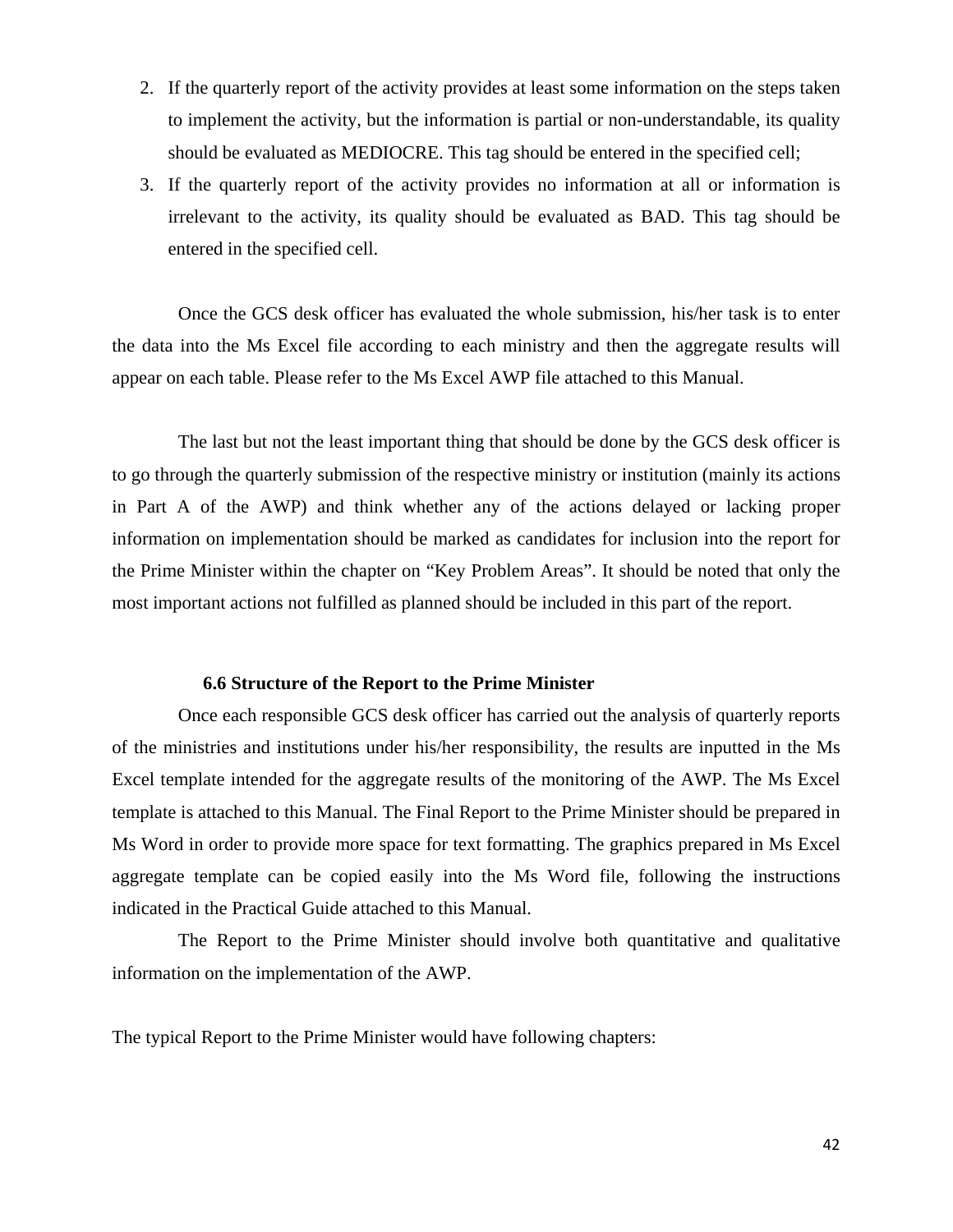2. If the quarterly report of the activity provides at least some information on the steps taken to implement the activity, but the information is partial or non-understandable, its quality should be evaluated as MEDIOCRE. This tag should be entered in the specified cell;
3. If the quarterly report of the activity provides no information at all or information is irrelevant to the activity, its quality should be evaluated as BAD. This tag should be entered in the specified cell.

Once the GCS desk officer has evaluated the whole submission, his/her task is to enter the data into the Ms Excel file according to each ministry and then the aggregate results will appear on each table. Please refer to the Ms Excel AWP file attached to this Manual.

The last but not the least important thing that should be done by the GCS desk officer is to go through the quarterly submission of the respective ministry or institution (mainly its actions in Part A of the AWP) and think whether any of the actions delayed or lacking proper information on implementation should be marked as candidates for inclusion into the report for the Prime Minister within the chapter on "Key Problem Areas". It should be noted that only the most important actions not fulfilled as planned should be included in this part of the report.

### 6.6 Structure of the Report to the Prime Minister

Once each responsible GCS desk officer has carried out the analysis of quarterly reports of the ministries and institutions under his/her responsibility, the results are inputted in the Ms Excel template intended for the aggregate results of the monitoring of the AWP. The Ms Excel template is attached to this Manual. The Final Report to the Prime Minister should be prepared in Ms Word in order to provide more space for text formatting. The graphics prepared in Ms Excel aggregate template can be copied easily into the Ms Word file, following the instructions indicated in the Practical Guide attached to this Manual.

The Report to the Prime Minister should involve both quantitative and qualitative information on the implementation of the AWP.

The typical Report to the Prime Minister would have following chapters: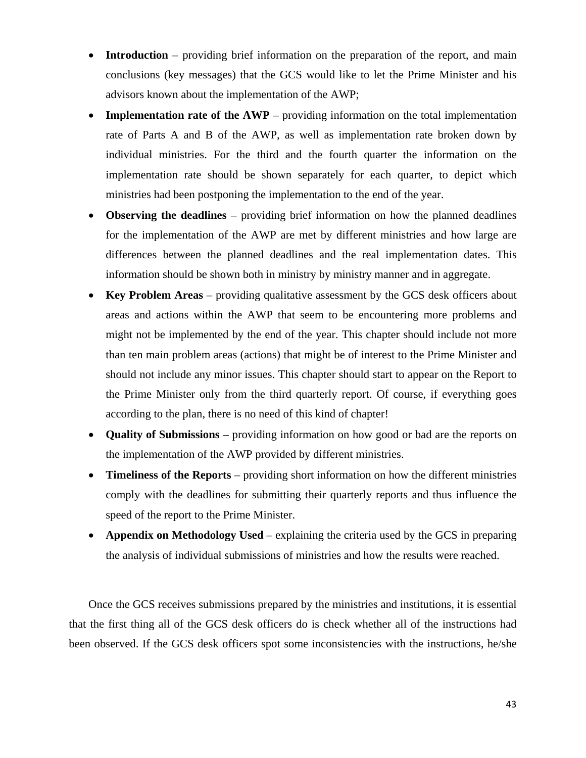- **Introduction** – providing brief information on the preparation of the report, and main conclusions (key messages) that the GCS would like to let the Prime Minister and his advisors known about the implementation of the AWP;
- **Implementation rate of the AWP** – providing information on the total implementation rate of Parts A and B of the AWP, as well as implementation rate broken down by individual ministries. For the third and the fourth quarter the information on the implementation rate should be shown separately for each quarter, to depict which ministries had been postponing the implementation to the end of the year.
- **Observing the deadlines** – providing brief information on how the planned deadlines for the implementation of the AWP are met by different ministries and how large are differences between the planned deadlines and the real implementation dates. This information should be shown both in ministry by ministry manner and in aggregate.
- **Key Problem Areas** – providing qualitative assessment by the GCS desk officers about areas and actions within the AWP that seem to be encountering more problems and might not be implemented by the end of the year. This chapter should include not more than ten main problem areas (actions) that might be of interest to the Prime Minister and should not include any minor issues. This chapter should start to appear on the Report to the Prime Minister only from the third quarterly report. Of course, if everything goes according to the plan, there is no need of this kind of chapter!
- **Quality of Submissions** – providing information on how good or bad are the reports on the implementation of the AWP provided by different ministries.
- **Timeliness of the Reports** – providing short information on how the different ministries comply with the deadlines for submitting their quarterly reports and thus influence the speed of the report to the Prime Minister.
- **Appendix on Methodology Used** – explaining the criteria used by the GCS in preparing the analysis of individual submissions of ministries and how the results were reached.

Once the GCS receives submissions prepared by the ministries and institutions, it is essential that the first thing all of the GCS desk officers do is check whether all of the instructions had been observed. If the GCS desk officers spot some inconsistencies with the instructions, he/she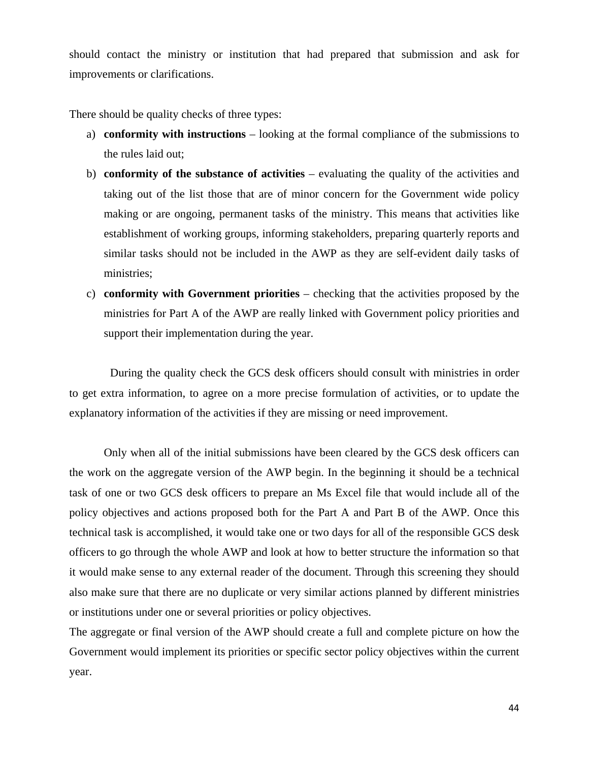should contact the ministry or institution that had prepared that submission and ask for improvements or clarifications.

There should be quality checks of three types:

a) **conformity with instructions** – looking at the formal compliance of the submissions to the rules laid out;
b) **conformity of the substance of activities** – evaluating the quality of the activities and taking out of the list those that are of minor concern for the Government wide policy making or are ongoing, permanent tasks of the ministry. This means that activities like establishment of working groups, informing stakeholders, preparing quarterly reports and similar tasks should not be included in the AWP as they are self-evident daily tasks of ministries;
c) **conformity with Government priorities** – checking that the activities proposed by the ministries for Part A of the AWP are really linked with Government policy priorities and support their implementation during the year.

During the quality check the GCS desk officers should consult with ministries in order to get extra information, to agree on a more precise formulation of activities, or to update the explanatory information of the activities if they are missing or need improvement.

Only when all of the initial submissions have been cleared by the GCS desk officers can the work on the aggregate version of the AWP begin. In the beginning it should be a technical task of one or two GCS desk officers to prepare an Ms Excel file that would include all of the policy objectives and actions proposed both for the Part A and Part B of the AWP. Once this technical task is accomplished, it would take one or two days for all of the responsible GCS desk officers to go through the whole AWP and look at how to better structure the information so that it would make sense to any external reader of the document. Through this screening they should also make sure that there are no duplicate or very similar actions planned by different ministries or institutions under one or several priorities or policy objectives.

The aggregate or final version of the AWP should create a full and complete picture on how the Government would implement its priorities or specific sector policy objectives within the current year.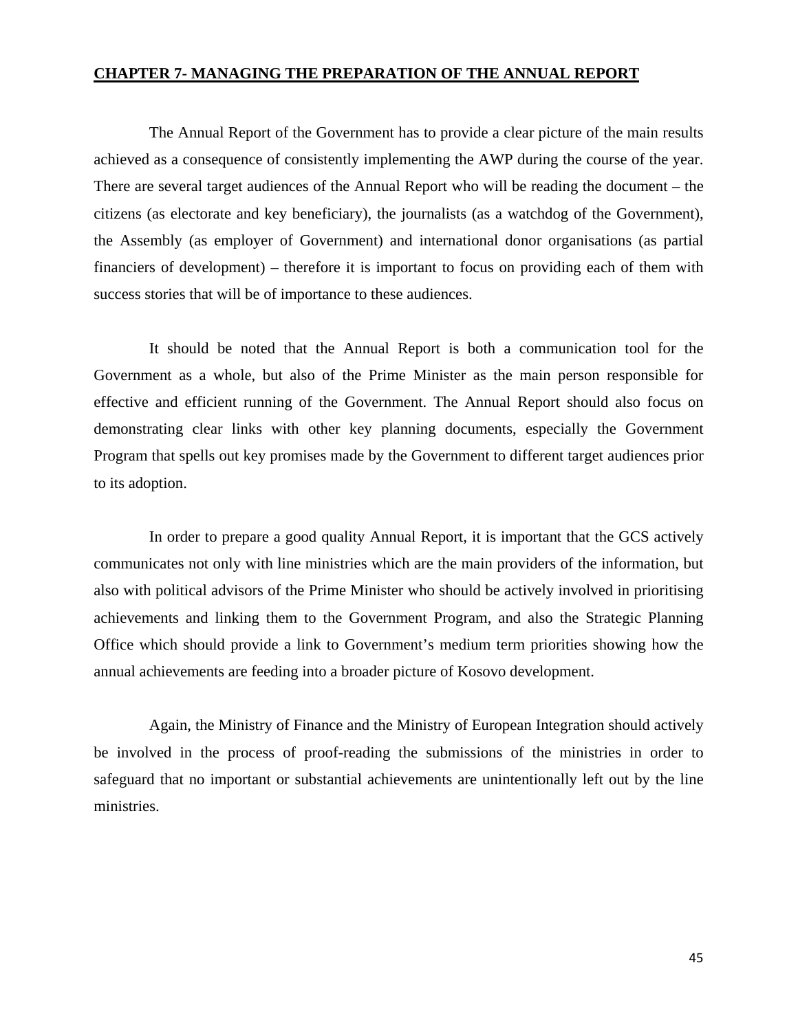# **CHAPTER 7- MANAGING THE PREPARATION OF THE ANNUAL REPORT**

The Annual Report of the Government has to provide a clear picture of the main results achieved as a consequence of consistently implementing the AWP during the course of the year. There are several target audiences of the Annual Report who will be reading the document – the citizens (as electorate and key beneficiary), the journalists (as a watchdog of the Government), the Assembly (as employer of Government) and international donor organisations (as partial financiers of development) – therefore it is important to focus on providing each of them with success stories that will be of importance to these audiences.

It should be noted that the Annual Report is both a communication tool for the Government as a whole, but also of the Prime Minister as the main person responsible for effective and efficient running of the Government. The Annual Report should also focus on demonstrating clear links with other key planning documents, especially the Government Program that spells out key promises made by the Government to different target audiences prior to its adoption.

In order to prepare a good quality Annual Report, it is important that the GCS actively communicates not only with line ministries which are the main providers of the information, but also with political advisors of the Prime Minister who should be actively involved in prioritising achievements and linking them to the Government Program, and also the Strategic Planning Office which should provide a link to Government's medium term priorities showing how the annual achievements are feeding into a broader picture of Kosovo development.

Again, the Ministry of Finance and the Ministry of European Integration should actively be involved in the process of proof-reading the submissions of the ministries in order to safeguard that no important or substantial achievements are unintentionally left out by the line ministries.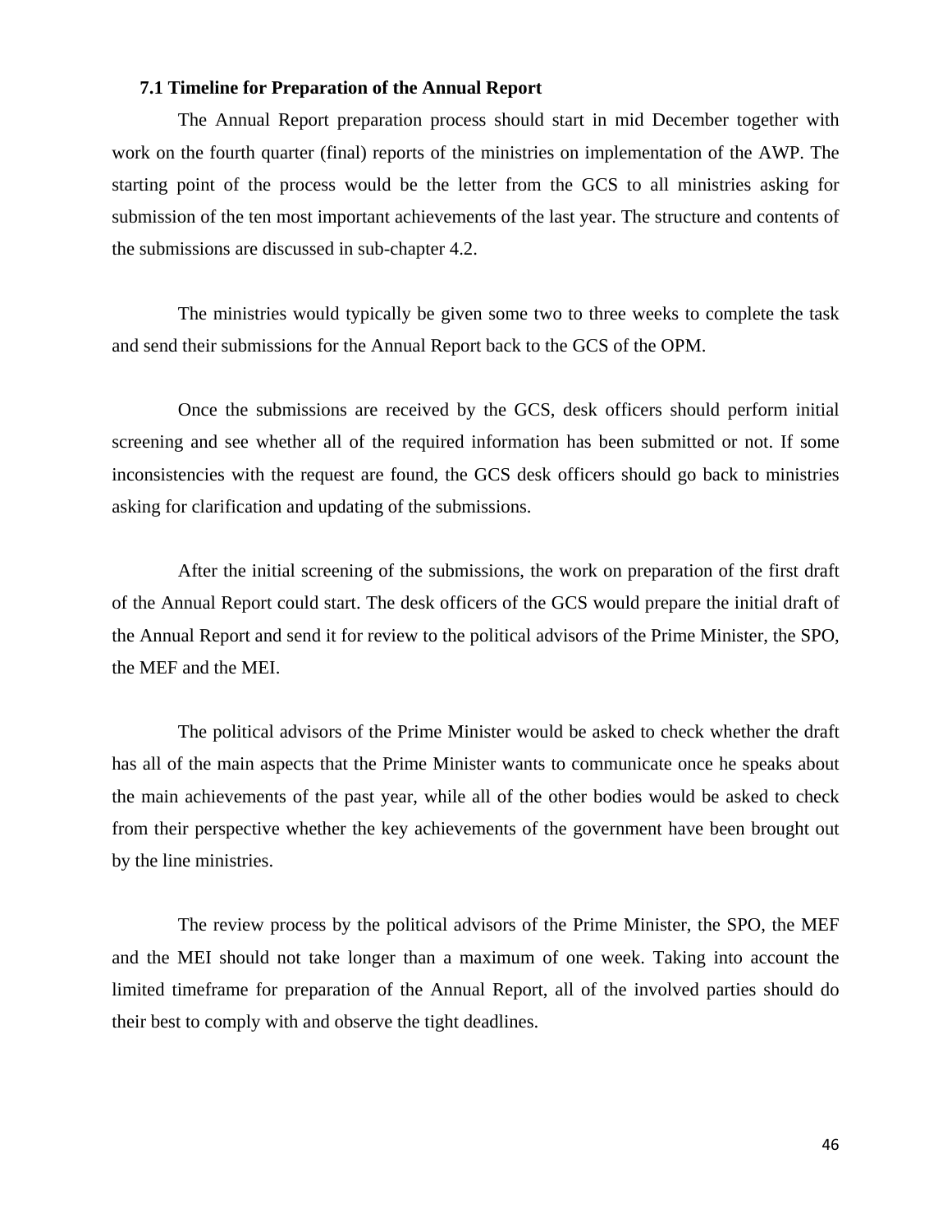### 7.1 Timeline for Preparation of the Annual Report

The Annual Report preparation process should start in mid December together with work on the fourth quarter (final) reports of the ministries on implementation of the AWP. The starting point of the process would be the letter from the GCS to all ministries asking for submission of the ten most important achievements of the last year. The structure and contents of the submissions are discussed in sub-chapter 4.2.

The ministries would typically be given some two to three weeks to complete the task and send their submissions for the Annual Report back to the GCS of the OPM.

Once the submissions are received by the GCS, desk officers should perform initial screening and see whether all of the required information has been submitted or not. If some inconsistencies with the request are found, the GCS desk officers should go back to ministries asking for clarification and updating of the submissions.

After the initial screening of the submissions, the work on preparation of the first draft of the Annual Report could start. The desk officers of the GCS would prepare the initial draft of the Annual Report and send it for review to the political advisors of the Prime Minister, the SPO, the MEF and the MEI.

The political advisors of the Prime Minister would be asked to check whether the draft has all of the main aspects that the Prime Minister wants to communicate once he speaks about the main achievements of the past year, while all of the other bodies would be asked to check from their perspective whether the key achievements of the government have been brought out by the line ministries.

The review process by the political advisors of the Prime Minister, the SPO, the MEF and the MEI should not take longer than a maximum of one week. Taking into account the limited timeframe for preparation of the Annual Report, all of the involved parties should do their best to comply with and observe the tight deadlines.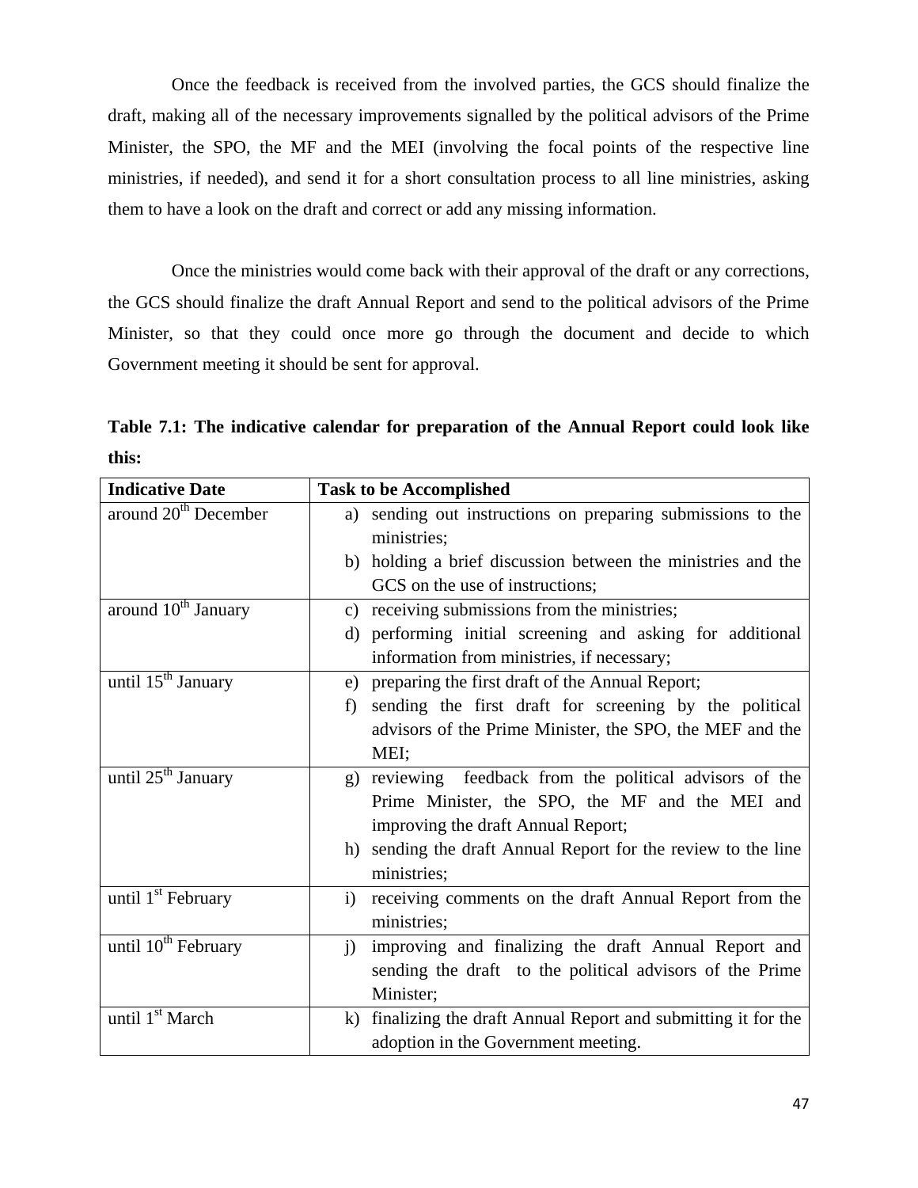Once the feedback is received from the involved parties, the GCS should finalize the draft, making all of the necessary improvements signalled by the political advisors of the Prime Minister, the SPO, the MF and the MEI (involving the focal points of the respective line ministries, if needed), and send it for a short consultation process to all line ministries, asking them to have a look on the draft and correct or add any missing information.

Once the ministries would come back with their approval of the draft or any corrections, the GCS should finalize the draft Annual Report and send to the political advisors of the Prime Minister, so that they could once more go through the document and decide to which Government meeting it should be sent for approval.

**Table 7.1: The indicative calendar for preparation of the Annual Report could look like this:**

| **Indicative Date** | **Task to be Accomplished** |
|---|---|
| around 20th December | a) sending out instructions on preparing submissions to the ministries;<br>b) holding a brief discussion between the ministries and the GCS on the use of instructions; |
| around 10th January | c) receiving submissions from the ministries;<br>d) performing initial screening and asking for additional information from ministries, if necessary; |
| until 15th January | e) preparing the first draft of the Annual Report;<br>f) sending the first draft for screening by the political advisors of the Prime Minister, the SPO, the MEF and the MEI; |
| until 25th January | g) reviewing feedback from the political advisors of the Prime Minister, the SPO, the MF and the MEI and improving the draft Annual Report;<br>h) sending the draft Annual Report for the review to the line ministries; |
| until 1st February | i) receiving comments on the draft Annual Report from the ministries; |
| until 10th February | j) improving and finalizing the draft Annual Report and sending the draft to the political advisors of the Prime Minister; |
| until 1st March | k) finalizing the draft Annual Report and submitting it for the adoption in the Government meeting. |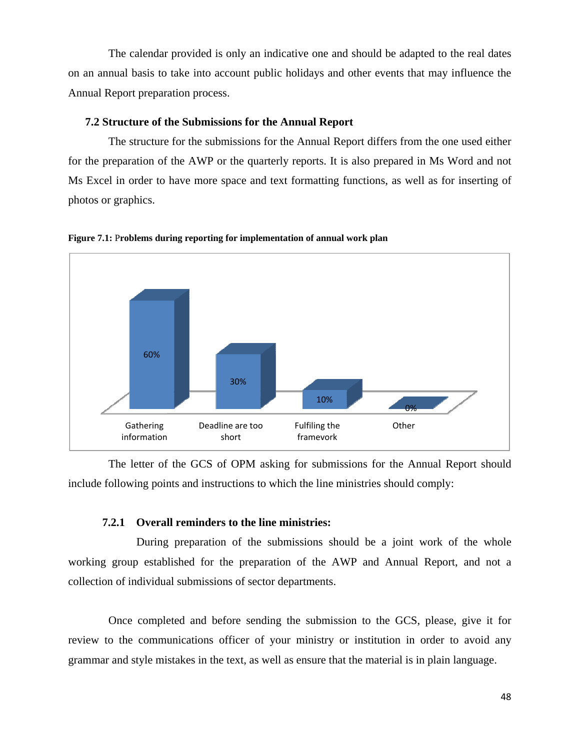The calendar provided is only an indicative one and should be adapted to the real dates on an annual basis to take into account public holidays and other events that may influence the Annual Report preparation process.

### 7.2 Structure of the Submissions for the Annual Report

The structure for the submissions for the Annual Report differs from the one used either for the preparation of the AWP or the quarterly reports. It is also prepared in Ms Word and not Ms Excel in order to have more space and text formatting functions, as well as for inserting of photos or graphics.

**Figure 7.1:** **Problems during reporting for implementation of annual work plan**

| Problem | Percentage |
|---|---|
| Gathering information | 60% |
| Deadline are too short | 30% |
| Fulfiling the framevork | 10% |
| Other | 0% |

The letter of the GCS of OPM asking for submissions for the Annual Report should include following points and instructions to which the line ministries should comply:

#### 7.2.1 Overall reminders to the line ministries:

During preparation of the submissions should be a joint work of the whole working group established for the preparation of the AWP and Annual Report, and not a collection of individual submissions of sector departments.

Once completed and before sending the submission to the GCS, please, give it for review to the communications officer of your ministry or institution in order to avoid any grammar and style mistakes in the text, as well as ensure that the material is in plain language.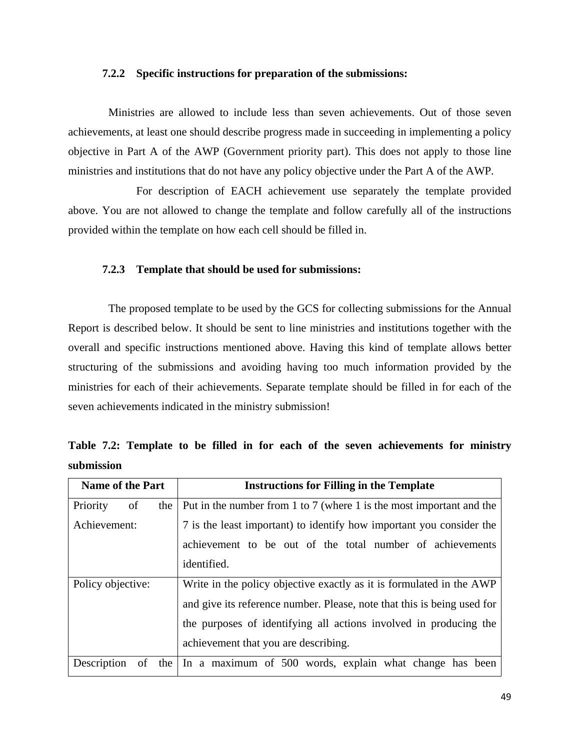#### 7.2.2 Specific instructions for preparation of the submissions:

Ministries are allowed to include less than seven achievements. Out of those seven achievements, at least one should describe progress made in succeeding in implementing a policy objective in Part A of the AWP (Government priority part). This does not apply to those line ministries and institutions that do not have any policy objective under the Part A of the AWP.

For description of EACH achievement use separately the template provided above. You are not allowed to change the template and follow carefully all of the instructions provided within the template on how each cell should be filled in.

#### 7.2.3 Template that should be used for submissions:

The proposed template to be used by the GCS for collecting submissions for the Annual Report is described below. It should be sent to line ministries and institutions together with the overall and specific instructions mentioned above. Having this kind of template allows better structuring of the submissions and avoiding having too much information provided by the ministries for each of their achievements. Separate template should be filled in for each of the seven achievements indicated in the ministry submission!

**Table 7.2: Template to be filled in for each of the seven achievements for ministry submission**

| Name of the Part | Instructions for Filling in the Template |
|---|---|
| Priority of the Achievement: | Put in the number from 1 to 7 (where 1 is the most important and the 7 is the least important) to identify how important you consider the achievement to be out of the total number of achievements identified. |
| Policy objective: | Write in the policy objective exactly as it is formulated in the AWP and give its reference number. Please, note that this is being used for the purposes of identifying all actions involved in producing the achievement that you are describing. |
| Description of the | In a maximum of 500 words, explain what change has been |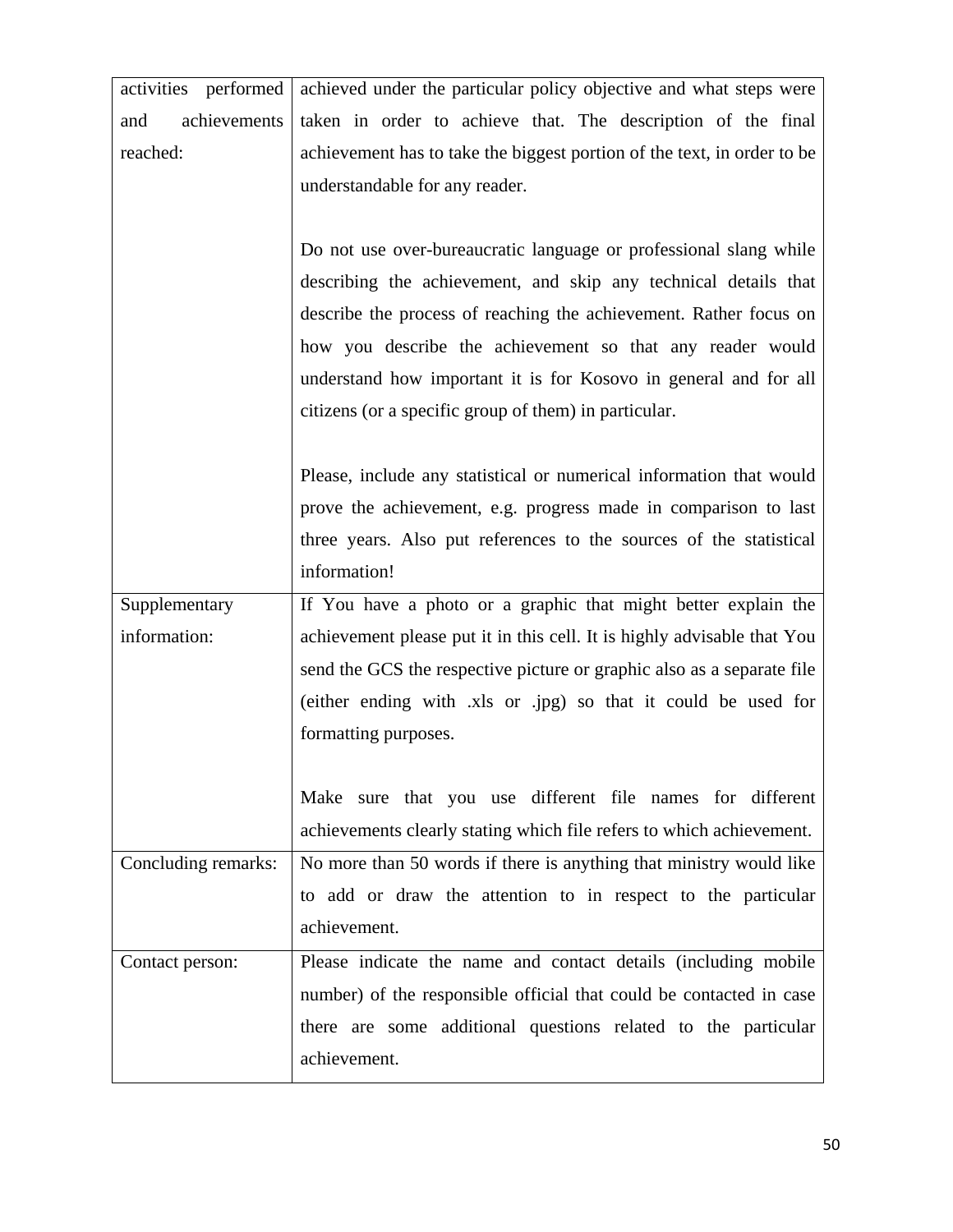| activities performed and achievements reached: | achieved under the particular policy objective and what steps were taken in order to achieve that. The description of the final achievement has to take the biggest portion of the text, in order to be understandable for any reader.<br><br>Do not use over-bureaucratic language or professional slang while describing the achievement, and skip any technical details that describe the process of reaching the achievement. Rather focus on how you describe the achievement so that any reader would understand how important it is for Kosovo in general and for all citizens (or a specific group of them) in particular.<br><br>Please, include any statistical or numerical information that would prove the achievement, e.g. progress made in comparison to last three years. Also put references to the sources of the statistical information! |
|---|---|
| Supplementary information: | If You have a photo or a graphic that might better explain the achievement please put it in this cell. It is highly advisable that You send the GCS the respective picture or graphic also as a separate file (either ending with .xls or .jpg) so that it could be used for formatting purposes.<br><br>Make sure that you use different file names for different achievements clearly stating which file refers to which achievement. |
| Concluding remarks: | No more than 50 words if there is anything that ministry would like to add or draw the attention to in respect to the particular achievement. |
| Contact person: | Please indicate the name and contact details (including mobile number) of the responsible official that could be contacted in case there are some additional questions related to the particular achievement. |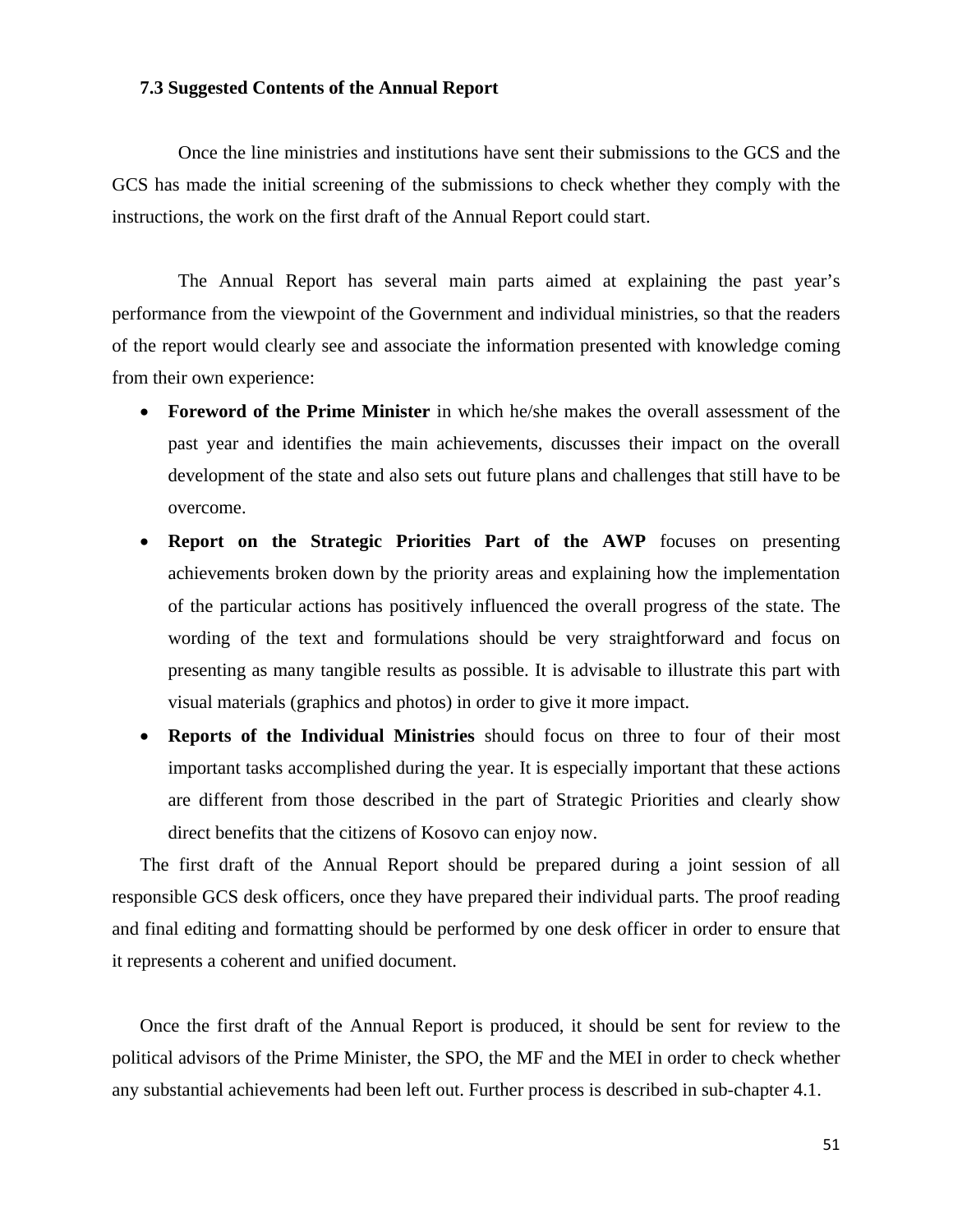### 7.3 Suggested Contents of the Annual Report

Once the line ministries and institutions have sent their submissions to the GCS and the GCS has made the initial screening of the submissions to check whether they comply with the instructions, the work on the first draft of the Annual Report could start.

The Annual Report has several main parts aimed at explaining the past year's performance from the viewpoint of the Government and individual ministries, so that the readers of the report would clearly see and associate the information presented with knowledge coming from their own experience:

- **Foreword of the Prime Minister** in which he/she makes the overall assessment of the past year and identifies the main achievements, discusses their impact on the overall development of the state and also sets out future plans and challenges that still have to be overcome.
- **Report on the Strategic Priorities Part of the AWP** focuses on presenting achievements broken down by the priority areas and explaining how the implementation of the particular actions has positively influenced the overall progress of the state. The wording of the text and formulations should be very straightforward and focus on presenting as many tangible results as possible. It is advisable to illustrate this part with visual materials (graphics and photos) in order to give it more impact.
- **Reports of the Individual Ministries** should focus on three to four of their most important tasks accomplished during the year. It is especially important that these actions are different from those described in the part of Strategic Priorities and clearly show direct benefits that the citizens of Kosovo can enjoy now.

The first draft of the Annual Report should be prepared during a joint session of all responsible GCS desk officers, once they have prepared their individual parts. The proof reading and final editing and formatting should be performed by one desk officer in order to ensure that it represents a coherent and unified document.

Once the first draft of the Annual Report is produced, it should be sent for review to the political advisors of the Prime Minister, the SPO, the MF and the MEI in order to check whether any substantial achievements had been left out. Further process is described in sub-chapter 4.1.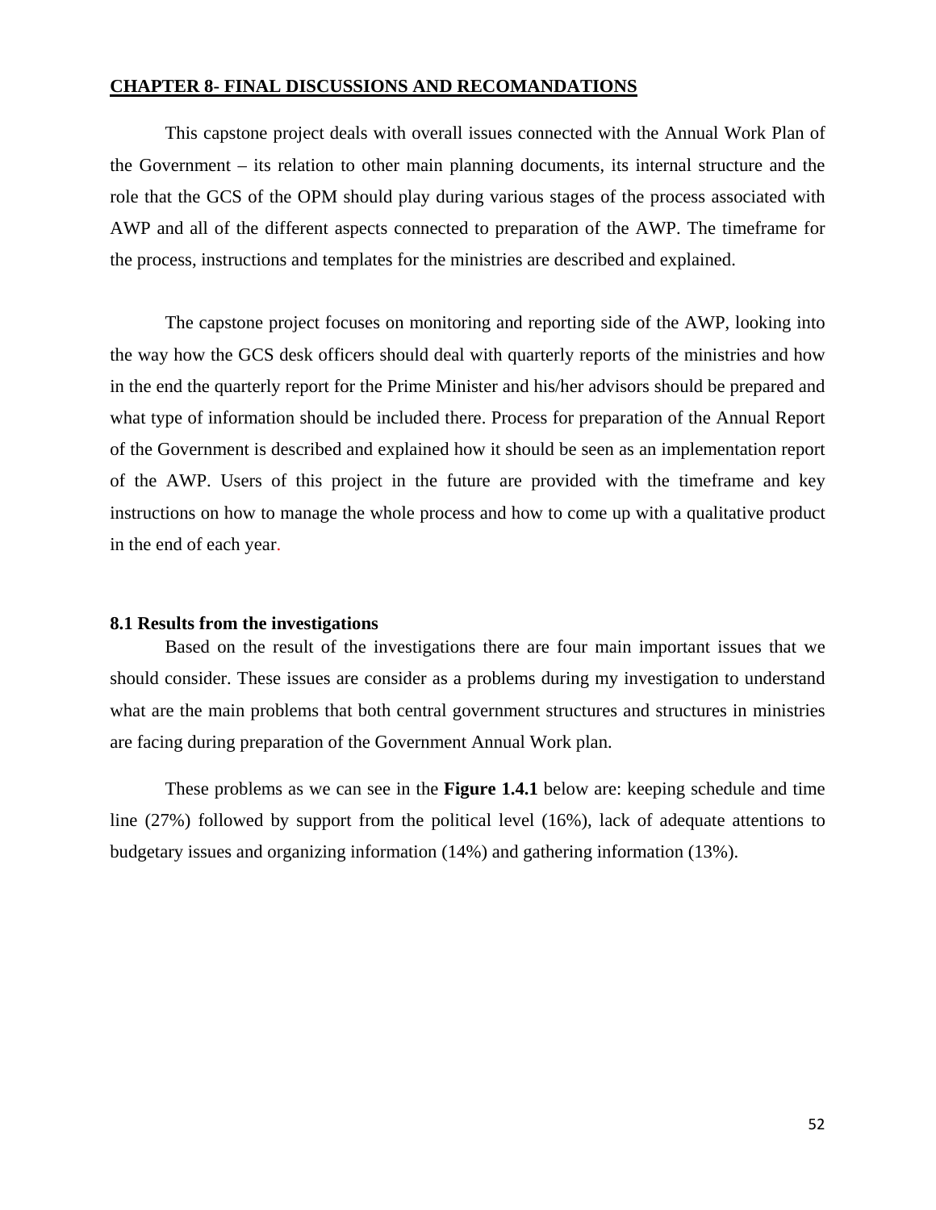## CHAPTER 8- FINAL DISCUSSIONS AND RECOMANDATIONS

This capstone project deals with overall issues connected with the Annual Work Plan of the Government – its relation to other main planning documents, its internal structure and the role that the GCS of the OPM should play during various stages of the process associated with AWP and all of the different aspects connected to preparation of the AWP. The timeframe for the process, instructions and templates for the ministries are described and explained.

The capstone project focuses on monitoring and reporting side of the AWP, looking into the way how the GCS desk officers should deal with quarterly reports of the ministries and how in the end the quarterly report for the Prime Minister and his/her advisors should be prepared and what type of information should be included there. Process for preparation of the Annual Report of the Government is described and explained how it should be seen as an implementation report of the AWP. Users of this project in the future are provided with the timeframe and key instructions on how to manage the whole process and how to come up with a qualitative product in the end of each year.

### 8.1 Results from the investigations

Based on the result of the investigations there are four main important issues that we should consider. These issues are consider as a problems during my investigation to understand what are the main problems that both central government structures and structures in ministries are facing during preparation of the Government Annual Work plan.

These problems as we can see in the **Figure 1.4.1** below are: keeping schedule and time line (27%) followed by support from the political level (16%), lack of adequate attentions to budgetary issues and organizing information (14%) and gathering information (13%).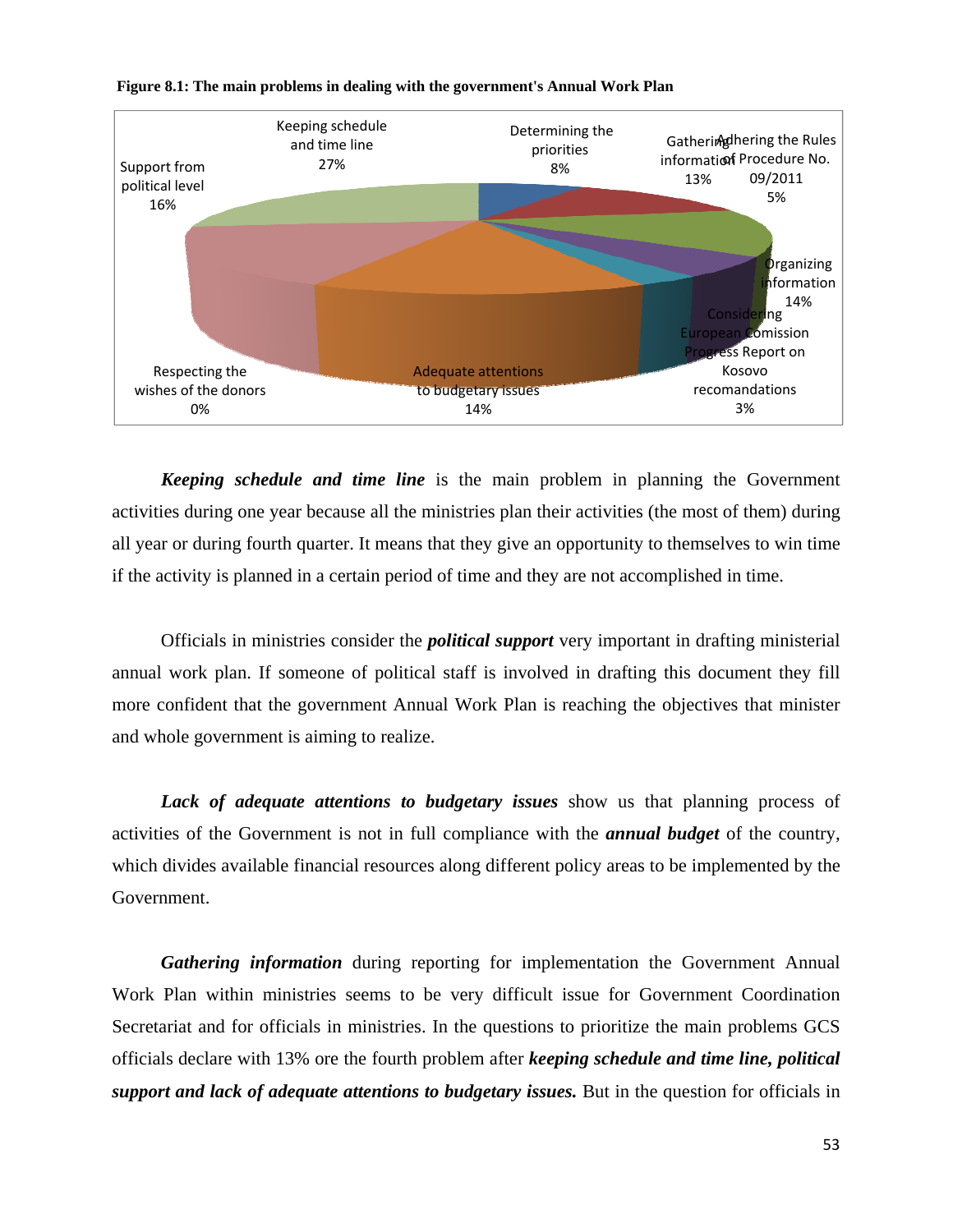**Figure 8.1: The main problems in dealing with the government's Annual Work Plan**

| Problem | % |
|---|---|
| Keeping schedule and time line | 27% |
| Determining the priorities | 8% |
| Gathering information | 13% |
| Adhering the Rules of Procedure No. 09/2011 | 5% |
| Organizing information | 14% |
| Considering European Comission Progress Report on Kosovo recomandations | 3% |
| Adequate attentions to budgetary issues | 14% |
| Respecting the wishes of the donors | 0% |
| Support from political level | 16% |

***Keeping schedule and time line*** is the main problem in planning the Government activities during one year because all the ministries plan their activities (the most of them) during all year or during fourth quarter. It means that they give an opportunity to themselves to win time if the activity is planned in a certain period of time and they are not accomplished in time.

Officials in ministries consider the ***political support*** very important in drafting ministerial annual work plan. If someone of political staff is involved in drafting this document they fill more confident that the government Annual Work Plan is reaching the objectives that minister and whole government is aiming to realize.

***Lack of adequate attentions to budgetary issues*** show us that planning process of activities of the Government is not in full compliance with the ***annual budget*** of the country, which divides available financial resources along different policy areas to be implemented by the Government.

***Gathering information*** during reporting for implementation the Government Annual Work Plan within ministries seems to be very difficult issue for Government Coordination Secretariat and for officials in ministries. In the questions to prioritize the main problems GCS officials declare with 13% ore the fourth problem after ***keeping schedule and time line, political support and lack of adequate attentions to budgetary issues.*** But in the question for officials in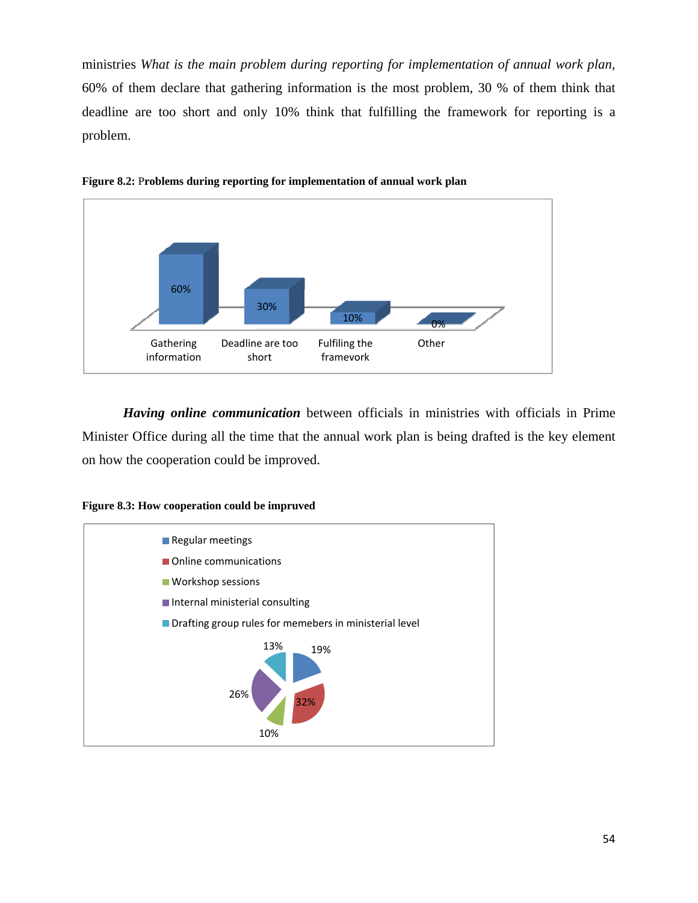ministries *What is the main problem during reporting for implementation of annual work plan*, 60% of them declare that gathering information is the most problem, 30 % of them think that deadline are too short and only 10% think that fulfilling the framework for reporting is a problem.

**Figure 8.2: Problems during reporting for implementation of annual work plan**

| Problem | Percentage |
|---|---|
| Gathering information | 60% |
| Deadline are too short | 30% |
| Fulfiling the framevork | 10% |
| Other | 0% |

***Having online communication*** between officials in ministries with officials in Prime Minister Office during all the time that the annual work plan is being drafted is the key element on how the cooperation could be improved.

**Figure 8.3: How cooperation could be impruved**

| Option | Percentage |
|---|---|
| Regular meetings | 19% |
| Online communications | 32% |
| Workshop sessions | 10% |
| Internal ministerial consulting | 26% |
| Drafting group rules for memebers in ministerial level | 13% |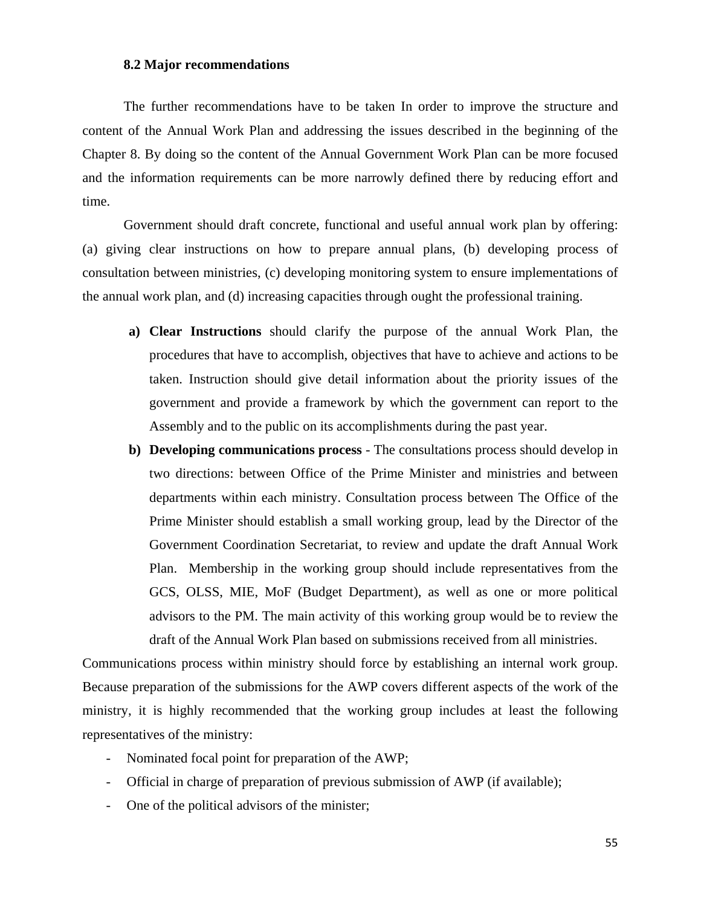### 8.2 Major recommendations

The further recommendations have to be taken In order to improve the structure and content of the Annual Work Plan and addressing the issues described in the beginning of the Chapter 8. By doing so the content of the Annual Government Work Plan can be more focused and the information requirements can be more narrowly defined there by reducing effort and time.

Government should draft concrete, functional and useful annual work plan by offering: (a) giving clear instructions on how to prepare annual plans, (b) developing process of consultation between ministries, (c) developing monitoring system to ensure implementations of the annual work plan, and (d) increasing capacities through ought the professional training.

a) **Clear Instructions** should clarify the purpose of the annual Work Plan, the procedures that have to accomplish, objectives that have to achieve and actions to be taken. Instruction should give detail information about the priority issues of the government and provide a framework by which the government can report to the Assembly and to the public on its accomplishments during the past year.

b) **Developing communications process** - The consultations process should develop in two directions: between Office of the Prime Minister and ministries and between departments within each ministry. Consultation process between The Office of the Prime Minister should establish a small working group, lead by the Director of the Government Coordination Secretariat, to review and update the draft Annual Work Plan. Membership in the working group should include representatives from the GCS, OLSS, MIE, MoF (Budget Department), as well as one or more political advisors to the PM. The main activity of this working group would be to review the draft of the Annual Work Plan based on submissions received from all ministries.

Communications process within ministry should force by establishing an internal work group. Because preparation of the submissions for the AWP covers different aspects of the work of the ministry, it is highly recommended that the working group includes at least the following representatives of the ministry:

- Nominated focal point for preparation of the AWP;
- Official in charge of preparation of previous submission of AWP (if available);
- One of the political advisors of the minister;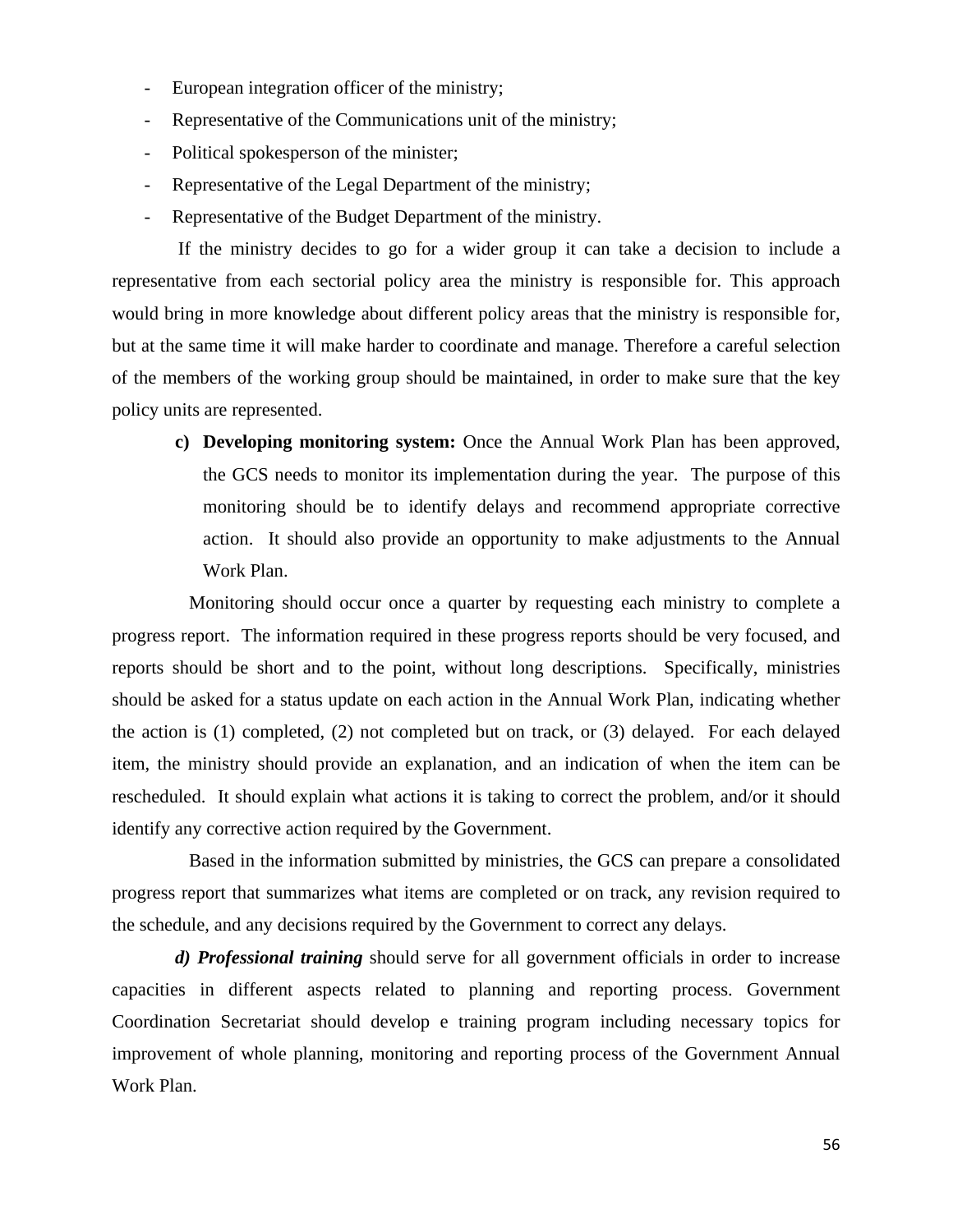- European integration officer of the ministry;
- Representative of the Communications unit of the ministry;
- Political spokesperson of the minister;
- Representative of the Legal Department of the ministry;
- Representative of the Budget Department of the ministry.

If the ministry decides to go for a wider group it can take a decision to include a representative from each sectorial policy area the ministry is responsible for. This approach would bring in more knowledge about different policy areas that the ministry is responsible for, but at the same time it will make harder to coordinate and manage. Therefore a careful selection of the members of the working group should be maintained, in order to make sure that the key policy units are represented.

c) **Developing monitoring system:** Once the Annual Work Plan has been approved, the GCS needs to monitor its implementation during the year. The purpose of this monitoring should be to identify delays and recommend appropriate corrective action. It should also provide an opportunity to make adjustments to the Annual Work Plan.

Monitoring should occur once a quarter by requesting each ministry to complete a progress report. The information required in these progress reports should be very focused, and reports should be short and to the point, without long descriptions. Specifically, ministries should be asked for a status update on each action in the Annual Work Plan, indicating whether the action is (1) completed, (2) not completed but on track, or (3) delayed. For each delayed item, the ministry should provide an explanation, and an indication of when the item can be rescheduled. It should explain what actions it is taking to correct the problem, and/or it should identify any corrective action required by the Government.

Based in the information submitted by ministries, the GCS can prepare a consolidated progress report that summarizes what items are completed or on track, any revision required to the schedule, and any decisions required by the Government to correct any delays.

***d) Professional training*** should serve for all government officials in order to increase capacities in different aspects related to planning and reporting process. Government Coordination Secretariat should develop e training program including necessary topics for improvement of whole planning, monitoring and reporting process of the Government Annual Work Plan.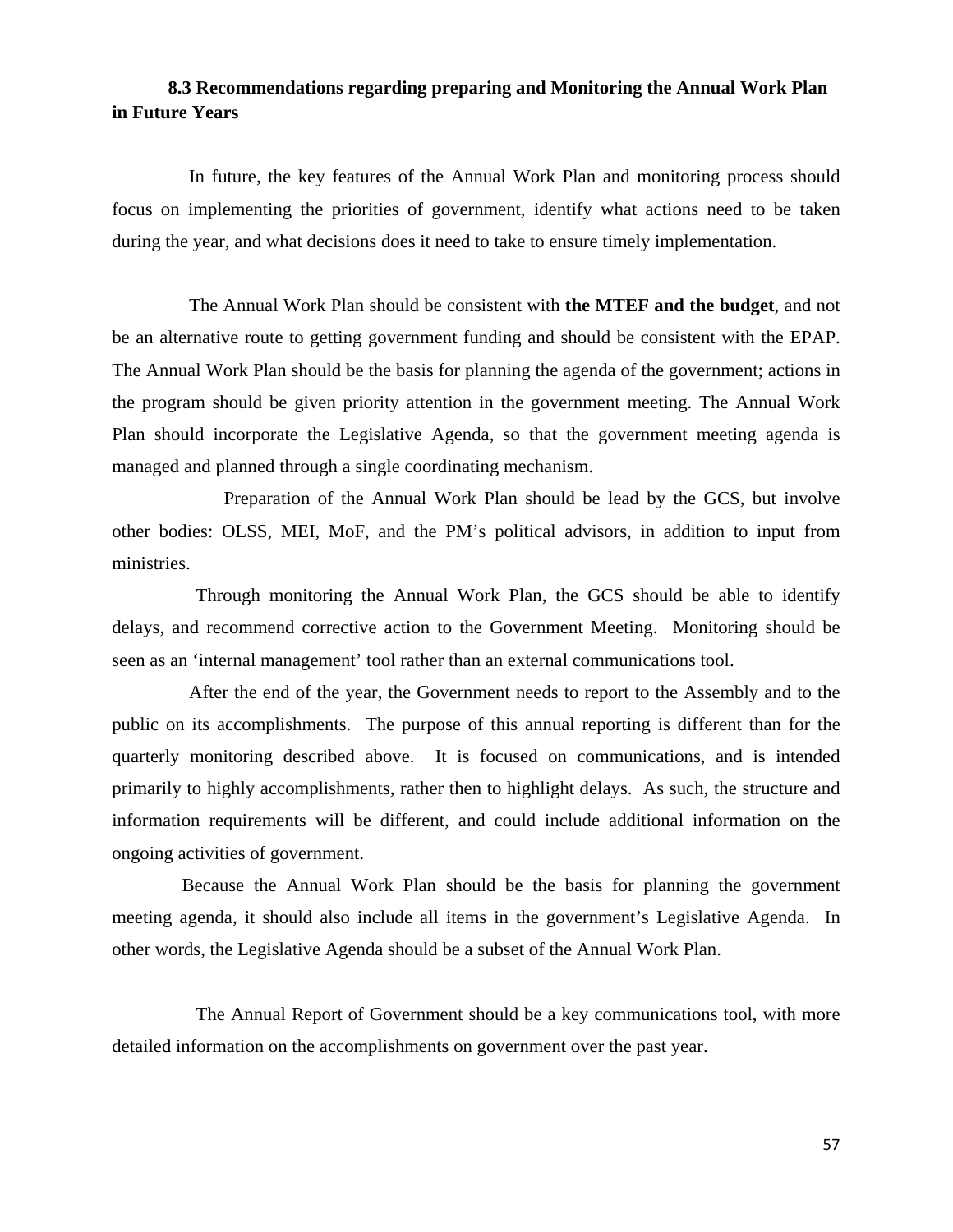### 8.3 Recommendations regarding preparing and Monitoring the Annual Work Plan in Future Years

In future, the key features of the Annual Work Plan and monitoring process should focus on implementing the priorities of government, identify what actions need to be taken during the year, and what decisions does it need to take to ensure timely implementation.

The Annual Work Plan should be consistent with **the MTEF and the budget**, and not be an alternative route to getting government funding and should be consistent with the EPAP. The Annual Work Plan should be the basis for planning the agenda of the government; actions in the program should be given priority attention in the government meeting. The Annual Work Plan should incorporate the Legislative Agenda, so that the government meeting agenda is managed and planned through a single coordinating mechanism.

Preparation of the Annual Work Plan should be lead by the GCS, but involve other bodies: OLSS, MEI, MoF, and the PM's political advisors, in addition to input from ministries.

Through monitoring the Annual Work Plan, the GCS should be able to identify delays, and recommend corrective action to the Government Meeting. Monitoring should be seen as an 'internal management' tool rather than an external communications tool.

After the end of the year, the Government needs to report to the Assembly and to the public on its accomplishments. The purpose of this annual reporting is different than for the quarterly monitoring described above. It is focused on communications, and is intended primarily to highly accomplishments, rather then to highlight delays. As such, the structure and information requirements will be different, and could include additional information on the ongoing activities of government.

Because the Annual Work Plan should be the basis for planning the government meeting agenda, it should also include all items in the government's Legislative Agenda. In other words, the Legislative Agenda should be a subset of the Annual Work Plan.

The Annual Report of Government should be a key communications tool, with more detailed information on the accomplishments on government over the past year.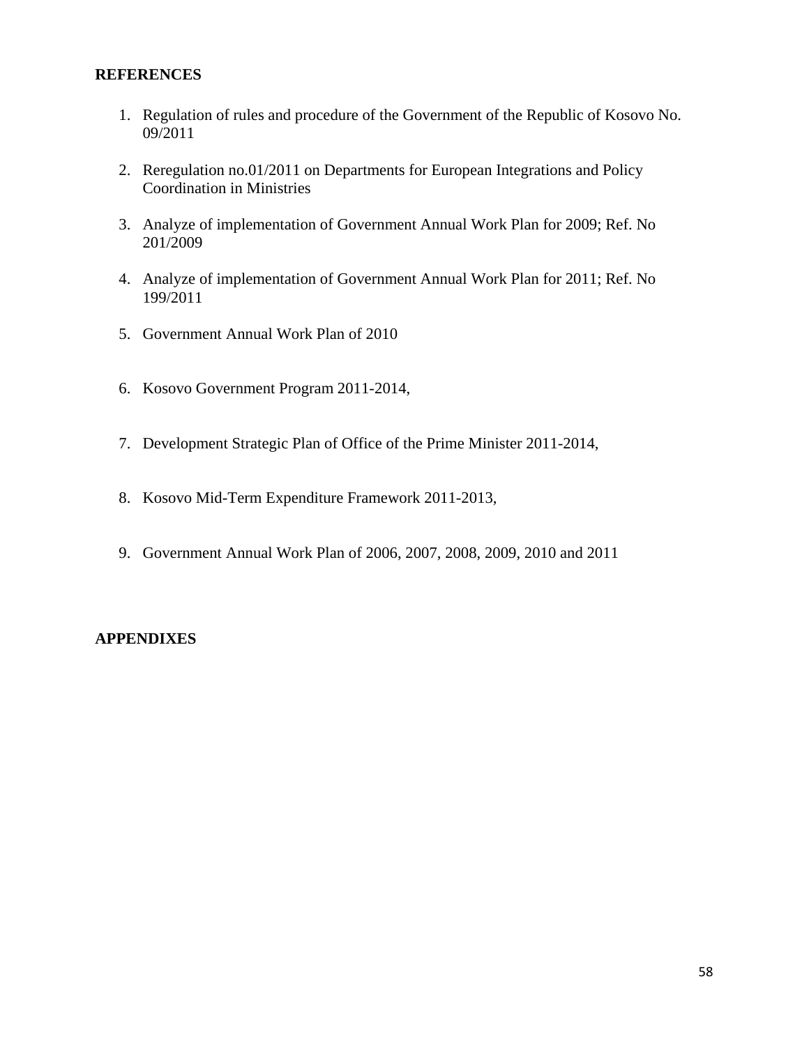**REFERENCES**

1. Regulation of rules and procedure of the Government of the Republic of Kosovo No. 09/2011

2. Reregulation no.01/2011 on Departments for European Integrations and Policy Coordination in Ministries

3. Analyze of implementation of Government Annual Work Plan for 2009; Ref. No 201/2009

4. Analyze of implementation of Government Annual Work Plan for 2011; Ref. No 199/2011

5. Government Annual Work Plan of 2010

6. Kosovo Government Program 2011-2014,

7. Development Strategic Plan of Office of the Prime Minister 2011-2014,

8. Kosovo Mid-Term Expenditure Framework 2011-2013,

9. Government Annual Work Plan of 2006, 2007, 2008, 2009, 2010 and 2011

**APPENDIXES**